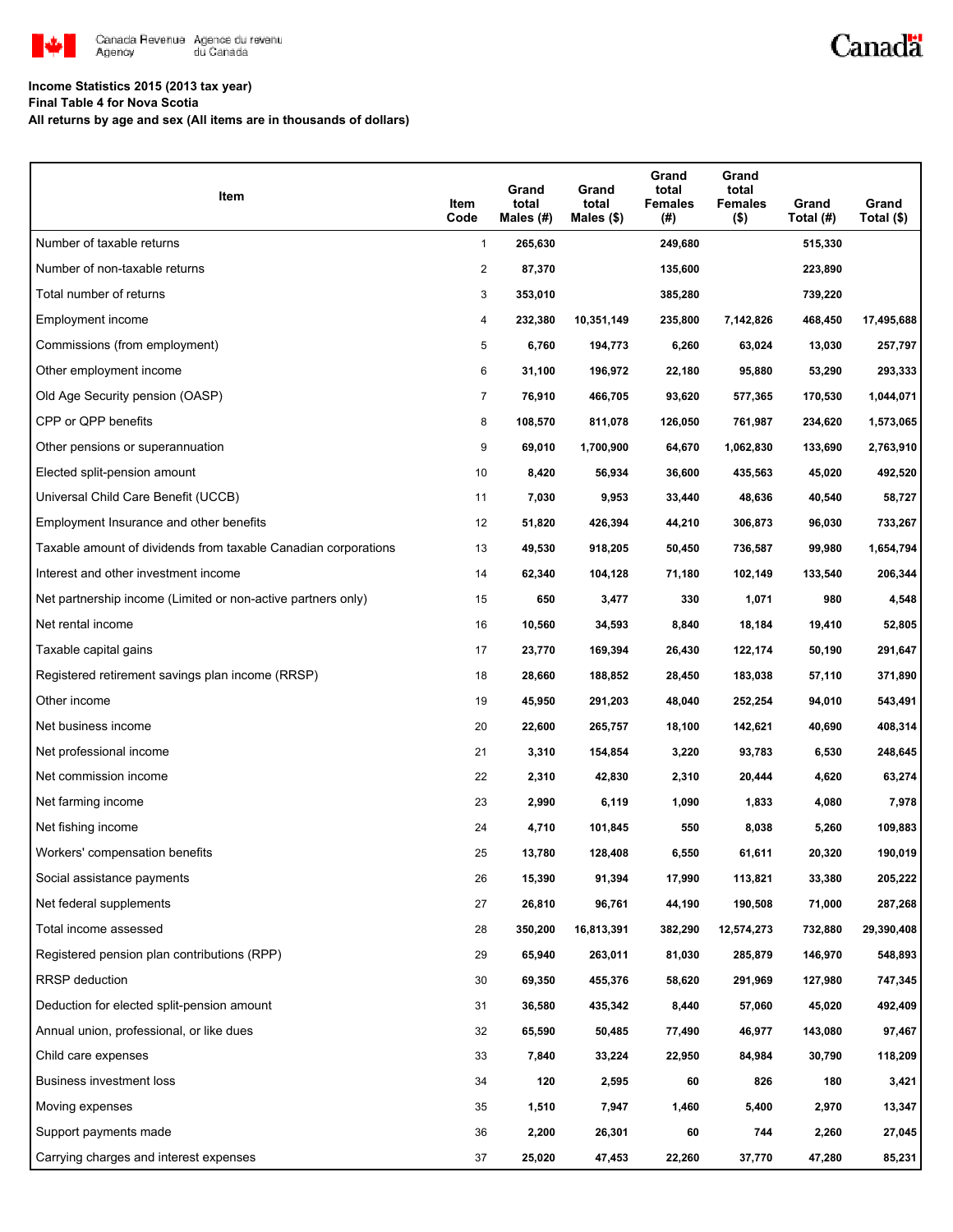Canada Revenue Agency / Agence du revenu du Canada

Canada

**Income Statistics 2015 (2013 tax year)**
**Final Table 4 for Nova Scotia**
**All returns by age and sex (All items are in thousands of dollars)**

| Item | Item Code | Grand total Males (#) | Grand total Males ($) | Grand total Females (#) | Grand total Females ($) | Grand Total (#) | Grand Total ($) |
|---|---|---|---|---|---|---|---|
| Number of taxable returns | 1 | 265,630 | | 249,680 | | 515,330 | |
| Number of non-taxable returns | 2 | 87,370 | | 135,600 | | 223,890 | |
| Total number of returns | 3 | 353,010 | | 385,280 | | 739,220 | |
| Employment income | 4 | 232,380 | 10,351,149 | 235,800 | 7,142,826 | 468,450 | 17,495,688 |
| Commissions (from employment) | 5 | 6,760 | 194,773 | 6,260 | 63,024 | 13,030 | 257,797 |
| Other employment income | 6 | 31,100 | 196,972 | 22,180 | 95,880 | 53,290 | 293,333 |
| Old Age Security pension (OASP) | 7 | 76,910 | 466,705 | 93,620 | 577,365 | 170,530 | 1,044,071 |
| CPP or QPP benefits | 8 | 108,570 | 811,078 | 126,050 | 761,987 | 234,620 | 1,573,065 |
| Other pensions or superannuation | 9 | 69,010 | 1,700,900 | 64,670 | 1,062,830 | 133,690 | 2,763,910 |
| Elected split-pension amount | 10 | 8,420 | 56,934 | 36,600 | 435,563 | 45,020 | 492,520 |
| Universal Child Care Benefit (UCCB) | 11 | 7,030 | 9,953 | 33,440 | 48,636 | 40,540 | 58,727 |
| Employment Insurance and other benefits | 12 | 51,820 | 426,394 | 44,210 | 306,873 | 96,030 | 733,267 |
| Taxable amount of dividends from taxable Canadian corporations | 13 | 49,530 | 918,205 | 50,450 | 736,587 | 99,980 | 1,654,794 |
| Interest and other investment income | 14 | 62,340 | 104,128 | 71,180 | 102,149 | 133,540 | 206,344 |
| Net partnership income (Limited or non-active partners only) | 15 | 650 | 3,477 | 330 | 1,071 | 980 | 4,548 |
| Net rental income | 16 | 10,560 | 34,593 | 8,840 | 18,184 | 19,410 | 52,805 |
| Taxable capital gains | 17 | 23,770 | 169,394 | 26,430 | 122,174 | 50,190 | 291,647 |
| Registered retirement savings plan income (RRSP) | 18 | 28,660 | 188,852 | 28,450 | 183,038 | 57,110 | 371,890 |
| Other income | 19 | 45,950 | 291,203 | 48,040 | 252,254 | 94,010 | 543,491 |
| Net business income | 20 | 22,600 | 265,757 | 18,100 | 142,621 | 40,690 | 408,314 |
| Net professional income | 21 | 3,310 | 154,854 | 3,220 | 93,783 | 6,530 | 248,645 |
| Net commission income | 22 | 2,310 | 42,830 | 2,310 | 20,444 | 4,620 | 63,274 |
| Net farming income | 23 | 2,990 | 6,119 | 1,090 | 1,833 | 4,080 | 7,978 |
| Net fishing income | 24 | 4,710 | 101,845 | 550 | 8,038 | 5,260 | 109,883 |
| Workers' compensation benefits | 25 | 13,780 | 128,408 | 6,550 | 61,611 | 20,320 | 190,019 |
| Social assistance payments | 26 | 15,390 | 91,394 | 17,990 | 113,821 | 33,380 | 205,222 |
| Net federal supplements | 27 | 26,810 | 96,761 | 44,190 | 190,508 | 71,000 | 287,268 |
| Total income assessed | 28 | 350,200 | 16,813,391 | 382,290 | 12,574,273 | 732,880 | 29,390,408 |
| Registered pension plan contributions (RPP) | 29 | 65,940 | 263,011 | 81,030 | 285,879 | 146,970 | 548,893 |
| RRSP deduction | 30 | 69,350 | 455,376 | 58,620 | 291,969 | 127,980 | 747,345 |
| Deduction for elected split-pension amount | 31 | 36,580 | 435,342 | 8,440 | 57,060 | 45,020 | 492,409 |
| Annual union, professional, or like dues | 32 | 65,590 | 50,485 | 77,490 | 46,977 | 143,080 | 97,467 |
| Child care expenses | 33 | 7,840 | 33,224 | 22,950 | 84,984 | 30,790 | 118,209 |
| Business investment loss | 34 | 120 | 2,595 | 60 | 826 | 180 | 3,421 |
| Moving expenses | 35 | 1,510 | 7,947 | 1,460 | 5,400 | 2,970 | 13,347 |
| Support payments made | 36 | 2,200 | 26,301 | 60 | 744 | 2,260 | 27,045 |
| Carrying charges and interest expenses | 37 | 25,020 | 47,453 | 22,260 | 37,770 | 47,280 | 85,231 |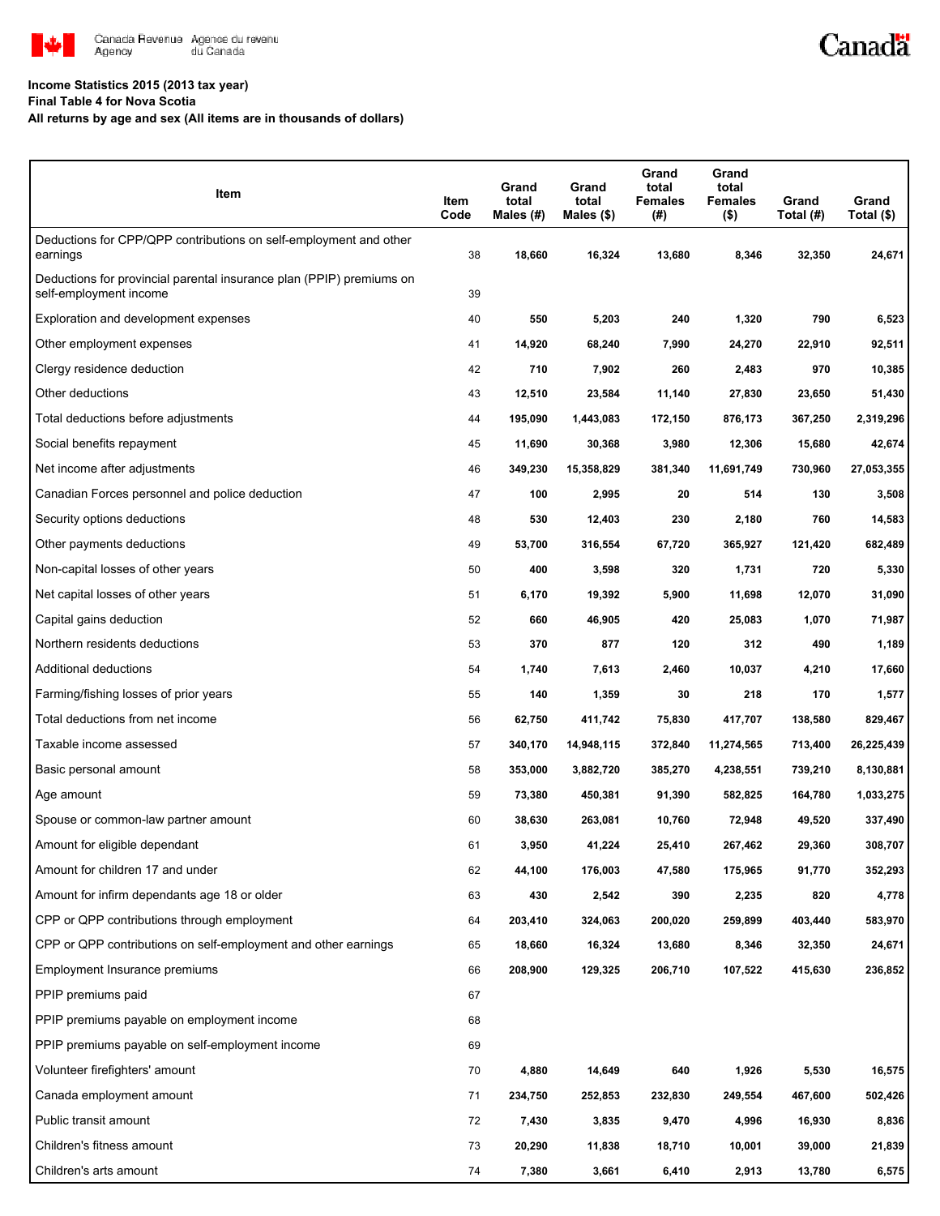Income Statistics 2015 (2013 tax year)

Final Table 4 for Nova Scotia

All returns by age and sex (All items are in thousands of dollars)

| Item | Item Code | Grand total Males (#) | Grand total Males ($) | Grand total Females (#) | Grand total Females ($) | Grand Total (#) | Grand Total ($) |
|---|---|---|---|---|---|---|---|
| Deductions for CPP/QPP contributions on self-employment and other earnings | 38 | 18,660 | 16,324 | 13,680 | 8,346 | 32,350 | 24,671 |
| Deductions for provincial parental insurance plan (PPIP) premiums on self-employment income | 39 | | | | | | |
| Exploration and development expenses | 40 | 550 | 5,203 | 240 | 1,320 | 790 | 6,523 |
| Other employment expenses | 41 | 14,920 | 68,240 | 7,990 | 24,270 | 22,910 | 92,511 |
| Clergy residence deduction | 42 | 710 | 7,902 | 260 | 2,483 | 970 | 10,385 |
| Other deductions | 43 | 12,510 | 23,584 | 11,140 | 27,830 | 23,650 | 51,430 |
| Total deductions before adjustments | 44 | 195,090 | 1,443,083 | 172,150 | 876,173 | 367,250 | 2,319,296 |
| Social benefits repayment | 45 | 11,690 | 30,368 | 3,980 | 12,306 | 15,680 | 42,674 |
| Net income after adjustments | 46 | 349,230 | 15,358,829 | 381,340 | 11,691,749 | 730,960 | 27,053,355 |
| Canadian Forces personnel and police deduction | 47 | 100 | 2,995 | 20 | 514 | 130 | 3,508 |
| Security options deductions | 48 | 530 | 12,403 | 230 | 2,180 | 760 | 14,583 |
| Other payments deductions | 49 | 53,700 | 316,554 | 67,720 | 365,927 | 121,420 | 682,489 |
| Non-capital losses of other years | 50 | 400 | 3,598 | 320 | 1,731 | 720 | 5,330 |
| Net capital losses of other years | 51 | 6,170 | 19,392 | 5,900 | 11,698 | 12,070 | 31,090 |
| Capital gains deduction | 52 | 660 | 46,905 | 420 | 25,083 | 1,070 | 71,987 |
| Northern residents deductions | 53 | 370 | 877 | 120 | 312 | 490 | 1,189 |
| Additional deductions | 54 | 1,740 | 7,613 | 2,460 | 10,037 | 4,210 | 17,660 |
| Farming/fishing losses of prior years | 55 | 140 | 1,359 | 30 | 218 | 170 | 1,577 |
| Total deductions from net income | 56 | 62,750 | 411,742 | 75,830 | 417,707 | 138,580 | 829,467 |
| Taxable income assessed | 57 | 340,170 | 14,948,115 | 372,840 | 11,274,565 | 713,400 | 26,225,439 |
| Basic personal amount | 58 | 353,000 | 3,882,720 | 385,270 | 4,238,551 | 739,210 | 8,130,881 |
| Age amount | 59 | 73,380 | 450,381 | 91,390 | 582,825 | 164,780 | 1,033,275 |
| Spouse or common-law partner amount | 60 | 38,630 | 263,081 | 10,760 | 72,948 | 49,520 | 337,490 |
| Amount for eligible dependant | 61 | 3,950 | 41,224 | 25,410 | 267,462 | 29,360 | 308,707 |
| Amount for children 17 and under | 62 | 44,100 | 176,003 | 47,580 | 175,965 | 91,770 | 352,293 |
| Amount for infirm dependants age 18 or older | 63 | 430 | 2,542 | 390 | 2,235 | 820 | 4,778 |
| CPP or QPP contributions through employment | 64 | 203,410 | 324,063 | 200,020 | 259,899 | 403,440 | 583,970 |
| CPP or QPP contributions on self-employment and other earnings | 65 | 18,660 | 16,324 | 13,680 | 8,346 | 32,350 | 24,671 |
| Employment Insurance premiums | 66 | 208,900 | 129,325 | 206,710 | 107,522 | 415,630 | 236,852 |
| PPIP premiums paid | 67 | | | | | | |
| PPIP premiums payable on employment income | 68 | | | | | | |
| PPIP premiums payable on self-employment income | 69 | | | | | | |
| Volunteer firefighters' amount | 70 | 4,880 | 14,649 | 640 | 1,926 | 5,530 | 16,575 |
| Canada employment amount | 71 | 234,750 | 252,853 | 232,830 | 249,554 | 467,600 | 502,426 |
| Public transit amount | 72 | 7,430 | 3,835 | 9,470 | 4,996 | 16,930 | 8,836 |
| Children's fitness amount | 73 | 20,290 | 11,838 | 18,710 | 10,001 | 39,000 | 21,839 |
| Children's arts amount | 74 | 7,380 | 3,661 | 6,410 | 2,913 | 13,780 | 6,575 |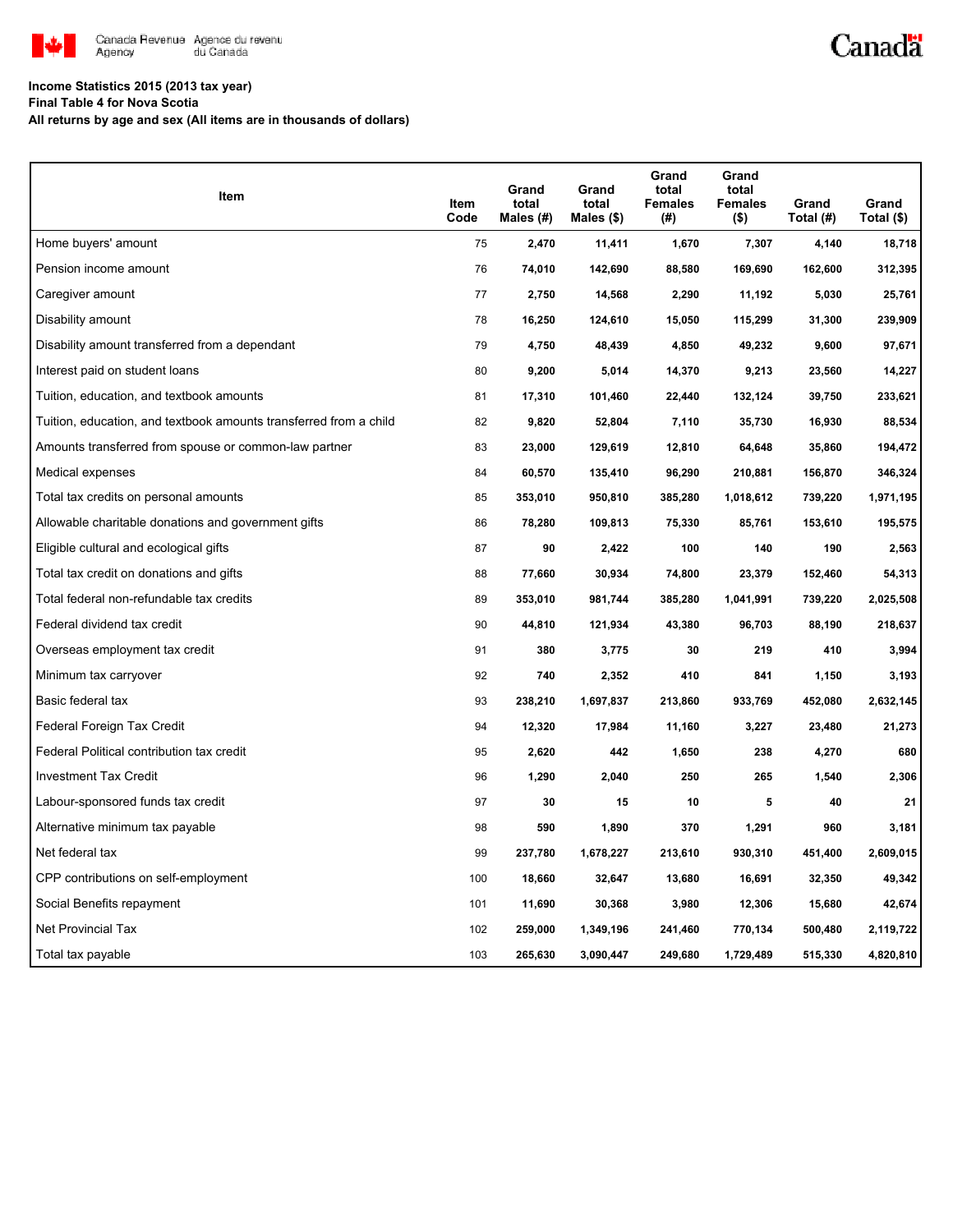Income Statistics 2015 (2013 tax year)
Final Table 4 for Nova Scotia
All returns by age and sex (All items are in thousands of dollars)

| Item | Item Code | Grand total Males (#) | Grand total Males ($) | Grand total Females (#) | Grand total Females ($) | Grand Total (#) | Grand Total ($) |
|---|---|---|---|---|---|---|---|
| Home buyers' amount | 75 | 2,470 | 11,411 | 1,670 | 7,307 | 4,140 | 18,718 |
| Pension income amount | 76 | 74,010 | 142,690 | 88,580 | 169,690 | 162,600 | 312,395 |
| Caregiver amount | 77 | 2,750 | 14,568 | 2,290 | 11,192 | 5,030 | 25,761 |
| Disability amount | 78 | 16,250 | 124,610 | 15,050 | 115,299 | 31,300 | 239,909 |
| Disability amount transferred from a dependant | 79 | 4,750 | 48,439 | 4,850 | 49,232 | 9,600 | 97,671 |
| Interest paid on student loans | 80 | 9,200 | 5,014 | 14,370 | 9,213 | 23,560 | 14,227 |
| Tuition, education, and textbook amounts | 81 | 17,310 | 101,460 | 22,440 | 132,124 | 39,750 | 233,621 |
| Tuition, education, and textbook amounts transferred from a child | 82 | 9,820 | 52,804 | 7,110 | 35,730 | 16,930 | 88,534 |
| Amounts transferred from spouse or common-law partner | 83 | 23,000 | 129,619 | 12,810 | 64,648 | 35,860 | 194,472 |
| Medical expenses | 84 | 60,570 | 135,410 | 96,290 | 210,881 | 156,870 | 346,324 |
| Total tax credits on personal amounts | 85 | 353,010 | 950,810 | 385,280 | 1,018,612 | 739,220 | 1,971,195 |
| Allowable charitable donations and government gifts | 86 | 78,280 | 109,813 | 75,330 | 85,761 | 153,610 | 195,575 |
| Eligible cultural and ecological gifts | 87 | 90 | 2,422 | 100 | 140 | 190 | 2,563 |
| Total tax credit on donations and gifts | 88 | 77,660 | 30,934 | 74,800 | 23,379 | 152,460 | 54,313 |
| Total federal non-refundable tax credits | 89 | 353,010 | 981,744 | 385,280 | 1,041,991 | 739,220 | 2,025,508 |
| Federal dividend tax credit | 90 | 44,810 | 121,934 | 43,380 | 96,703 | 88,190 | 218,637 |
| Overseas employment tax credit | 91 | 380 | 3,775 | 30 | 219 | 410 | 3,994 |
| Minimum tax carryover | 92 | 740 | 2,352 | 410 | 841 | 1,150 | 3,193 |
| Basic federal tax | 93 | 238,210 | 1,697,837 | 213,860 | 933,769 | 452,080 | 2,632,145 |
| Federal Foreign Tax Credit | 94 | 12,320 | 17,984 | 11,160 | 3,227 | 23,480 | 21,273 |
| Federal Political contribution tax credit | 95 | 2,620 | 442 | 1,650 | 238 | 4,270 | 680 |
| Investment Tax Credit | 96 | 1,290 | 2,040 | 250 | 265 | 1,540 | 2,306 |
| Labour-sponsored funds tax credit | 97 | 30 | 15 | 10 | 5 | 40 | 21 |
| Alternative minimum tax payable | 98 | 590 | 1,890 | 370 | 1,291 | 960 | 3,181 |
| Net federal tax | 99 | 237,780 | 1,678,227 | 213,610 | 930,310 | 451,400 | 2,609,015 |
| CPP contributions on self-employment | 100 | 18,660 | 32,647 | 13,680 | 16,691 | 32,350 | 49,342 |
| Social Benefits repayment | 101 | 11,690 | 30,368 | 3,980 | 12,306 | 15,680 | 42,674 |
| Net Provincial Tax | 102 | 259,000 | 1,349,196 | 241,460 | 770,134 | 500,480 | 2,119,722 |
| Total tax payable | 103 | 265,630 | 3,090,447 | 249,680 | 1,729,489 | 515,330 | 4,820,810 |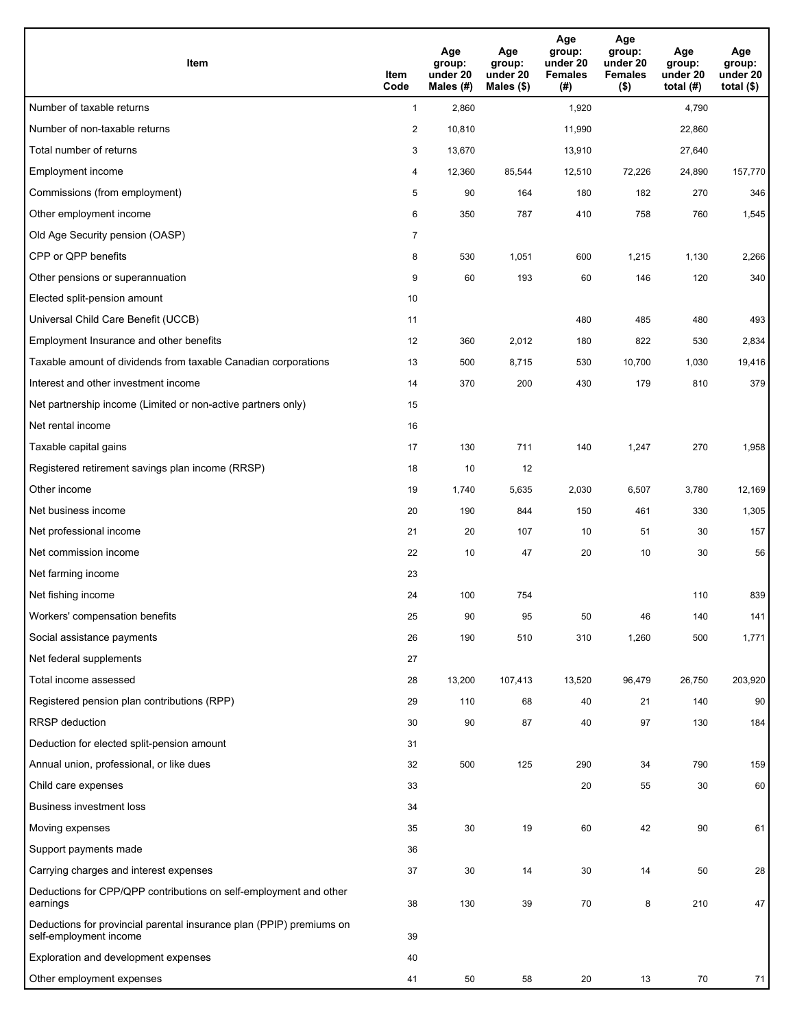| Item | Item Code | Age group: under 20 Males (#) | Age group: under 20 Males ($) | Age group: under 20 Females (#) | Age group: under 20 Females ($) | Age group: under 20 total (#) | Age group: under 20 total ($) |
|---|---|---|---|---|---|---|---|
| Number of taxable returns | 1 | 2,860 | | 1,920 | | 4,790 | |
| Number of non-taxable returns | 2 | 10,810 | | 11,990 | | 22,860 | |
| Total number of returns | 3 | 13,670 | | 13,910 | | 27,640 | |
| Employment income | 4 | 12,360 | 85,544 | 12,510 | 72,226 | 24,890 | 157,770 |
| Commissions (from employment) | 5 | 90 | 164 | 180 | 182 | 270 | 346 |
| Other employment income | 6 | 350 | 787 | 410 | 758 | 760 | 1,545 |
| Old Age Security pension (OASP) | 7 | | | | | | |
| CPP or QPP benefits | 8 | 530 | 1,051 | 600 | 1,215 | 1,130 | 2,266 |
| Other pensions or superannuation | 9 | 60 | 193 | 60 | 146 | 120 | 340 |
| Elected split-pension amount | 10 | | | | | | |
| Universal Child Care Benefit (UCCB) | 11 | | | 480 | 485 | 480 | 493 |
| Employment Insurance and other benefits | 12 | 360 | 2,012 | 180 | 822 | 530 | 2,834 |
| Taxable amount of dividends from taxable Canadian corporations | 13 | 500 | 8,715 | 530 | 10,700 | 1,030 | 19,416 |
| Interest and other investment income | 14 | 370 | 200 | 430 | 179 | 810 | 379 |
| Net partnership income (Limited or non-active partners only) | 15 | | | | | | |
| Net rental income | 16 | | | | | | |
| Taxable capital gains | 17 | 130 | 711 | 140 | 1,247 | 270 | 1,958 |
| Registered retirement savings plan income (RRSP) | 18 | 10 | 12 | | | | |
| Other income | 19 | 1,740 | 5,635 | 2,030 | 6,507 | 3,780 | 12,169 |
| Net business income | 20 | 190 | 844 | 150 | 461 | 330 | 1,305 |
| Net professional income | 21 | 20 | 107 | 10 | 51 | 30 | 157 |
| Net commission income | 22 | 10 | 47 | 20 | 10 | 30 | 56 |
| Net farming income | 23 | | | | | | |
| Net fishing income | 24 | 100 | 754 | | | 110 | 839 |
| Workers' compensation benefits | 25 | 90 | 95 | 50 | 46 | 140 | 141 |
| Social assistance payments | 26 | 190 | 510 | 310 | 1,260 | 500 | 1,771 |
| Net federal supplements | 27 | | | | | | |
| Total income assessed | 28 | 13,200 | 107,413 | 13,520 | 96,479 | 26,750 | 203,920 |
| Registered pension plan contributions (RPP) | 29 | 110 | 68 | 40 | 21 | 140 | 90 |
| RRSP deduction | 30 | 90 | 87 | 40 | 97 | 130 | 184 |
| Deduction for elected split-pension amount | 31 | | | | | | |
| Annual union, professional, or like dues | 32 | 500 | 125 | 290 | 34 | 790 | 159 |
| Child care expenses | 33 | | | 20 | 55 | 30 | 60 |
| Business investment loss | 34 | | | | | | |
| Moving expenses | 35 | 30 | 19 | 60 | 42 | 90 | 61 |
| Support payments made | 36 | | | | | | |
| Carrying charges and interest expenses | 37 | 30 | 14 | 30 | 14 | 50 | 28 |
| Deductions for CPP/QPP contributions on self-employment and other earnings | 38 | 130 | 39 | 70 | 8 | 210 | 47 |
| Deductions for provincial parental insurance plan (PPIP) premiums on self-employment income | 39 | | | | | | |
| Exploration and development expenses | 40 | | | | | | |
| Other employment expenses | 41 | 50 | 58 | 20 | 13 | 70 | 71 |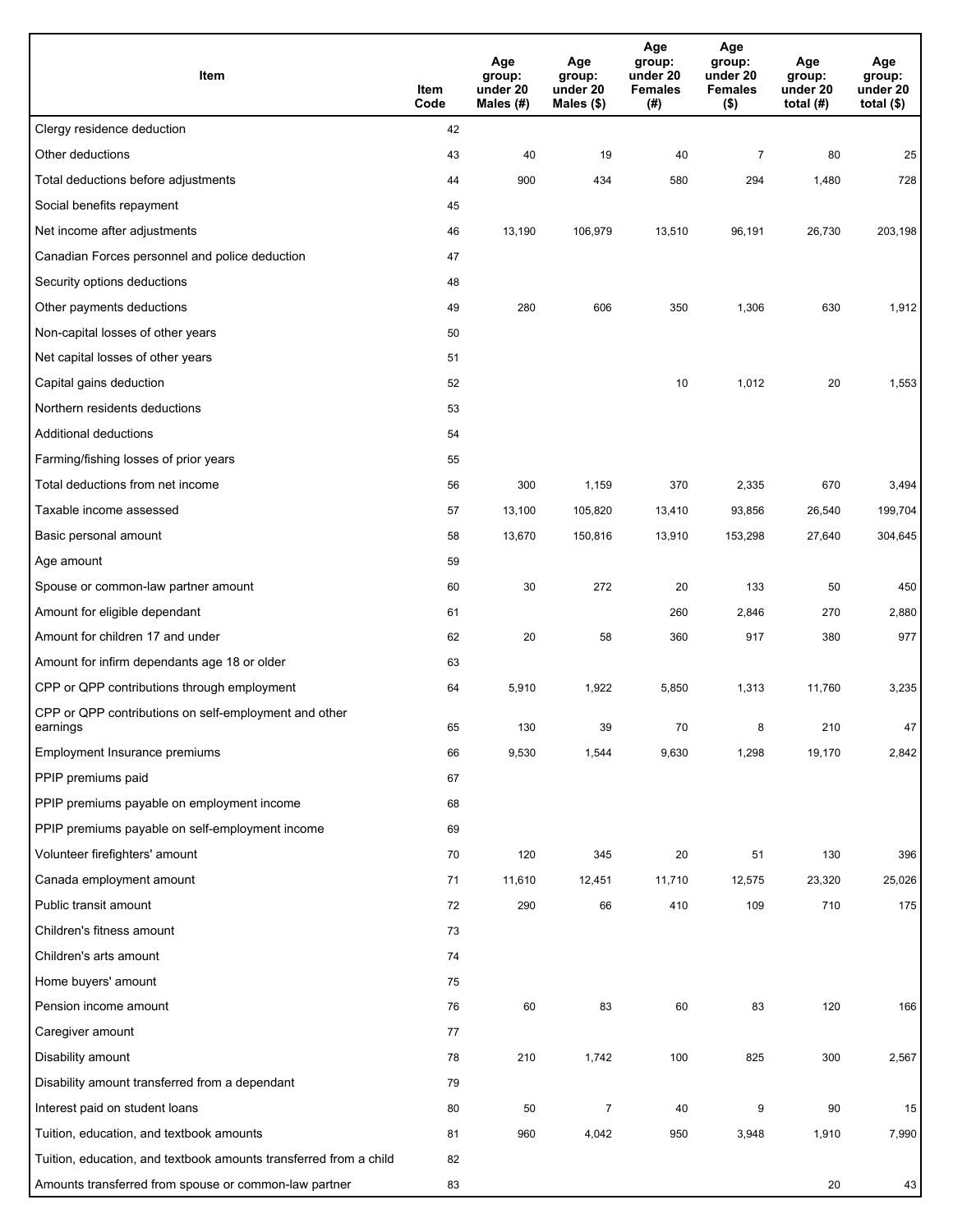| Item | Item Code | Age group: under 20 Males (#) | Age group: under 20 Males ($) | Age group: under 20 Females (#) | Age group: under 20 Females ($) | Age group: under 20 total (#) | Age group: under 20 total ($) |
|---|---|---|---|---|---|---|---|
| Clergy residence deduction | 42 | | | | | | |
| Other deductions | 43 | 40 | 19 | 40 | 7 | 80 | 25 |
| Total deductions before adjustments | 44 | 900 | 434 | 580 | 294 | 1,480 | 728 |
| Social benefits repayment | 45 | | | | | | |
| Net income after adjustments | 46 | 13,190 | 106,979 | 13,510 | 96,191 | 26,730 | 203,198 |
| Canadian Forces personnel and police deduction | 47 | | | | | | |
| Security options deductions | 48 | | | | | | |
| Other payments deductions | 49 | 280 | 606 | 350 | 1,306 | 630 | 1,912 |
| Non-capital losses of other years | 50 | | | | | | |
| Net capital losses of other years | 51 | | | | | | |
| Capital gains deduction | 52 | | | 10 | 1,012 | 20 | 1,553 |
| Northern residents deductions | 53 | | | | | | |
| Additional deductions | 54 | | | | | | |
| Farming/fishing losses of prior years | 55 | | | | | | |
| Total deductions from net income | 56 | 300 | 1,159 | 370 | 2,335 | 670 | 3,494 |
| Taxable income assessed | 57 | 13,100 | 105,820 | 13,410 | 93,856 | 26,540 | 199,704 |
| Basic personal amount | 58 | 13,670 | 150,816 | 13,910 | 153,298 | 27,640 | 304,645 |
| Age amount | 59 | | | | | | |
| Spouse or common-law partner amount | 60 | 30 | 272 | 20 | 133 | 50 | 450 |
| Amount for eligible dependant | 61 | | | 260 | 2,846 | 270 | 2,880 |
| Amount for children 17 and under | 62 | 20 | 58 | 360 | 917 | 380 | 977 |
| Amount for infirm dependants age 18 or older | 63 | | | | | | |
| CPP or QPP contributions through employment | 64 | 5,910 | 1,922 | 5,850 | 1,313 | 11,760 | 3,235 |
| CPP or QPP contributions on self-employment and other earnings | 65 | 130 | 39 | 70 | 8 | 210 | 47 |
| Employment Insurance premiums | 66 | 9,530 | 1,544 | 9,630 | 1,298 | 19,170 | 2,842 |
| PPIP premiums paid | 67 | | | | | | |
| PPIP premiums payable on employment income | 68 | | | | | | |
| PPIP premiums payable on self-employment income | 69 | | | | | | |
| Volunteer firefighters' amount | 70 | 120 | 345 | 20 | 51 | 130 | 396 |
| Canada employment amount | 71 | 11,610 | 12,451 | 11,710 | 12,575 | 23,320 | 25,026 |
| Public transit amount | 72 | 290 | 66 | 410 | 109 | 710 | 175 |
| Children's fitness amount | 73 | | | | | | |
| Children's arts amount | 74 | | | | | | |
| Home buyers' amount | 75 | | | | | | |
| Pension income amount | 76 | 60 | 83 | 60 | 83 | 120 | 166 |
| Caregiver amount | 77 | | | | | | |
| Disability amount | 78 | 210 | 1,742 | 100 | 825 | 300 | 2,567 |
| Disability amount transferred from a dependant | 79 | | | | | | |
| Interest paid on student loans | 80 | 50 | 7 | 40 | 9 | 90 | 15 |
| Tuition, education, and textbook amounts | 81 | 960 | 4,042 | 950 | 3,948 | 1,910 | 7,990 |
| Tuition, education, and textbook amounts transferred from a child | 82 | | | | | | |
| Amounts transferred from spouse or common-law partner | 83 | | | | | 20 | 43 |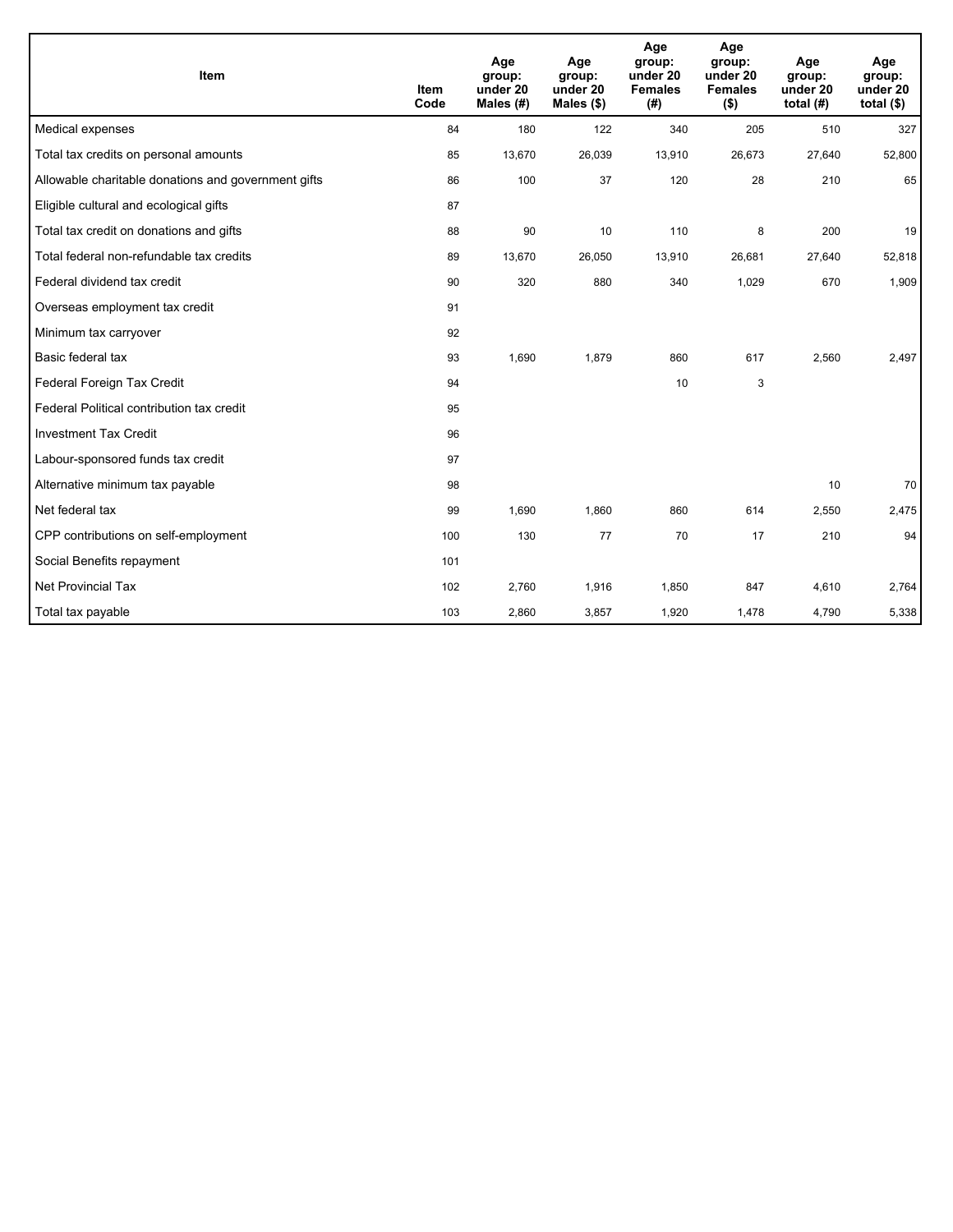| Item | Item Code | Age group: under 20 Males (#) | Age group: under 20 Males ($) | Age group: under 20 Females (#) | Age group: under 20 Females ($) | Age group: under 20 total (#) | Age group: under 20 total ($) |
|---|---|---|---|---|---|---|---|
| Medical expenses | 84 | 180 | 122 | 340 | 205 | 510 | 327 |
| Total tax credits on personal amounts | 85 | 13,670 | 26,039 | 13,910 | 26,673 | 27,640 | 52,800 |
| Allowable charitable donations and government gifts | 86 | 100 | 37 | 120 | 28 | 210 | 65 |
| Eligible cultural and ecological gifts | 87 | | | | | | |
| Total tax credit on donations and gifts | 88 | 90 | 10 | 110 | 8 | 200 | 19 |
| Total federal non-refundable tax credits | 89 | 13,670 | 26,050 | 13,910 | 26,681 | 27,640 | 52,818 |
| Federal dividend tax credit | 90 | 320 | 880 | 340 | 1,029 | 670 | 1,909 |
| Overseas employment tax credit | 91 | | | | | | |
| Minimum tax carryover | 92 | | | | | | |
| Basic federal tax | 93 | 1,690 | 1,879 | 860 | 617 | 2,560 | 2,497 |
| Federal Foreign Tax Credit | 94 | | | 10 | 3 | | |
| Federal Political contribution tax credit | 95 | | | | | | |
| Investment Tax Credit | 96 | | | | | | |
| Labour-sponsored funds tax credit | 97 | | | | | | |
| Alternative minimum tax payable | 98 | | | | | 10 | 70 |
| Net federal tax | 99 | 1,690 | 1,860 | 860 | 614 | 2,550 | 2,475 |
| CPP contributions on self-employment | 100 | 130 | 77 | 70 | 17 | 210 | 94 |
| Social Benefits repayment | 101 | | | | | | |
| Net Provincial Tax | 102 | 2,760 | 1,916 | 1,850 | 847 | 4,610 | 2,764 |
| Total tax payable | 103 | 2,860 | 3,857 | 1,920 | 1,478 | 4,790 | 5,338 |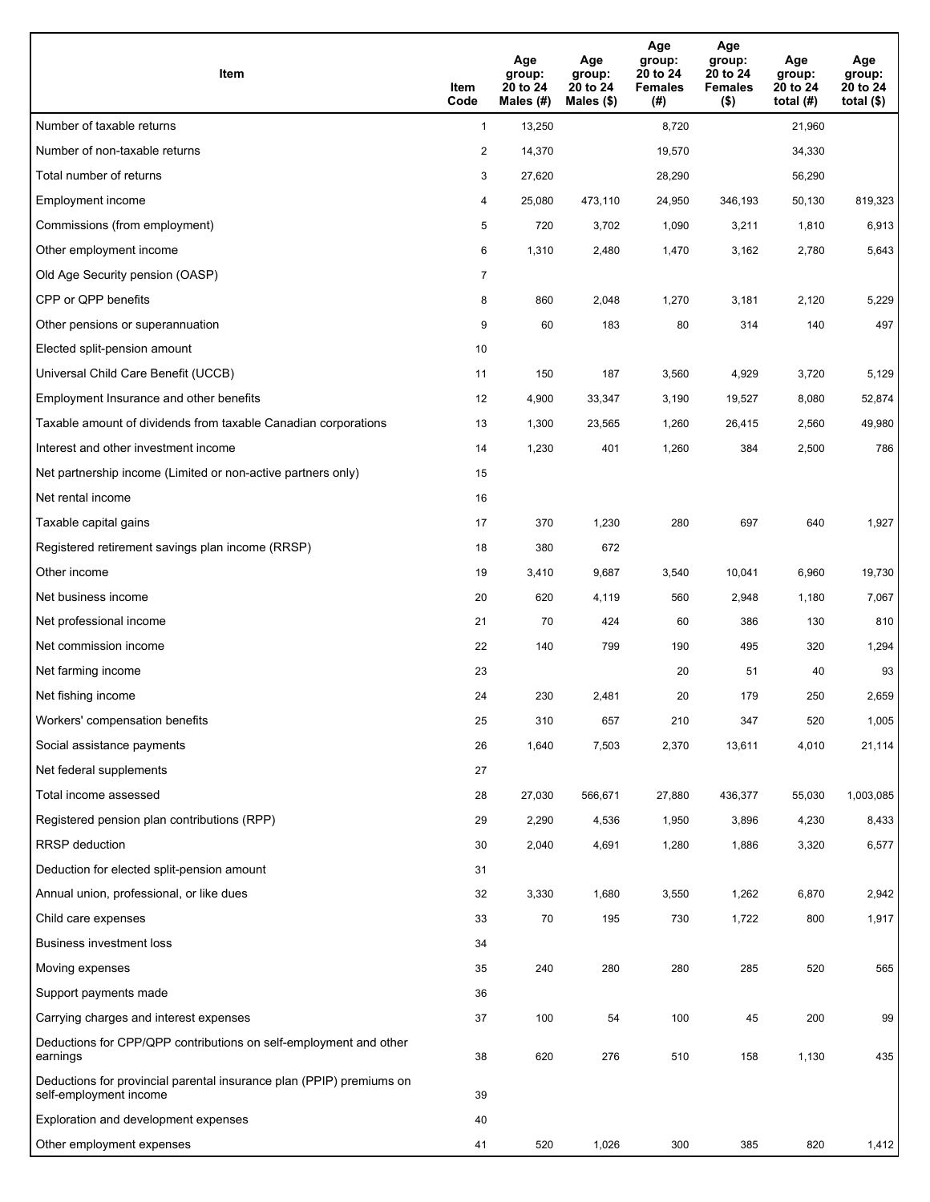| Item | Item Code | Age group: 20 to 24 Males (#) | Age group: 20 to 24 Males ($) | Age group: 20 to 24 Females (#) | Age group: 20 to 24 Females ($) | Age group: 20 to 24 total (#) | Age group: 20 to 24 total ($) |
|---|---|---|---|---|---|---|---|
| Number of taxable returns | 1 | 13,250 | | 8,720 | | 21,960 | |
| Number of non-taxable returns | 2 | 14,370 | | 19,570 | | 34,330 | |
| Total number of returns | 3 | 27,620 | | 28,290 | | 56,290 | |
| Employment income | 4 | 25,080 | 473,110 | 24,950 | 346,193 | 50,130 | 819,323 |
| Commissions (from employment) | 5 | 720 | 3,702 | 1,090 | 3,211 | 1,810 | 6,913 |
| Other employment income | 6 | 1,310 | 2,480 | 1,470 | 3,162 | 2,780 | 5,643 |
| Old Age Security pension (OASP) | 7 | | | | | | |
| CPP or QPP benefits | 8 | 860 | 2,048 | 1,270 | 3,181 | 2,120 | 5,229 |
| Other pensions or superannuation | 9 | 60 | 183 | 80 | 314 | 140 | 497 |
| Elected split-pension amount | 10 | | | | | | |
| Universal Child Care Benefit (UCCB) | 11 | 150 | 187 | 3,560 | 4,929 | 3,720 | 5,129 |
| Employment Insurance and other benefits | 12 | 4,900 | 33,347 | 3,190 | 19,527 | 8,080 | 52,874 |
| Taxable amount of dividends from taxable Canadian corporations | 13 | 1,300 | 23,565 | 1,260 | 26,415 | 2,560 | 49,980 |
| Interest and other investment income | 14 | 1,230 | 401 | 1,260 | 384 | 2,500 | 786 |
| Net partnership income (Limited or non-active partners only) | 15 | | | | | | |
| Net rental income | 16 | | | | | | |
| Taxable capital gains | 17 | 370 | 1,230 | 280 | 697 | 640 | 1,927 |
| Registered retirement savings plan income (RRSP) | 18 | 380 | 672 | | | | |
| Other income | 19 | 3,410 | 9,687 | 3,540 | 10,041 | 6,960 | 19,730 |
| Net business income | 20 | 620 | 4,119 | 560 | 2,948 | 1,180 | 7,067 |
| Net professional income | 21 | 70 | 424 | 60 | 386 | 130 | 810 |
| Net commission income | 22 | 140 | 799 | 190 | 495 | 320 | 1,294 |
| Net farming income | 23 | | | 20 | 51 | 40 | 93 |
| Net fishing income | 24 | 230 | 2,481 | 20 | 179 | 250 | 2,659 |
| Workers' compensation benefits | 25 | 310 | 657 | 210 | 347 | 520 | 1,005 |
| Social assistance payments | 26 | 1,640 | 7,503 | 2,370 | 13,611 | 4,010 | 21,114 |
| Net federal supplements | 27 | | | | | | |
| Total income assessed | 28 | 27,030 | 566,671 | 27,880 | 436,377 | 55,030 | 1,003,085 |
| Registered pension plan contributions (RPP) | 29 | 2,290 | 4,536 | 1,950 | 3,896 | 4,230 | 8,433 |
| RRSP deduction | 30 | 2,040 | 4,691 | 1,280 | 1,886 | 3,320 | 6,577 |
| Deduction for elected split-pension amount | 31 | | | | | | |
| Annual union, professional, or like dues | 32 | 3,330 | 1,680 | 3,550 | 1,262 | 6,870 | 2,942 |
| Child care expenses | 33 | 70 | 195 | 730 | 1,722 | 800 | 1,917 |
| Business investment loss | 34 | | | | | | |
| Moving expenses | 35 | 240 | 280 | 280 | 285 | 520 | 565 |
| Support payments made | 36 | | | | | | |
| Carrying charges and interest expenses | 37 | 100 | 54 | 100 | 45 | 200 | 99 |
| Deductions for CPP/QPP contributions on self-employment and other earnings | 38 | 620 | 276 | 510 | 158 | 1,130 | 435 |
| Deductions for provincial parental insurance plan (PPIP) premiums on self-employment income | 39 | | | | | | |
| Exploration and development expenses | 40 | | | | | | |
| Other employment expenses | 41 | 520 | 1,026 | 300 | 385 | 820 | 1,412 |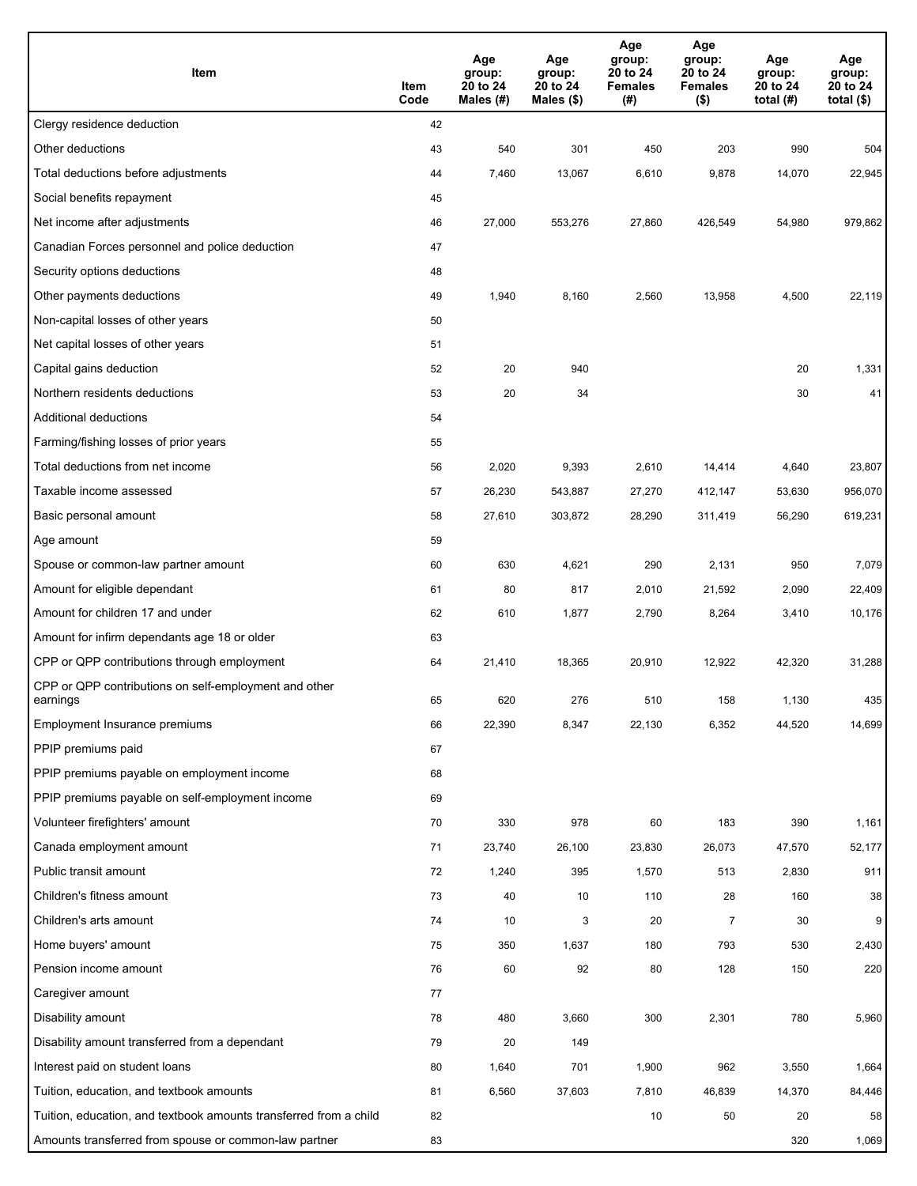| Item | Item Code | Age group: 20 to 24 Males (#) | Age group: 20 to 24 Males ($) | Age group: 20 to 24 Females (#) | Age group: 20 to 24 Females ($) | Age group: 20 to 24 total (#) | Age group: 20 to 24 total ($) |
|---|---|---|---|---|---|---|---|
| Clergy residence deduction | 42 | | | | | | |
| Other deductions | 43 | 540 | 301 | 450 | 203 | 990 | 504 |
| Total deductions before adjustments | 44 | 7,460 | 13,067 | 6,610 | 9,878 | 14,070 | 22,945 |
| Social benefits repayment | 45 | | | | | | |
| Net income after adjustments | 46 | 27,000 | 553,276 | 27,860 | 426,549 | 54,980 | 979,862 |
| Canadian Forces personnel and police deduction | 47 | | | | | | |
| Security options deductions | 48 | | | | | | |
| Other payments deductions | 49 | 1,940 | 8,160 | 2,560 | 13,958 | 4,500 | 22,119 |
| Non-capital losses of other years | 50 | | | | | | |
| Net capital losses of other years | 51 | | | | | | |
| Capital gains deduction | 52 | 20 | 940 | | | 20 | 1,331 |
| Northern residents deductions | 53 | 20 | 34 | | | 30 | 41 |
| Additional deductions | 54 | | | | | | |
| Farming/fishing losses of prior years | 55 | | | | | | |
| Total deductions from net income | 56 | 2,020 | 9,393 | 2,610 | 14,414 | 4,640 | 23,807 |
| Taxable income assessed | 57 | 26,230 | 543,887 | 27,270 | 412,147 | 53,630 | 956,070 |
| Basic personal amount | 58 | 27,610 | 303,872 | 28,290 | 311,419 | 56,290 | 619,231 |
| Age amount | 59 | | | | | | |
| Spouse or common-law partner amount | 60 | 630 | 4,621 | 290 | 2,131 | 950 | 7,079 |
| Amount for eligible dependant | 61 | 80 | 817 | 2,010 | 21,592 | 2,090 | 22,409 |
| Amount for children 17 and under | 62 | 610 | 1,877 | 2,790 | 8,264 | 3,410 | 10,176 |
| Amount for infirm dependants age 18 or older | 63 | | | | | | |
| CPP or QPP contributions through employment | 64 | 21,410 | 18,365 | 20,910 | 12,922 | 42,320 | 31,288 |
| CPP or QPP contributions on self-employment and other earnings | 65 | 620 | 276 | 510 | 158 | 1,130 | 435 |
| Employment Insurance premiums | 66 | 22,390 | 8,347 | 22,130 | 6,352 | 44,520 | 14,699 |
| PPIP premiums paid | 67 | | | | | | |
| PPIP premiums payable on employment income | 68 | | | | | | |
| PPIP premiums payable on self-employment income | 69 | | | | | | |
| Volunteer firefighters' amount | 70 | 330 | 978 | 60 | 183 | 390 | 1,161 |
| Canada employment amount | 71 | 23,740 | 26,100 | 23,830 | 26,073 | 47,570 | 52,177 |
| Public transit amount | 72 | 1,240 | 395 | 1,570 | 513 | 2,830 | 911 |
| Children's fitness amount | 73 | 40 | 10 | 110 | 28 | 160 | 38 |
| Children's arts amount | 74 | 10 | 3 | 20 | 7 | 30 | 9 |
| Home buyers' amount | 75 | 350 | 1,637 | 180 | 793 | 530 | 2,430 |
| Pension income amount | 76 | 60 | 92 | 80 | 128 | 150 | 220 |
| Caregiver amount | 77 | | | | | | |
| Disability amount | 78 | 480 | 3,660 | 300 | 2,301 | 780 | 5,960 |
| Disability amount transferred from a dependant | 79 | 20 | 149 | | | | |
| Interest paid on student loans | 80 | 1,640 | 701 | 1,900 | 962 | 3,550 | 1,664 |
| Tuition, education, and textbook amounts | 81 | 6,560 | 37,603 | 7,810 | 46,839 | 14,370 | 84,446 |
| Tuition, education, and textbook amounts transferred from a child | 82 | | | 10 | 50 | 20 | 58 |
| Amounts transferred from spouse or common-law partner | 83 | | | | | 320 | 1,069 |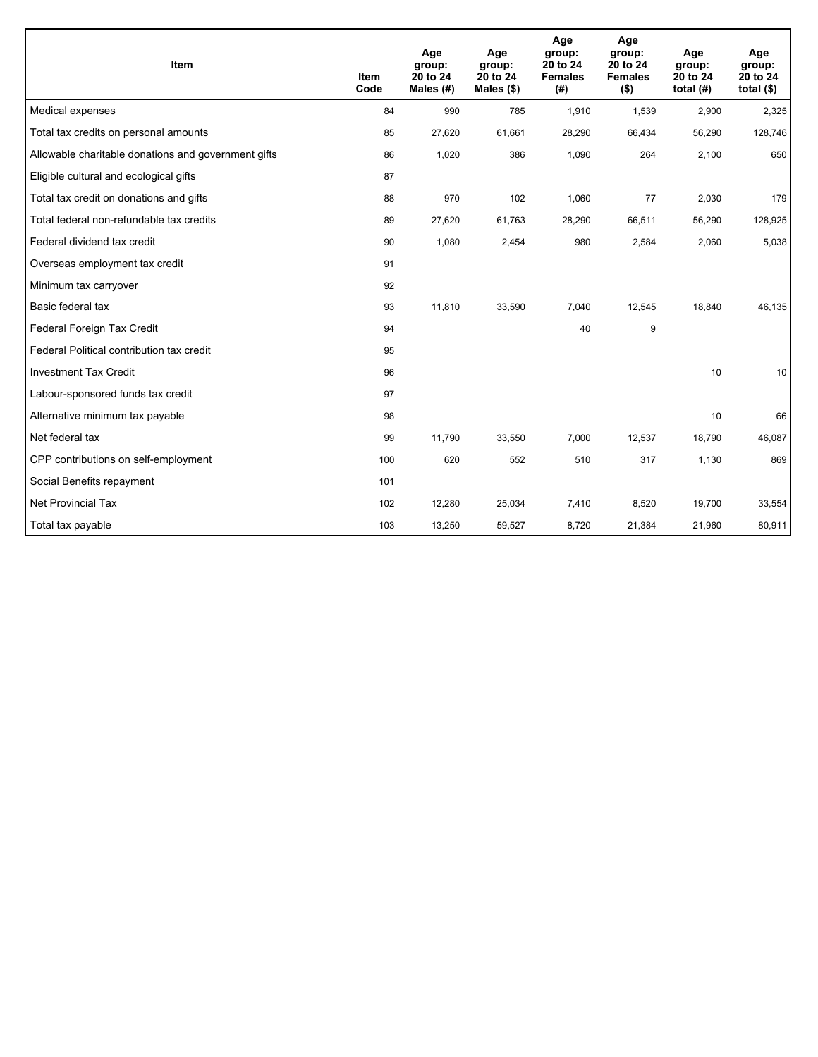| Item | Item Code | Age group: 20 to 24 Males (#) | Age group: 20 to 24 Males ($) | Age group: 20 to 24 Females (#) | Age group: 20 to 24 Females ($) | Age group: 20 to 24 total (#) | Age group: 20 to 24 total ($) |
|---|---|---|---|---|---|---|---|
| Medical expenses | 84 | 990 | 785 | 1,910 | 1,539 | 2,900 | 2,325 |
| Total tax credits on personal amounts | 85 | 27,620 | 61,661 | 28,290 | 66,434 | 56,290 | 128,746 |
| Allowable charitable donations and government gifts | 86 | 1,020 | 386 | 1,090 | 264 | 2,100 | 650 |
| Eligible cultural and ecological gifts | 87 | | | | | | |
| Total tax credit on donations and gifts | 88 | 970 | 102 | 1,060 | 77 | 2,030 | 179 |
| Total federal non-refundable tax credits | 89 | 27,620 | 61,763 | 28,290 | 66,511 | 56,290 | 128,925 |
| Federal dividend tax credit | 90 | 1,080 | 2,454 | 980 | 2,584 | 2,060 | 5,038 |
| Overseas employment tax credit | 91 | | | | | | |
| Minimum tax carryover | 92 | | | | | | |
| Basic federal tax | 93 | 11,810 | 33,590 | 7,040 | 12,545 | 18,840 | 46,135 |
| Federal Foreign Tax Credit | 94 | | | 40 | 9 | | |
| Federal Political contribution tax credit | 95 | | | | | | |
| Investment Tax Credit | 96 | | | | | 10 | 10 |
| Labour-sponsored funds tax credit | 97 | | | | | | |
| Alternative minimum tax payable | 98 | | | | | 10 | 66 |
| Net federal tax | 99 | 11,790 | 33,550 | 7,000 | 12,537 | 18,790 | 46,087 |
| CPP contributions on self-employment | 100 | 620 | 552 | 510 | 317 | 1,130 | 869 |
| Social Benefits repayment | 101 | | | | | | |
| Net Provincial Tax | 102 | 12,280 | 25,034 | 7,410 | 8,520 | 19,700 | 33,554 |
| Total tax payable | 103 | 13,250 | 59,527 | 8,720 | 21,384 | 21,960 | 80,911 |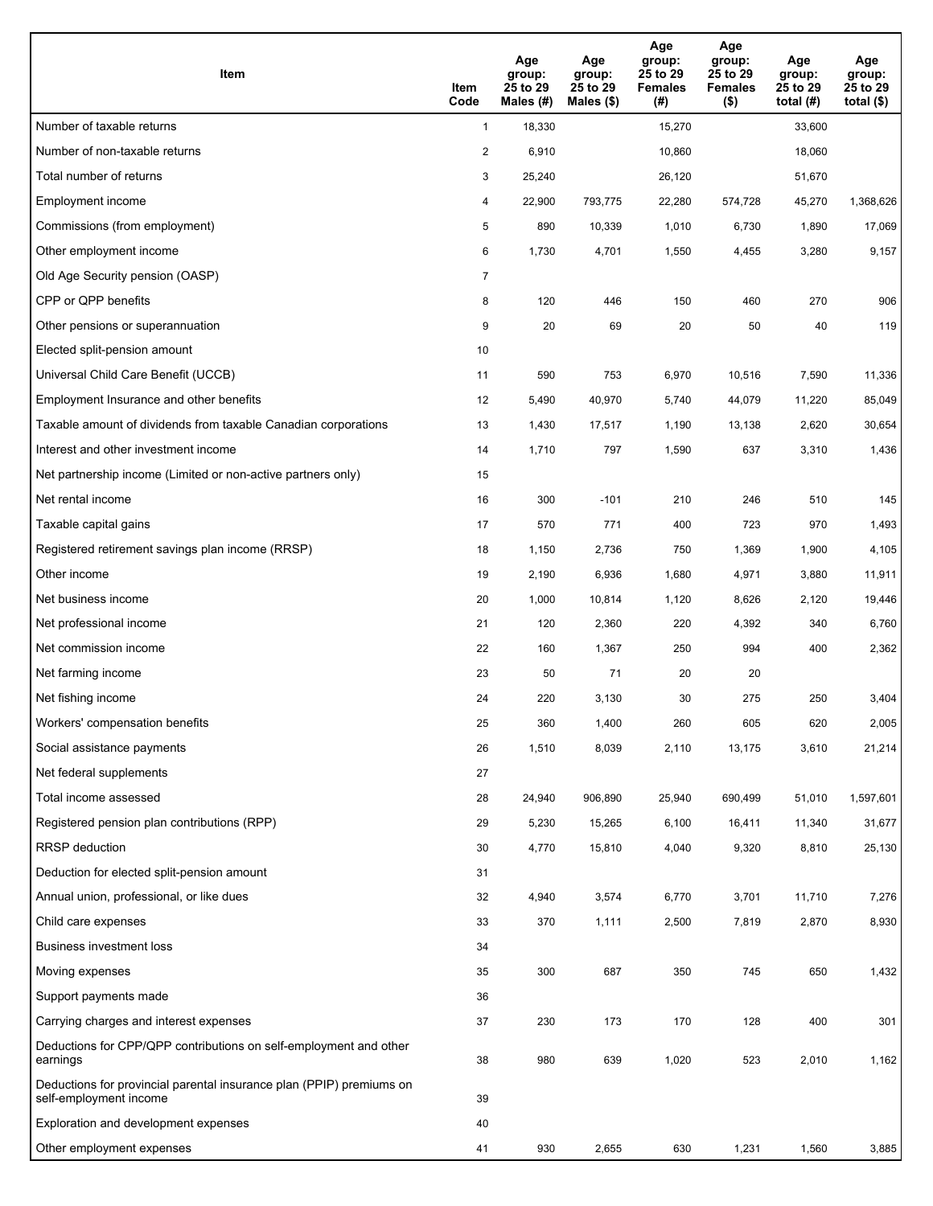| Item | Item Code | Age group: 25 to 29 Males (#) | Age group: 25 to 29 Males ($) | Age group: 25 to 29 Females (#) | Age group: 25 to 29 Females ($) | Age group: 25 to 29 total (#) | Age group: 25 to 29 total ($) |
|---|---|---|---|---|---|---|---|
| Number of taxable returns | 1 | 18,330 | | 15,270 | | 33,600 | |
| Number of non-taxable returns | 2 | 6,910 | | 10,860 | | 18,060 | |
| Total number of returns | 3 | 25,240 | | 26,120 | | 51,670 | |
| Employment income | 4 | 22,900 | 793,775 | 22,280 | 574,728 | 45,270 | 1,368,626 |
| Commissions (from employment) | 5 | 890 | 10,339 | 1,010 | 6,730 | 1,890 | 17,069 |
| Other employment income | 6 | 1,730 | 4,701 | 1,550 | 4,455 | 3,280 | 9,157 |
| Old Age Security pension (OASP) | 7 | | | | | | |
| CPP or QPP benefits | 8 | 120 | 446 | 150 | 460 | 270 | 906 |
| Other pensions or superannuation | 9 | 20 | 69 | 20 | 50 | 40 | 119 |
| Elected split-pension amount | 10 | | | | | | |
| Universal Child Care Benefit (UCCB) | 11 | 590 | 753 | 6,970 | 10,516 | 7,590 | 11,336 |
| Employment Insurance and other benefits | 12 | 5,490 | 40,970 | 5,740 | 44,079 | 11,220 | 85,049 |
| Taxable amount of dividends from taxable Canadian corporations | 13 | 1,430 | 17,517 | 1,190 | 13,138 | 2,620 | 30,654 |
| Interest and other investment income | 14 | 1,710 | 797 | 1,590 | 637 | 3,310 | 1,436 |
| Net partnership income (Limited or non-active partners only) | 15 | | | | | | |
| Net rental income | 16 | 300 | -101 | 210 | 246 | 510 | 145 |
| Taxable capital gains | 17 | 570 | 771 | 400 | 723 | 970 | 1,493 |
| Registered retirement savings plan income (RRSP) | 18 | 1,150 | 2,736 | 750 | 1,369 | 1,900 | 4,105 |
| Other income | 19 | 2,190 | 6,936 | 1,680 | 4,971 | 3,880 | 11,911 |
| Net business income | 20 | 1,000 | 10,814 | 1,120 | 8,626 | 2,120 | 19,446 |
| Net professional income | 21 | 120 | 2,360 | 220 | 4,392 | 340 | 6,760 |
| Net commission income | 22 | 160 | 1,367 | 250 | 994 | 400 | 2,362 |
| Net farming income | 23 | 50 | 71 | 20 | 20 | | |
| Net fishing income | 24 | 220 | 3,130 | 30 | 275 | 250 | 3,404 |
| Workers' compensation benefits | 25 | 360 | 1,400 | 260 | 605 | 620 | 2,005 |
| Social assistance payments | 26 | 1,510 | 8,039 | 2,110 | 13,175 | 3,610 | 21,214 |
| Net federal supplements | 27 | | | | | | |
| Total income assessed | 28 | 24,940 | 906,890 | 25,940 | 690,499 | 51,010 | 1,597,601 |
| Registered pension plan contributions (RPP) | 29 | 5,230 | 15,265 | 6,100 | 16,411 | 11,340 | 31,677 |
| RRSP deduction | 30 | 4,770 | 15,810 | 4,040 | 9,320 | 8,810 | 25,130 |
| Deduction for elected split-pension amount | 31 | | | | | | |
| Annual union, professional, or like dues | 32 | 4,940 | 3,574 | 6,770 | 3,701 | 11,710 | 7,276 |
| Child care expenses | 33 | 370 | 1,111 | 2,500 | 7,819 | 2,870 | 8,930 |
| Business investment loss | 34 | | | | | | |
| Moving expenses | 35 | 300 | 687 | 350 | 745 | 650 | 1,432 |
| Support payments made | 36 | | | | | | |
| Carrying charges and interest expenses | 37 | 230 | 173 | 170 | 128 | 400 | 301 |
| Deductions for CPP/QPP contributions on self-employment and other earnings | 38 | 980 | 639 | 1,020 | 523 | 2,010 | 1,162 |
| Deductions for provincial parental insurance plan (PPIP) premiums on self-employment income | 39 | | | | | | |
| Exploration and development expenses | 40 | | | | | | |
| Other employment expenses | 41 | 930 | 2,655 | 630 | 1,231 | 1,560 | 3,885 |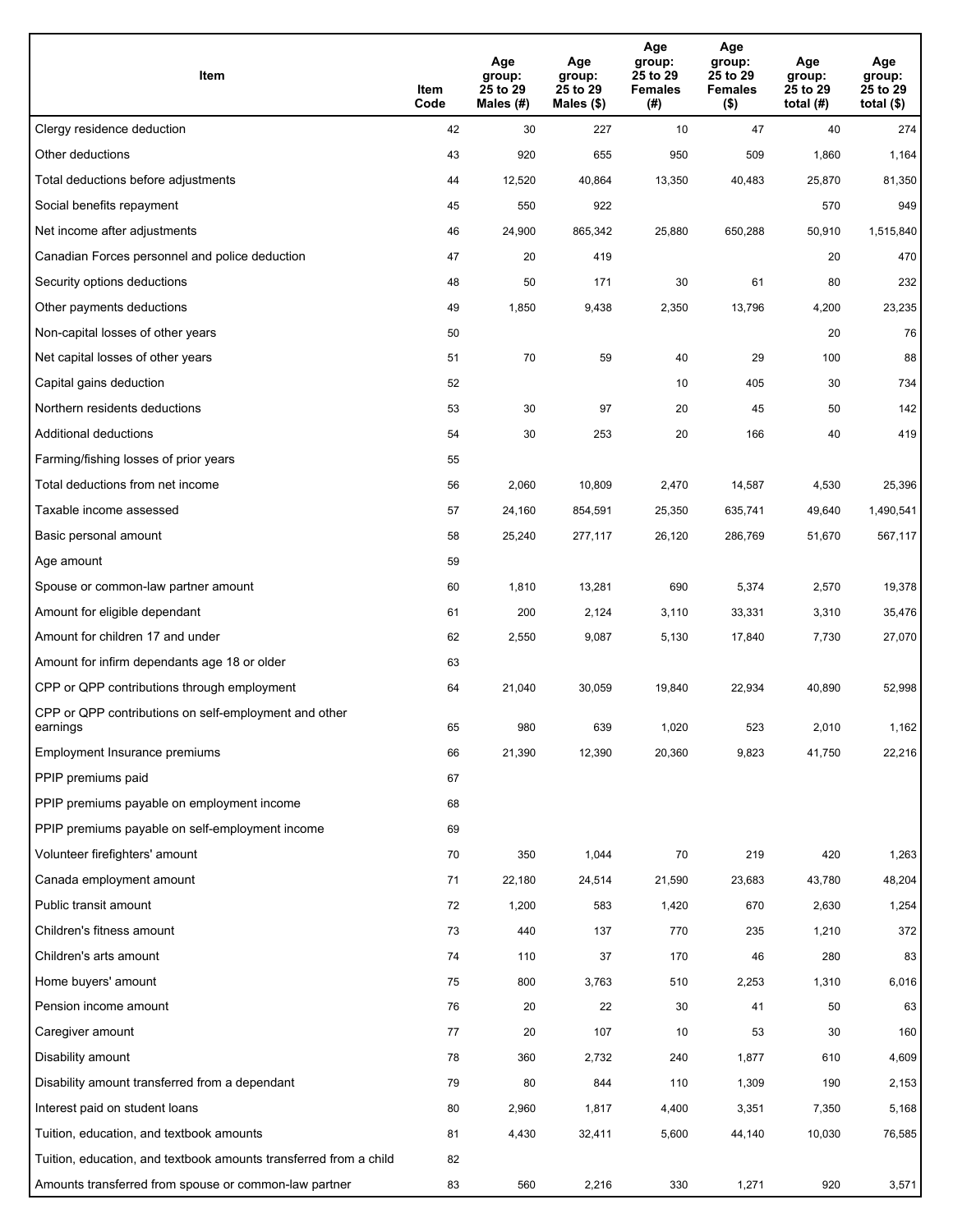| Item | Item Code | Age group: 25 to 29 Males (#) | Age group: 25 to 29 Males ($) | Age group: 25 to 29 Females (#) | Age group: 25 to 29 Females ($) | Age group: 25 to 29 total (#) | Age group: 25 to 29 total ($) |
|---|---|---|---|---|---|---|---|
| Clergy residence deduction | 42 | 30 | 227 | 10 | 47 | 40 | 274 |
| Other deductions | 43 | 920 | 655 | 950 | 509 | 1,860 | 1,164 |
| Total deductions before adjustments | 44 | 12,520 | 40,864 | 13,350 | 40,483 | 25,870 | 81,350 |
| Social benefits repayment | 45 | 550 | 922 | | | 570 | 949 |
| Net income after adjustments | 46 | 24,900 | 865,342 | 25,880 | 650,288 | 50,910 | 1,515,840 |
| Canadian Forces personnel and police deduction | 47 | 20 | 419 | | | 20 | 470 |
| Security options deductions | 48 | 50 | 171 | 30 | 61 | 80 | 232 |
| Other payments deductions | 49 | 1,850 | 9,438 | 2,350 | 13,796 | 4,200 | 23,235 |
| Non-capital losses of other years | 50 | | | | | 20 | 76 |
| Net capital losses of other years | 51 | 70 | 59 | 40 | 29 | 100 | 88 |
| Capital gains deduction | 52 | | | 10 | 405 | 30 | 734 |
| Northern residents deductions | 53 | 30 | 97 | 20 | 45 | 50 | 142 |
| Additional deductions | 54 | 30 | 253 | 20 | 166 | 40 | 419 |
| Farming/fishing losses of prior years | 55 | | | | | | |
| Total deductions from net income | 56 | 2,060 | 10,809 | 2,470 | 14,587 | 4,530 | 25,396 |
| Taxable income assessed | 57 | 24,160 | 854,591 | 25,350 | 635,741 | 49,640 | 1,490,541 |
| Basic personal amount | 58 | 25,240 | 277,117 | 26,120 | 286,769 | 51,670 | 567,117 |
| Age amount | 59 | | | | | | |
| Spouse or common-law partner amount | 60 | 1,810 | 13,281 | 690 | 5,374 | 2,570 | 19,378 |
| Amount for eligible dependant | 61 | 200 | 2,124 | 3,110 | 33,331 | 3,310 | 35,476 |
| Amount for children 17 and under | 62 | 2,550 | 9,087 | 5,130 | 17,840 | 7,730 | 27,070 |
| Amount for infirm dependants age 18 or older | 63 | | | | | | |
| CPP or QPP contributions through employment | 64 | 21,040 | 30,059 | 19,840 | 22,934 | 40,890 | 52,998 |
| CPP or QPP contributions on self-employment and other earnings | 65 | 980 | 639 | 1,020 | 523 | 2,010 | 1,162 |
| Employment Insurance premiums | 66 | 21,390 | 12,390 | 20,360 | 9,823 | 41,750 | 22,216 |
| PPIP premiums paid | 67 | | | | | | |
| PPIP premiums payable on employment income | 68 | | | | | | |
| PPIP premiums payable on self-employment income | 69 | | | | | | |
| Volunteer firefighters' amount | 70 | 350 | 1,044 | 70 | 219 | 420 | 1,263 |
| Canada employment amount | 71 | 22,180 | 24,514 | 21,590 | 23,683 | 43,780 | 48,204 |
| Public transit amount | 72 | 1,200 | 583 | 1,420 | 670 | 2,630 | 1,254 |
| Children's fitness amount | 73 | 440 | 137 | 770 | 235 | 1,210 | 372 |
| Children's arts amount | 74 | 110 | 37 | 170 | 46 | 280 | 83 |
| Home buyers' amount | 75 | 800 | 3,763 | 510 | 2,253 | 1,310 | 6,016 |
| Pension income amount | 76 | 20 | 22 | 30 | 41 | 50 | 63 |
| Caregiver amount | 77 | 20 | 107 | 10 | 53 | 30 | 160 |
| Disability amount | 78 | 360 | 2,732 | 240 | 1,877 | 610 | 4,609 |
| Disability amount transferred from a dependant | 79 | 80 | 844 | 110 | 1,309 | 190 | 2,153 |
| Interest paid on student loans | 80 | 2,960 | 1,817 | 4,400 | 3,351 | 7,350 | 5,168 |
| Tuition, education, and textbook amounts | 81 | 4,430 | 32,411 | 5,600 | 44,140 | 10,030 | 76,585 |
| Tuition, education, and textbook amounts transferred from a child | 82 | | | | | | |
| Amounts transferred from spouse or common-law partner | 83 | 560 | 2,216 | 330 | 1,271 | 920 | 3,571 |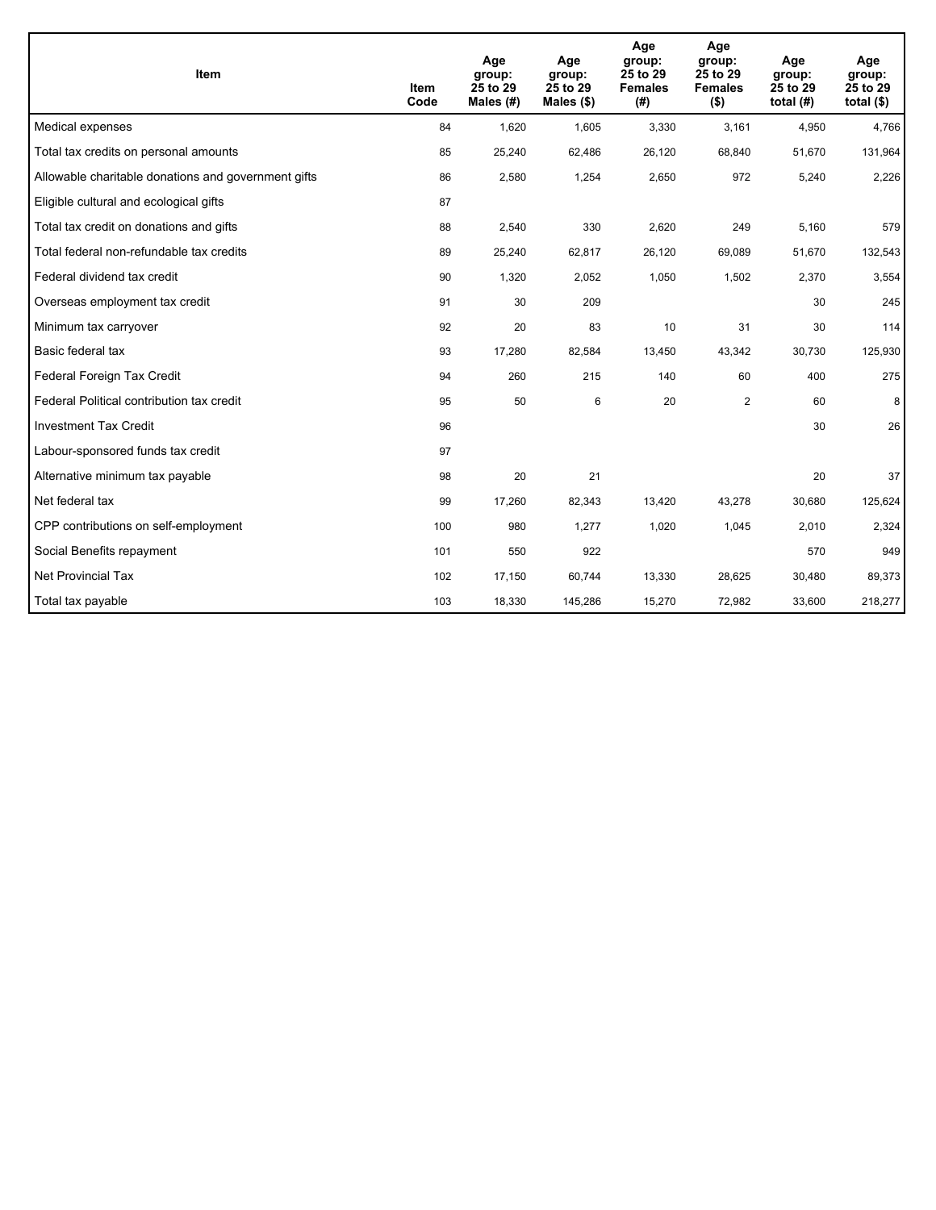| Item | Item Code | Age group: 25 to 29 Males (#) | Age group: 25 to 29 Males ($) | Age group: 25 to 29 Females (#) | Age group: 25 to 29 Females ($) | Age group: 25 to 29 total (#) | Age group: 25 to 29 total ($) |
| --- | --- | --- | --- | --- | --- | --- | --- |
| Medical expenses | 84 | 1,620 | 1,605 | 3,330 | 3,161 | 4,950 | 4,766 |
| Total tax credits on personal amounts | 85 | 25,240 | 62,486 | 26,120 | 68,840 | 51,670 | 131,964 |
| Allowable charitable donations and government gifts | 86 | 2,580 | 1,254 | 2,650 | 972 | 5,240 | 2,226 |
| Eligible cultural and ecological gifts | 87 | | | | | | |
| Total tax credit on donations and gifts | 88 | 2,540 | 330 | 2,620 | 249 | 5,160 | 579 |
| Total federal non-refundable tax credits | 89 | 25,240 | 62,817 | 26,120 | 69,089 | 51,670 | 132,543 |
| Federal dividend tax credit | 90 | 1,320 | 2,052 | 1,050 | 1,502 | 2,370 | 3,554 |
| Overseas employment tax credit | 91 | 30 | 209 | | | 30 | 245 |
| Minimum tax carryover | 92 | 20 | 83 | 10 | 31 | 30 | 114 |
| Basic federal tax | 93 | 17,280 | 82,584 | 13,450 | 43,342 | 30,730 | 125,930 |
| Federal Foreign Tax Credit | 94 | 260 | 215 | 140 | 60 | 400 | 275 |
| Federal Political contribution tax credit | 95 | 50 | 6 | 20 | 2 | 60 | 8 |
| Investment Tax Credit | 96 | | | | | 30 | 26 |
| Labour-sponsored funds tax credit | 97 | | | | | | |
| Alternative minimum tax payable | 98 | 20 | 21 | | | 20 | 37 |
| Net federal tax | 99 | 17,260 | 82,343 | 13,420 | 43,278 | 30,680 | 125,624 |
| CPP contributions on self-employment | 100 | 980 | 1,277 | 1,020 | 1,045 | 2,010 | 2,324 |
| Social Benefits repayment | 101 | 550 | 922 | | | 570 | 949 |
| Net Provincial Tax | 102 | 17,150 | 60,744 | 13,330 | 28,625 | 30,480 | 89,373 |
| Total tax payable | 103 | 18,330 | 145,286 | 15,270 | 72,982 | 33,600 | 218,277 |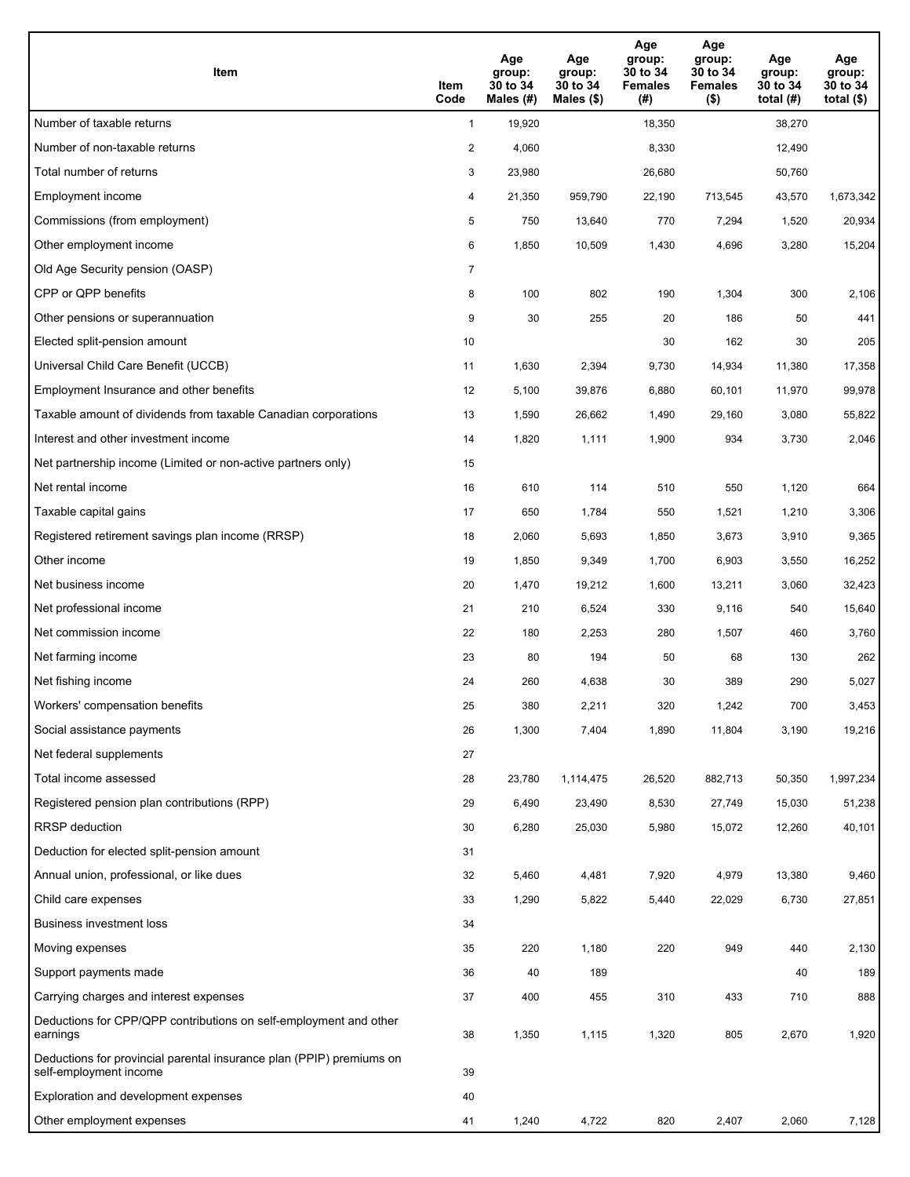| Item | Item Code | Age group: 30 to 34 Males (#) | Age group: 30 to 34 Males ($) | Age group: 30 to 34 Females (#) | Age group: 30 to 34 Females ($) | Age group: 30 to 34 total (#) | Age group: 30 to 34 total ($) |
|---|---|---|---|---|---|---|---|
| Number of taxable returns | 1 | 19,920 | | 18,350 | | 38,270 | |
| Number of non-taxable returns | 2 | 4,060 | | 8,330 | | 12,490 | |
| Total number of returns | 3 | 23,980 | | 26,680 | | 50,760 | |
| Employment income | 4 | 21,350 | 959,790 | 22,190 | 713,545 | 43,570 | 1,673,342 |
| Commissions (from employment) | 5 | 750 | 13,640 | 770 | 7,294 | 1,520 | 20,934 |
| Other employment income | 6 | 1,850 | 10,509 | 1,430 | 4,696 | 3,280 | 15,204 |
| Old Age Security pension (OASP) | 7 | | | | | | |
| CPP or QPP benefits | 8 | 100 | 802 | 190 | 1,304 | 300 | 2,106 |
| Other pensions or superannuation | 9 | 30 | 255 | 20 | 186 | 50 | 441 |
| Elected split-pension amount | 10 | | | 30 | 162 | 30 | 205 |
| Universal Child Care Benefit (UCCB) | 11 | 1,630 | 2,394 | 9,730 | 14,934 | 11,380 | 17,358 |
| Employment Insurance and other benefits | 12 | 5,100 | 39,876 | 6,880 | 60,101 | 11,970 | 99,978 |
| Taxable amount of dividends from taxable Canadian corporations | 13 | 1,590 | 26,662 | 1,490 | 29,160 | 3,080 | 55,822 |
| Interest and other investment income | 14 | 1,820 | 1,111 | 1,900 | 934 | 3,730 | 2,046 |
| Net partnership income (Limited or non-active partners only) | 15 | | | | | | |
| Net rental income | 16 | 610 | 114 | 510 | 550 | 1,120 | 664 |
| Taxable capital gains | 17 | 650 | 1,784 | 550 | 1,521 | 1,210 | 3,306 |
| Registered retirement savings plan income (RRSP) | 18 | 2,060 | 5,693 | 1,850 | 3,673 | 3,910 | 9,365 |
| Other income | 19 | 1,850 | 9,349 | 1,700 | 6,903 | 3,550 | 16,252 |
| Net business income | 20 | 1,470 | 19,212 | 1,600 | 13,211 | 3,060 | 32,423 |
| Net professional income | 21 | 210 | 6,524 | 330 | 9,116 | 540 | 15,640 |
| Net commission income | 22 | 180 | 2,253 | 280 | 1,507 | 460 | 3,760 |
| Net farming income | 23 | 80 | 194 | 50 | 68 | 130 | 262 |
| Net fishing income | 24 | 260 | 4,638 | 30 | 389 | 290 | 5,027 |
| Workers' compensation benefits | 25 | 380 | 2,211 | 320 | 1,242 | 700 | 3,453 |
| Social assistance payments | 26 | 1,300 | 7,404 | 1,890 | 11,804 | 3,190 | 19,216 |
| Net federal supplements | 27 | | | | | | |
| Total income assessed | 28 | 23,780 | 1,114,475 | 26,520 | 882,713 | 50,350 | 1,997,234 |
| Registered pension plan contributions (RPP) | 29 | 6,490 | 23,490 | 8,530 | 27,749 | 15,030 | 51,238 |
| RRSP deduction | 30 | 6,280 | 25,030 | 5,980 | 15,072 | 12,260 | 40,101 |
| Deduction for elected split-pension amount | 31 | | | | | | |
| Annual union, professional, or like dues | 32 | 5,460 | 4,481 | 7,920 | 4,979 | 13,380 | 9,460 |
| Child care expenses | 33 | 1,290 | 5,822 | 5,440 | 22,029 | 6,730 | 27,851 |
| Business investment loss | 34 | | | | | | |
| Moving expenses | 35 | 220 | 1,180 | 220 | 949 | 440 | 2,130 |
| Support payments made | 36 | 40 | 189 | | | 40 | 189 |
| Carrying charges and interest expenses | 37 | 400 | 455 | 310 | 433 | 710 | 888 |
| Deductions for CPP/QPP contributions on self-employment and other earnings | 38 | 1,350 | 1,115 | 1,320 | 805 | 2,670 | 1,920 |
| Deductions for provincial parental insurance plan (PPIP) premiums on self-employment income | 39 | | | | | | |
| Exploration and development expenses | 40 | | | | | | |
| Other employment expenses | 41 | 1,240 | 4,722 | 820 | 2,407 | 2,060 | 7,128 |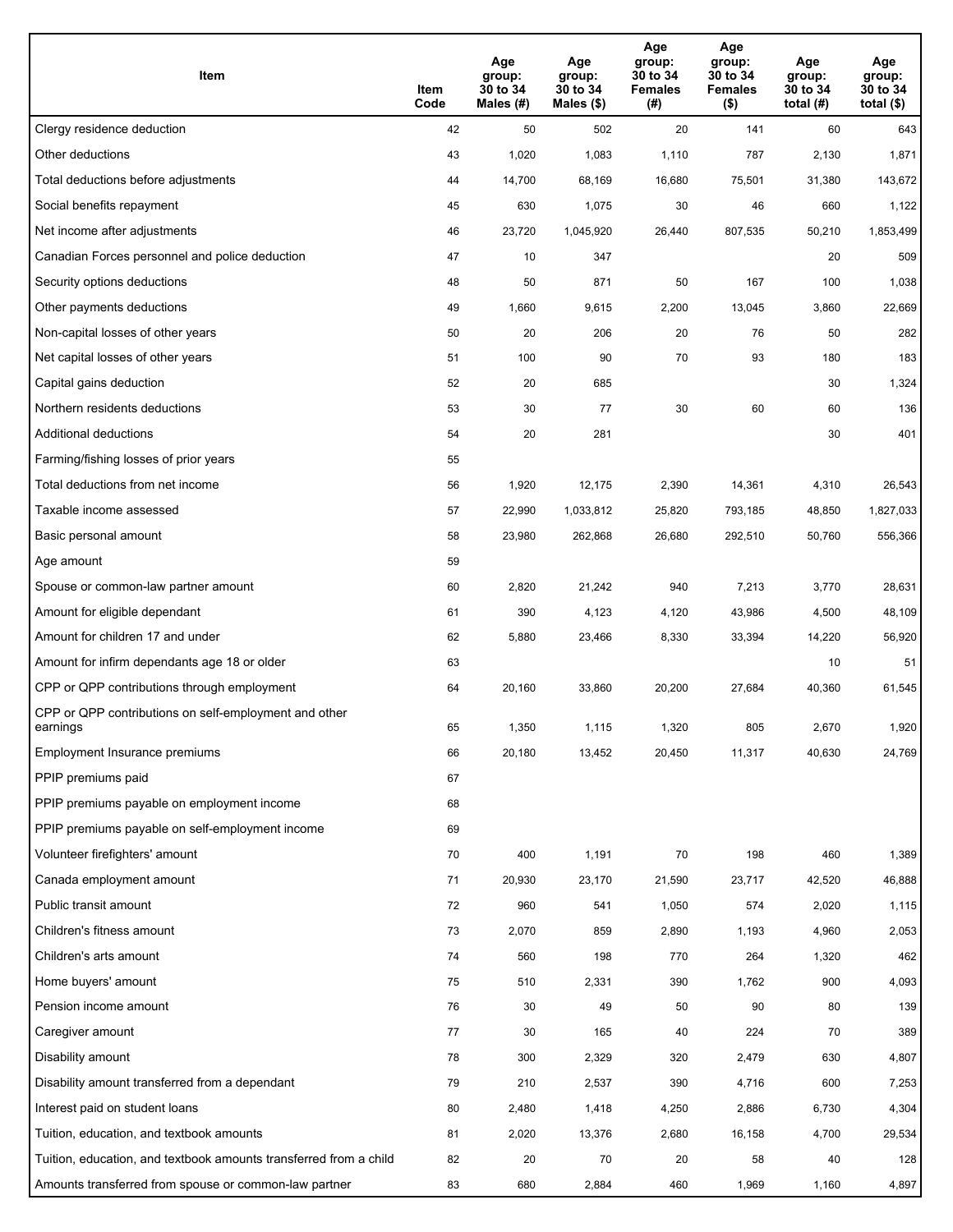| Item | Item Code | Age group: 30 to 34 Males (#) | Age group: 30 to 34 Males ($) | Age group: 30 to 34 Females (#) | Age group: 30 to 34 Females ($) | Age group: 30 to 34 total (#) | Age group: 30 to 34 total ($) |
|---|---|---|---|---|---|---|---|
| Clergy residence deduction | 42 | 50 | 502 | 20 | 141 | 60 | 643 |
| Other deductions | 43 | 1,020 | 1,083 | 1,110 | 787 | 2,130 | 1,871 |
| Total deductions before adjustments | 44 | 14,700 | 68,169 | 16,680 | 75,501 | 31,380 | 143,672 |
| Social benefits repayment | 45 | 630 | 1,075 | 30 | 46 | 660 | 1,122 |
| Net income after adjustments | 46 | 23,720 | 1,045,920 | 26,440 | 807,535 | 50,210 | 1,853,499 |
| Canadian Forces personnel and police deduction | 47 | 10 | 347 | | | 20 | 509 |
| Security options deductions | 48 | 50 | 871 | 50 | 167 | 100 | 1,038 |
| Other payments deductions | 49 | 1,660 | 9,615 | 2,200 | 13,045 | 3,860 | 22,669 |
| Non-capital losses of other years | 50 | 20 | 206 | 20 | 76 | 50 | 282 |
| Net capital losses of other years | 51 | 100 | 90 | 70 | 93 | 180 | 183 |
| Capital gains deduction | 52 | 20 | 685 | | | 30 | 1,324 |
| Northern residents deductions | 53 | 30 | 77 | 30 | 60 | 60 | 136 |
| Additional deductions | 54 | 20 | 281 | | | 30 | 401 |
| Farming/fishing losses of prior years | 55 | | | | | | |
| Total deductions from net income | 56 | 1,920 | 12,175 | 2,390 | 14,361 | 4,310 | 26,543 |
| Taxable income assessed | 57 | 22,990 | 1,033,812 | 25,820 | 793,185 | 48,850 | 1,827,033 |
| Basic personal amount | 58 | 23,980 | 262,868 | 26,680 | 292,510 | 50,760 | 556,366 |
| Age amount | 59 | | | | | | |
| Spouse or common-law partner amount | 60 | 2,820 | 21,242 | 940 | 7,213 | 3,770 | 28,631 |
| Amount for eligible dependant | 61 | 390 | 4,123 | 4,120 | 43,986 | 4,500 | 48,109 |
| Amount for children 17 and under | 62 | 5,880 | 23,466 | 8,330 | 33,394 | 14,220 | 56,920 |
| Amount for infirm dependants age 18 or older | 63 | | | | | 10 | 51 |
| CPP or QPP contributions through employment | 64 | 20,160 | 33,860 | 20,200 | 27,684 | 40,360 | 61,545 |
| CPP or QPP contributions on self-employment and other earnings | 65 | 1,350 | 1,115 | 1,320 | 805 | 2,670 | 1,920 |
| Employment Insurance premiums | 66 | 20,180 | 13,452 | 20,450 | 11,317 | 40,630 | 24,769 |
| PPIP premiums paid | 67 | | | | | | |
| PPIP premiums payable on employment income | 68 | | | | | | |
| PPIP premiums payable on self-employment income | 69 | | | | | | |
| Volunteer firefighters' amount | 70 | 400 | 1,191 | 70 | 198 | 460 | 1,389 |
| Canada employment amount | 71 | 20,930 | 23,170 | 21,590 | 23,717 | 42,520 | 46,888 |
| Public transit amount | 72 | 960 | 541 | 1,050 | 574 | 2,020 | 1,115 |
| Children's fitness amount | 73 | 2,070 | 859 | 2,890 | 1,193 | 4,960 | 2,053 |
| Children's arts amount | 74 | 560 | 198 | 770 | 264 | 1,320 | 462 |
| Home buyers' amount | 75 | 510 | 2,331 | 390 | 1,762 | 900 | 4,093 |
| Pension income amount | 76 | 30 | 49 | 50 | 90 | 80 | 139 |
| Caregiver amount | 77 | 30 | 165 | 40 | 224 | 70 | 389 |
| Disability amount | 78 | 300 | 2,329 | 320 | 2,479 | 630 | 4,807 |
| Disability amount transferred from a dependant | 79 | 210 | 2,537 | 390 | 4,716 | 600 | 7,253 |
| Interest paid on student loans | 80 | 2,480 | 1,418 | 4,250 | 2,886 | 6,730 | 4,304 |
| Tuition, education, and textbook amounts | 81 | 2,020 | 13,376 | 2,680 | 16,158 | 4,700 | 29,534 |
| Tuition, education, and textbook amounts transferred from a child | 82 | 20 | 70 | 20 | 58 | 40 | 128 |
| Amounts transferred from spouse or common-law partner | 83 | 680 | 2,884 | 460 | 1,969 | 1,160 | 4,897 |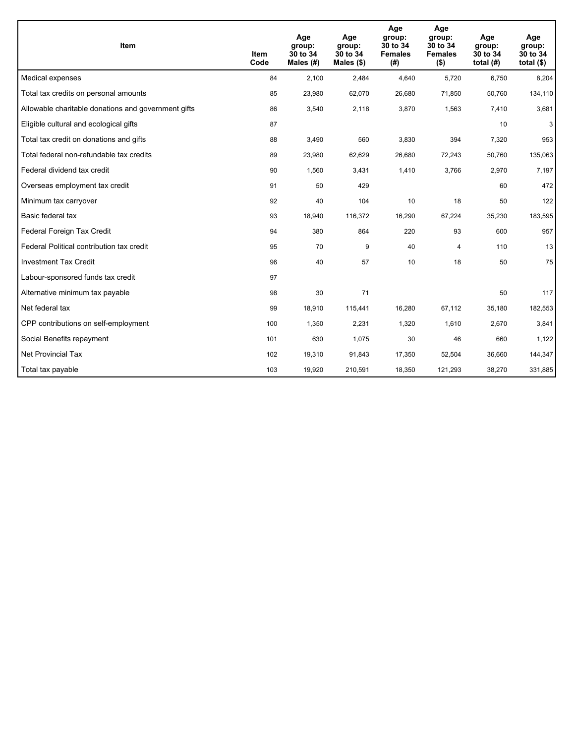| Item | Item Code | Age group: 30 to 34 Males (#) | Age group: 30 to 34 Males ($) | Age group: 30 to 34 Females (#) | Age group: 30 to 34 Females ($) | Age group: 30 to 34 total (#) | Age group: 30 to 34 total ($) |
|---|---|---|---|---|---|---|---|
| Medical expenses | 84 | 2,100 | 2,484 | 4,640 | 5,720 | 6,750 | 8,204 |
| Total tax credits on personal amounts | 85 | 23,980 | 62,070 | 26,680 | 71,850 | 50,760 | 134,110 |
| Allowable charitable donations and government gifts | 86 | 3,540 | 2,118 | 3,870 | 1,563 | 7,410 | 3,681 |
| Eligible cultural and ecological gifts | 87 | | | | | 10 | 3 |
| Total tax credit on donations and gifts | 88 | 3,490 | 560 | 3,830 | 394 | 7,320 | 953 |
| Total federal non-refundable tax credits | 89 | 23,980 | 62,629 | 26,680 | 72,243 | 50,760 | 135,063 |
| Federal dividend tax credit | 90 | 1,560 | 3,431 | 1,410 | 3,766 | 2,970 | 7,197 |
| Overseas employment tax credit | 91 | 50 | 429 | | | 60 | 472 |
| Minimum tax carryover | 92 | 40 | 104 | 10 | 18 | 50 | 122 |
| Basic federal tax | 93 | 18,940 | 116,372 | 16,290 | 67,224 | 35,230 | 183,595 |
| Federal Foreign Tax Credit | 94 | 380 | 864 | 220 | 93 | 600 | 957 |
| Federal Political contribution tax credit | 95 | 70 | 9 | 40 | 4 | 110 | 13 |
| Investment Tax Credit | 96 | 40 | 57 | 10 | 18 | 50 | 75 |
| Labour-sponsored funds tax credit | 97 | | | | | | |
| Alternative minimum tax payable | 98 | 30 | 71 | | | 50 | 117 |
| Net federal tax | 99 | 18,910 | 115,441 | 16,280 | 67,112 | 35,180 | 182,553 |
| CPP contributions on self-employment | 100 | 1,350 | 2,231 | 1,320 | 1,610 | 2,670 | 3,841 |
| Social Benefits repayment | 101 | 630 | 1,075 | 30 | 46 | 660 | 1,122 |
| Net Provincial Tax | 102 | 19,310 | 91,843 | 17,350 | 52,504 | 36,660 | 144,347 |
| Total tax payable | 103 | 19,920 | 210,591 | 18,350 | 121,293 | 38,270 | 331,885 |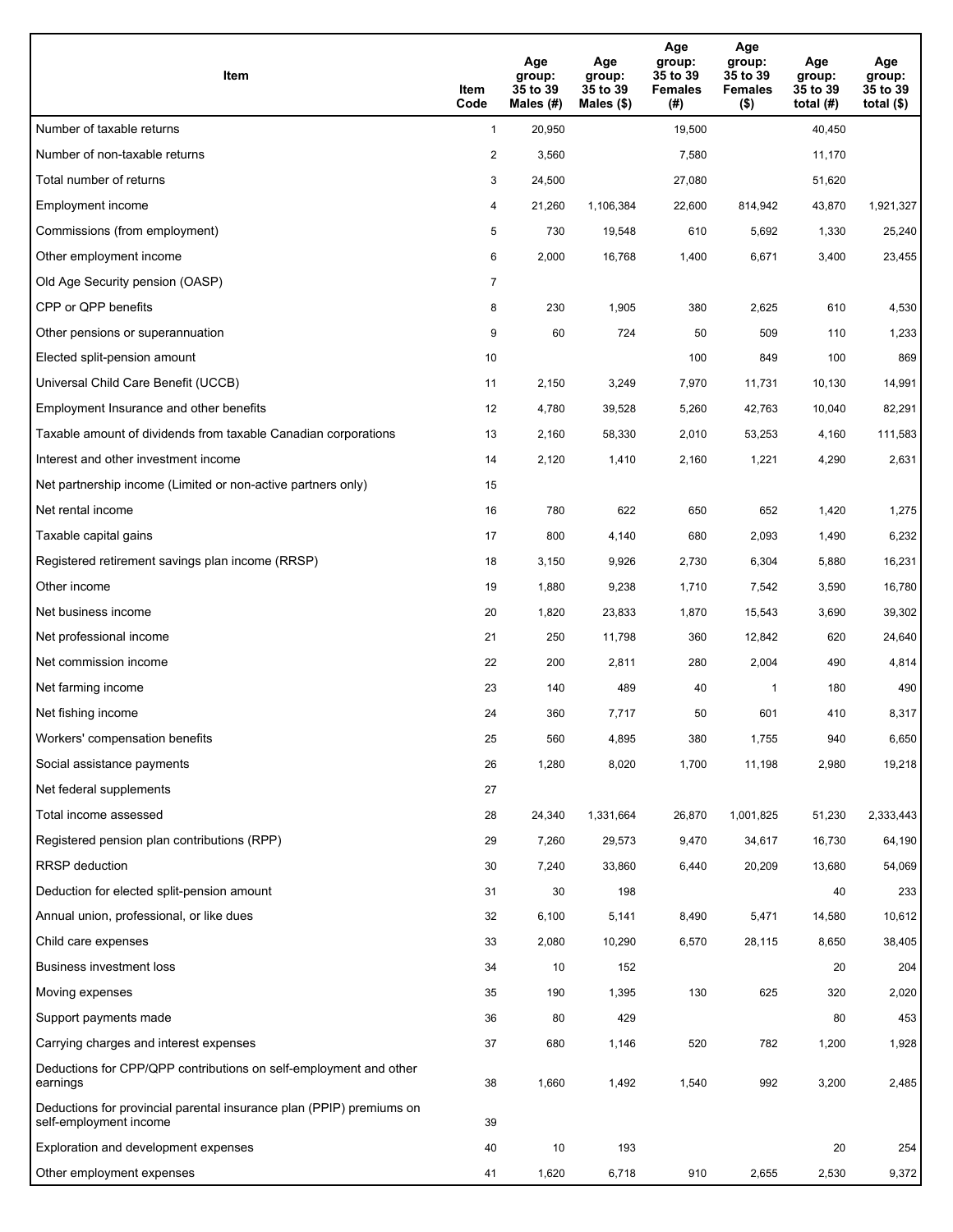| Item | Item Code | Age group: 35 to 39 Males (#) | Age group: 35 to 39 Males ($) | Age group: 35 to 39 Females (#) | Age group: 35 to 39 Females ($) | Age group: 35 to 39 total (#) | Age group: 35 to 39 total ($) |
|---|---|---|---|---|---|---|---|
| Number of taxable returns | 1 | 20,950 | | 19,500 | | 40,450 | |
| Number of non-taxable returns | 2 | 3,560 | | 7,580 | | 11,170 | |
| Total number of returns | 3 | 24,500 | | 27,080 | | 51,620 | |
| Employment income | 4 | 21,260 | 1,106,384 | 22,600 | 814,942 | 43,870 | 1,921,327 |
| Commissions (from employment) | 5 | 730 | 19,548 | 610 | 5,692 | 1,330 | 25,240 |
| Other employment income | 6 | 2,000 | 16,768 | 1,400 | 6,671 | 3,400 | 23,455 |
| Old Age Security pension (OASP) | 7 | | | | | | |
| CPP or QPP benefits | 8 | 230 | 1,905 | 380 | 2,625 | 610 | 4,530 |
| Other pensions or superannuation | 9 | 60 | 724 | 50 | 509 | 110 | 1,233 |
| Elected split-pension amount | 10 | | | 100 | 849 | 100 | 869 |
| Universal Child Care Benefit (UCCB) | 11 | 2,150 | 3,249 | 7,970 | 11,731 | 10,130 | 14,991 |
| Employment Insurance and other benefits | 12 | 4,780 | 39,528 | 5,260 | 42,763 | 10,040 | 82,291 |
| Taxable amount of dividends from taxable Canadian corporations | 13 | 2,160 | 58,330 | 2,010 | 53,253 | 4,160 | 111,583 |
| Interest and other investment income | 14 | 2,120 | 1,410 | 2,160 | 1,221 | 4,290 | 2,631 |
| Net partnership income (Limited or non-active partners only) | 15 | | | | | | |
| Net rental income | 16 | 780 | 622 | 650 | 652 | 1,420 | 1,275 |
| Taxable capital gains | 17 | 800 | 4,140 | 680 | 2,093 | 1,490 | 6,232 |
| Registered retirement savings plan income (RRSP) | 18 | 3,150 | 9,926 | 2,730 | 6,304 | 5,880 | 16,231 |
| Other income | 19 | 1,880 | 9,238 | 1,710 | 7,542 | 3,590 | 16,780 |
| Net business income | 20 | 1,820 | 23,833 | 1,870 | 15,543 | 3,690 | 39,302 |
| Net professional income | 21 | 250 | 11,798 | 360 | 12,842 | 620 | 24,640 |
| Net commission income | 22 | 200 | 2,811 | 280 | 2,004 | 490 | 4,814 |
| Net farming income | 23 | 140 | 489 | 40 | 1 | 180 | 490 |
| Net fishing income | 24 | 360 | 7,717 | 50 | 601 | 410 | 8,317 |
| Workers' compensation benefits | 25 | 560 | 4,895 | 380 | 1,755 | 940 | 6,650 |
| Social assistance payments | 26 | 1,280 | 8,020 | 1,700 | 11,198 | 2,980 | 19,218 |
| Net federal supplements | 27 | | | | | | |
| Total income assessed | 28 | 24,340 | 1,331,664 | 26,870 | 1,001,825 | 51,230 | 2,333,443 |
| Registered pension plan contributions (RPP) | 29 | 7,260 | 29,573 | 9,470 | 34,617 | 16,730 | 64,190 |
| RRSP deduction | 30 | 7,240 | 33,860 | 6,440 | 20,209 | 13,680 | 54,069 |
| Deduction for elected split-pension amount | 31 | 30 | 198 | | | 40 | 233 |
| Annual union, professional, or like dues | 32 | 6,100 | 5,141 | 8,490 | 5,471 | 14,580 | 10,612 |
| Child care expenses | 33 | 2,080 | 10,290 | 6,570 | 28,115 | 8,650 | 38,405 |
| Business investment loss | 34 | 10 | 152 | | | 20 | 204 |
| Moving expenses | 35 | 190 | 1,395 | 130 | 625 | 320 | 2,020 |
| Support payments made | 36 | 80 | 429 | | | 80 | 453 |
| Carrying charges and interest expenses | 37 | 680 | 1,146 | 520 | 782 | 1,200 | 1,928 |
| Deductions for CPP/QPP contributions on self-employment and other earnings | 38 | 1,660 | 1,492 | 1,540 | 992 | 3,200 | 2,485 |
| Deductions for provincial parental insurance plan (PPIP) premiums on self-employment income | 39 | | | | | | |
| Exploration and development expenses | 40 | 10 | 193 | | | 20 | 254 |
| Other employment expenses | 41 | 1,620 | 6,718 | 910 | 2,655 | 2,530 | 9,372 |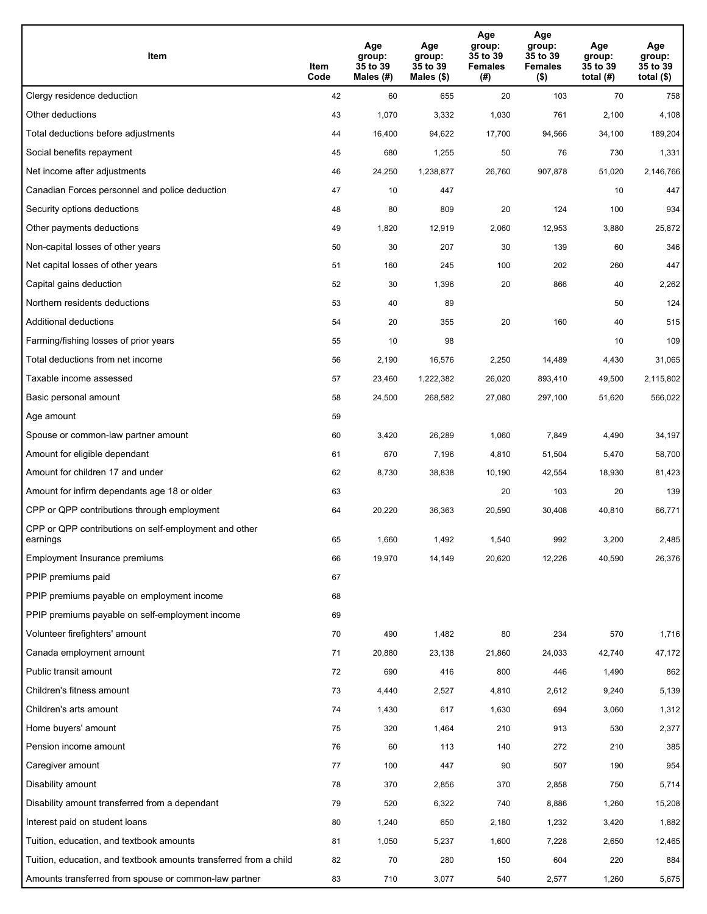| Item | Item Code | Age group: 35 to 39 Males (#) | Age group: 35 to 39 Males ($) | Age group: 35 to 39 Females (#) | Age group: 35 to 39 Females ($) | Age group: 35 to 39 total (#) | Age group: 35 to 39 total ($) |
|---|---|---|---|---|---|---|---|
| Clergy residence deduction | 42 | 60 | 655 | 20 | 103 | 70 | 758 |
| Other deductions | 43 | 1,070 | 3,332 | 1,030 | 761 | 2,100 | 4,108 |
| Total deductions before adjustments | 44 | 16,400 | 94,622 | 17,700 | 94,566 | 34,100 | 189,204 |
| Social benefits repayment | 45 | 680 | 1,255 | 50 | 76 | 730 | 1,331 |
| Net income after adjustments | 46 | 24,250 | 1,238,877 | 26,760 | 907,878 | 51,020 | 2,146,766 |
| Canadian Forces personnel and police deduction | 47 | 10 | 447 | | | 10 | 447 |
| Security options deductions | 48 | 80 | 809 | 20 | 124 | 100 | 934 |
| Other payments deductions | 49 | 1,820 | 12,919 | 2,060 | 12,953 | 3,880 | 25,872 |
| Non-capital losses of other years | 50 | 30 | 207 | 30 | 139 | 60 | 346 |
| Net capital losses of other years | 51 | 160 | 245 | 100 | 202 | 260 | 447 |
| Capital gains deduction | 52 | 30 | 1,396 | 20 | 866 | 40 | 2,262 |
| Northern residents deductions | 53 | 40 | 89 | | | 50 | 124 |
| Additional deductions | 54 | 20 | 355 | 20 | 160 | 40 | 515 |
| Farming/fishing losses of prior years | 55 | 10 | 98 | | | 10 | 109 |
| Total deductions from net income | 56 | 2,190 | 16,576 | 2,250 | 14,489 | 4,430 | 31,065 |
| Taxable income assessed | 57 | 23,460 | 1,222,382 | 26,020 | 893,410 | 49,500 | 2,115,802 |
| Basic personal amount | 58 | 24,500 | 268,582 | 27,080 | 297,100 | 51,620 | 566,022 |
| Age amount | 59 | | | | | | |
| Spouse or common-law partner amount | 60 | 3,420 | 26,289 | 1,060 | 7,849 | 4,490 | 34,197 |
| Amount for eligible dependant | 61 | 670 | 7,196 | 4,810 | 51,504 | 5,470 | 58,700 |
| Amount for children 17 and under | 62 | 8,730 | 38,838 | 10,190 | 42,554 | 18,930 | 81,423 |
| Amount for infirm dependants age 18 or older | 63 | | | 20 | 103 | 20 | 139 |
| CPP or QPP contributions through employment | 64 | 20,220 | 36,363 | 20,590 | 30,408 | 40,810 | 66,771 |
| CPP or QPP contributions on self-employment and other earnings | 65 | 1,660 | 1,492 | 1,540 | 992 | 3,200 | 2,485 |
| Employment Insurance premiums | 66 | 19,970 | 14,149 | 20,620 | 12,226 | 40,590 | 26,376 |
| PPIP premiums paid | 67 | | | | | | |
| PPIP premiums payable on employment income | 68 | | | | | | |
| PPIP premiums payable on self-employment income | 69 | | | | | | |
| Volunteer firefighters' amount | 70 | 490 | 1,482 | 80 | 234 | 570 | 1,716 |
| Canada employment amount | 71 | 20,880 | 23,138 | 21,860 | 24,033 | 42,740 | 47,172 |
| Public transit amount | 72 | 690 | 416 | 800 | 446 | 1,490 | 862 |
| Children's fitness amount | 73 | 4,440 | 2,527 | 4,810 | 2,612 | 9,240 | 5,139 |
| Children's arts amount | 74 | 1,430 | 617 | 1,630 | 694 | 3,060 | 1,312 |
| Home buyers' amount | 75 | 320 | 1,464 | 210 | 913 | 530 | 2,377 |
| Pension income amount | 76 | 60 | 113 | 140 | 272 | 210 | 385 |
| Caregiver amount | 77 | 100 | 447 | 90 | 507 | 190 | 954 |
| Disability amount | 78 | 370 | 2,856 | 370 | 2,858 | 750 | 5,714 |
| Disability amount transferred from a dependant | 79 | 520 | 6,322 | 740 | 8,886 | 1,260 | 15,208 |
| Interest paid on student loans | 80 | 1,240 | 650 | 2,180 | 1,232 | 3,420 | 1,882 |
| Tuition, education, and textbook amounts | 81 | 1,050 | 5,237 | 1,600 | 7,228 | 2,650 | 12,465 |
| Tuition, education, and textbook amounts transferred from a child | 82 | 70 | 280 | 150 | 604 | 220 | 884 |
| Amounts transferred from spouse or common-law partner | 83 | 710 | 3,077 | 540 | 2,577 | 1,260 | 5,675 |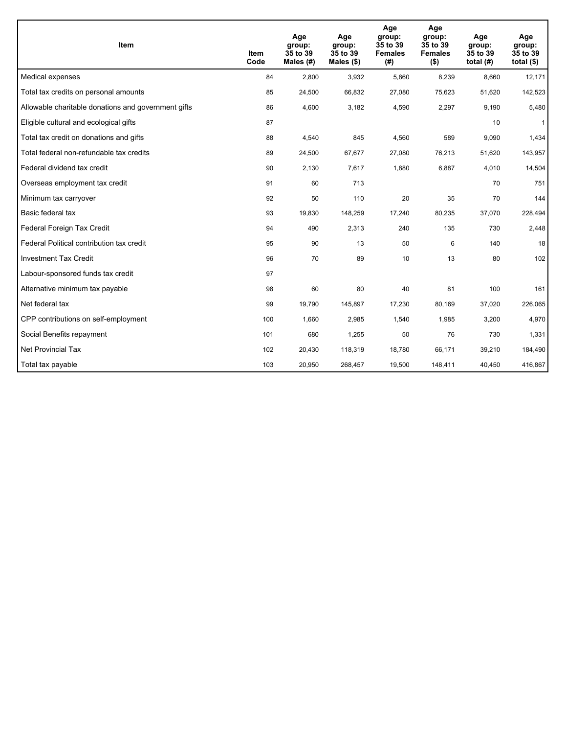| Item | Item Code | Age group: 35 to 39 Males (#) | Age group: 35 to 39 Males ($) | Age group: 35 to 39 Females (#) | Age group: 35 to 39 Females ($) | Age group: 35 to 39 total (#) | Age group: 35 to 39 total ($) |
|---|---|---|---|---|---|---|---|
| Medical expenses | 84 | 2,800 | 3,932 | 5,860 | 8,239 | 8,660 | 12,171 |
| Total tax credits on personal amounts | 85 | 24,500 | 66,832 | 27,080 | 75,623 | 51,620 | 142,523 |
| Allowable charitable donations and government gifts | 86 | 4,600 | 3,182 | 4,590 | 2,297 | 9,190 | 5,480 |
| Eligible cultural and ecological gifts | 87 | | | | | 10 | 1 |
| Total tax credit on donations and gifts | 88 | 4,540 | 845 | 4,560 | 589 | 9,090 | 1,434 |
| Total federal non-refundable tax credits | 89 | 24,500 | 67,677 | 27,080 | 76,213 | 51,620 | 143,957 |
| Federal dividend tax credit | 90 | 2,130 | 7,617 | 1,880 | 6,887 | 4,010 | 14,504 |
| Overseas employment tax credit | 91 | 60 | 713 | | | 70 | 751 |
| Minimum tax carryover | 92 | 50 | 110 | 20 | 35 | 70 | 144 |
| Basic federal tax | 93 | 19,830 | 148,259 | 17,240 | 80,235 | 37,070 | 228,494 |
| Federal Foreign Tax Credit | 94 | 490 | 2,313 | 240 | 135 | 730 | 2,448 |
| Federal Political contribution tax credit | 95 | 90 | 13 | 50 | 6 | 140 | 18 |
| Investment Tax Credit | 96 | 70 | 89 | 10 | 13 | 80 | 102 |
| Labour-sponsored funds tax credit | 97 | | | | | | |
| Alternative minimum tax payable | 98 | 60 | 80 | 40 | 81 | 100 | 161 |
| Net federal tax | 99 | 19,790 | 145,897 | 17,230 | 80,169 | 37,020 | 226,065 |
| CPP contributions on self-employment | 100 | 1,660 | 2,985 | 1,540 | 1,985 | 3,200 | 4,970 |
| Social Benefits repayment | 101 | 680 | 1,255 | 50 | 76 | 730 | 1,331 |
| Net Provincial Tax | 102 | 20,430 | 118,319 | 18,780 | 66,171 | 39,210 | 184,490 |
| Total tax payable | 103 | 20,950 | 268,457 | 19,500 | 148,411 | 40,450 | 416,867 |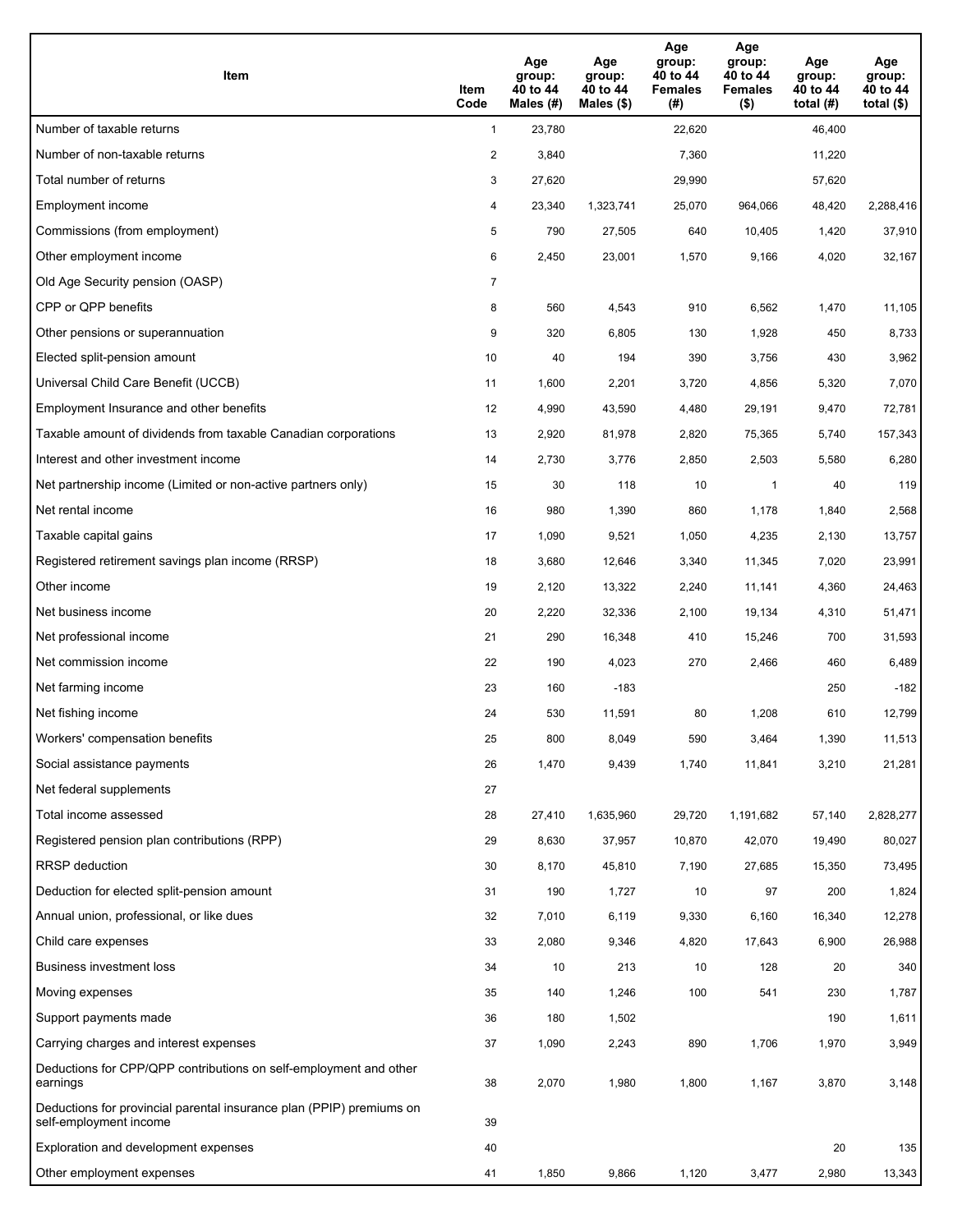| Item | Item Code | Age group: 40 to 44 Males (#) | Age group: 40 to 44 Males ($) | Age group: 40 to 44 Females (#) | Age group: 40 to 44 Females ($) | Age group: 40 to 44 total (#) | Age group: 40 to 44 total ($) |
|---|---|---|---|---|---|---|---|
| Number of taxable returns | 1 | 23,780 | | 22,620 | | 46,400 | |
| Number of non-taxable returns | 2 | 3,840 | | 7,360 | | 11,220 | |
| Total number of returns | 3 | 27,620 | | 29,990 | | 57,620 | |
| Employment income | 4 | 23,340 | 1,323,741 | 25,070 | 964,066 | 48,420 | 2,288,416 |
| Commissions (from employment) | 5 | 790 | 27,505 | 640 | 10,405 | 1,420 | 37,910 |
| Other employment income | 6 | 2,450 | 23,001 | 1,570 | 9,166 | 4,020 | 32,167 |
| Old Age Security pension (OASP) | 7 | | | | | | |
| CPP or QPP benefits | 8 | 560 | 4,543 | 910 | 6,562 | 1,470 | 11,105 |
| Other pensions or superannuation | 9 | 320 | 6,805 | 130 | 1,928 | 450 | 8,733 |
| Elected split-pension amount | 10 | 40 | 194 | 390 | 3,756 | 430 | 3,962 |
| Universal Child Care Benefit (UCCB) | 11 | 1,600 | 2,201 | 3,720 | 4,856 | 5,320 | 7,070 |
| Employment Insurance and other benefits | 12 | 4,990 | 43,590 | 4,480 | 29,191 | 9,470 | 72,781 |
| Taxable amount of dividends from taxable Canadian corporations | 13 | 2,920 | 81,978 | 2,820 | 75,365 | 5,740 | 157,343 |
| Interest and other investment income | 14 | 2,730 | 3,776 | 2,850 | 2,503 | 5,580 | 6,280 |
| Net partnership income (Limited or non-active partners only) | 15 | 30 | 118 | 10 | 1 | 40 | 119 |
| Net rental income | 16 | 980 | 1,390 | 860 | 1,178 | 1,840 | 2,568 |
| Taxable capital gains | 17 | 1,090 | 9,521 | 1,050 | 4,235 | 2,130 | 13,757 |
| Registered retirement savings plan income (RRSP) | 18 | 3,680 | 12,646 | 3,340 | 11,345 | 7,020 | 23,991 |
| Other income | 19 | 2,120 | 13,322 | 2,240 | 11,141 | 4,360 | 24,463 |
| Net business income | 20 | 2,220 | 32,336 | 2,100 | 19,134 | 4,310 | 51,471 |
| Net professional income | 21 | 290 | 16,348 | 410 | 15,246 | 700 | 31,593 |
| Net commission income | 22 | 190 | 4,023 | 270 | 2,466 | 460 | 6,489 |
| Net farming income | 23 | 160 | -183 | | | 250 | -182 |
| Net fishing income | 24 | 530 | 11,591 | 80 | 1,208 | 610 | 12,799 |
| Workers' compensation benefits | 25 | 800 | 8,049 | 590 | 3,464 | 1,390 | 11,513 |
| Social assistance payments | 26 | 1,470 | 9,439 | 1,740 | 11,841 | 3,210 | 21,281 |
| Net federal supplements | 27 | | | | | | |
| Total income assessed | 28 | 27,410 | 1,635,960 | 29,720 | 1,191,682 | 57,140 | 2,828,277 |
| Registered pension plan contributions (RPP) | 29 | 8,630 | 37,957 | 10,870 | 42,070 | 19,490 | 80,027 |
| RRSP deduction | 30 | 8,170 | 45,810 | 7,190 | 27,685 | 15,350 | 73,495 |
| Deduction for elected split-pension amount | 31 | 190 | 1,727 | 10 | 97 | 200 | 1,824 |
| Annual union, professional, or like dues | 32 | 7,010 | 6,119 | 9,330 | 6,160 | 16,340 | 12,278 |
| Child care expenses | 33 | 2,080 | 9,346 | 4,820 | 17,643 | 6,900 | 26,988 |
| Business investment loss | 34 | 10 | 213 | 10 | 128 | 20 | 340 |
| Moving expenses | 35 | 140 | 1,246 | 100 | 541 | 230 | 1,787 |
| Support payments made | 36 | 180 | 1,502 | | | 190 | 1,611 |
| Carrying charges and interest expenses | 37 | 1,090 | 2,243 | 890 | 1,706 | 1,970 | 3,949 |
| Deductions for CPP/QPP contributions on self-employment and other earnings | 38 | 2,070 | 1,980 | 1,800 | 1,167 | 3,870 | 3,148 |
| Deductions for provincial parental insurance plan (PPIP) premiums on self-employment income | 39 | | | | | | |
| Exploration and development expenses | 40 | | | | | 20 | 135 |
| Other employment expenses | 41 | 1,850 | 9,866 | 1,120 | 3,477 | 2,980 | 13,343 |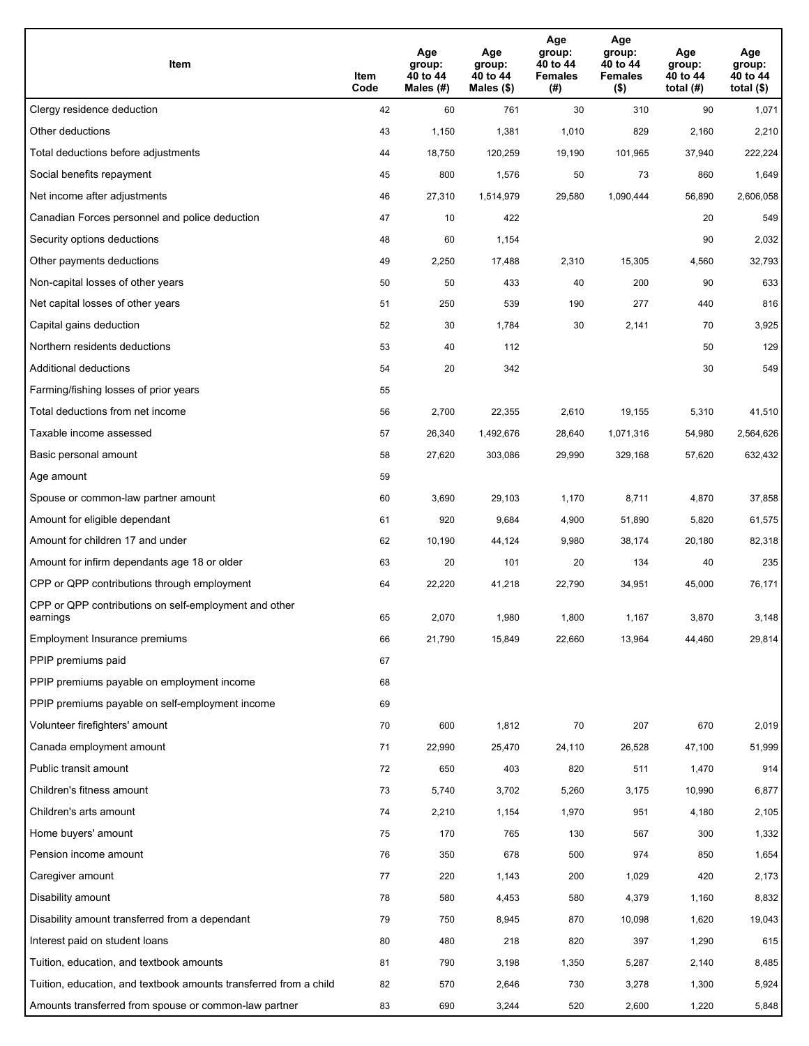| Item | Item Code | Age group: 40 to 44 Males (#) | Age group: 40 to 44 Males ($) | Age group: 40 to 44 Females (#) | Age group: 40 to 44 Females ($) | Age group: 40 to 44 total (#) | Age group: 40 to 44 total ($) |
|---|---|---|---|---|---|---|---|
| Clergy residence deduction | 42 | 60 | 761 | 30 | 310 | 90 | 1,071 |
| Other deductions | 43 | 1,150 | 1,381 | 1,010 | 829 | 2,160 | 2,210 |
| Total deductions before adjustments | 44 | 18,750 | 120,259 | 19,190 | 101,965 | 37,940 | 222,224 |
| Social benefits repayment | 45 | 800 | 1,576 | 50 | 73 | 860 | 1,649 |
| Net income after adjustments | 46 | 27,310 | 1,514,979 | 29,580 | 1,090,444 | 56,890 | 2,606,058 |
| Canadian Forces personnel and police deduction | 47 | 10 | 422 | | | 20 | 549 |
| Security options deductions | 48 | 60 | 1,154 | | | 90 | 2,032 |
| Other payments deductions | 49 | 2,250 | 17,488 | 2,310 | 15,305 | 4,560 | 32,793 |
| Non-capital losses of other years | 50 | 50 | 433 | 40 | 200 | 90 | 633 |
| Net capital losses of other years | 51 | 250 | 539 | 190 | 277 | 440 | 816 |
| Capital gains deduction | 52 | 30 | 1,784 | 30 | 2,141 | 70 | 3,925 |
| Northern residents deductions | 53 | 40 | 112 | | | 50 | 129 |
| Additional deductions | 54 | 20 | 342 | | | 30 | 549 |
| Farming/fishing losses of prior years | 55 | | | | | | |
| Total deductions from net income | 56 | 2,700 | 22,355 | 2,610 | 19,155 | 5,310 | 41,510 |
| Taxable income assessed | 57 | 26,340 | 1,492,676 | 28,640 | 1,071,316 | 54,980 | 2,564,626 |
| Basic personal amount | 58 | 27,620 | 303,086 | 29,990 | 329,168 | 57,620 | 632,432 |
| Age amount | 59 | | | | | | |
| Spouse or common-law partner amount | 60 | 3,690 | 29,103 | 1,170 | 8,711 | 4,870 | 37,858 |
| Amount for eligible dependant | 61 | 920 | 9,684 | 4,900 | 51,890 | 5,820 | 61,575 |
| Amount for children 17 and under | 62 | 10,190 | 44,124 | 9,980 | 38,174 | 20,180 | 82,318 |
| Amount for infirm dependants age 18 or older | 63 | 20 | 101 | 20 | 134 | 40 | 235 |
| CPP or QPP contributions through employment | 64 | 22,220 | 41,218 | 22,790 | 34,951 | 45,000 | 76,171 |
| CPP or QPP contributions on self-employment and other earnings | 65 | 2,070 | 1,980 | 1,800 | 1,167 | 3,870 | 3,148 |
| Employment Insurance premiums | 66 | 21,790 | 15,849 | 22,660 | 13,964 | 44,460 | 29,814 |
| PPIP premiums paid | 67 | | | | | | |
| PPIP premiums payable on employment income | 68 | | | | | | |
| PPIP premiums payable on self-employment income | 69 | | | | | | |
| Volunteer firefighters' amount | 70 | 600 | 1,812 | 70 | 207 | 670 | 2,019 |
| Canada employment amount | 71 | 22,990 | 25,470 | 24,110 | 26,528 | 47,100 | 51,999 |
| Public transit amount | 72 | 650 | 403 | 820 | 511 | 1,470 | 914 |
| Children's fitness amount | 73 | 5,740 | 3,702 | 5,260 | 3,175 | 10,990 | 6,877 |
| Children's arts amount | 74 | 2,210 | 1,154 | 1,970 | 951 | 4,180 | 2,105 |
| Home buyers' amount | 75 | 170 | 765 | 130 | 567 | 300 | 1,332 |
| Pension income amount | 76 | 350 | 678 | 500 | 974 | 850 | 1,654 |
| Caregiver amount | 77 | 220 | 1,143 | 200 | 1,029 | 420 | 2,173 |
| Disability amount | 78 | 580 | 4,453 | 580 | 4,379 | 1,160 | 8,832 |
| Disability amount transferred from a dependant | 79 | 750 | 8,945 | 870 | 10,098 | 1,620 | 19,043 |
| Interest paid on student loans | 80 | 480 | 218 | 820 | 397 | 1,290 | 615 |
| Tuition, education, and textbook amounts | 81 | 790 | 3,198 | 1,350 | 5,287 | 2,140 | 8,485 |
| Tuition, education, and textbook amounts transferred from a child | 82 | 570 | 2,646 | 730 | 3,278 | 1,300 | 5,924 |
| Amounts transferred from spouse or common-law partner | 83 | 690 | 3,244 | 520 | 2,600 | 1,220 | 5,848 |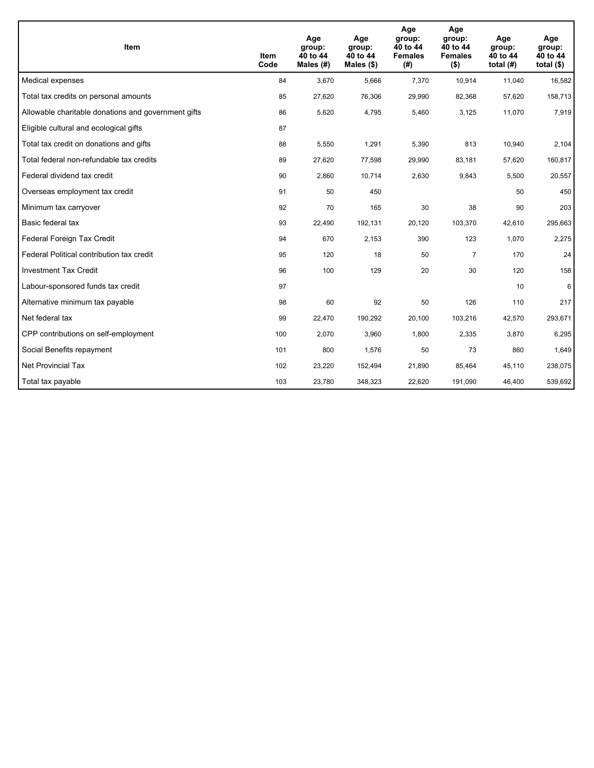| Item | Item Code | Age group: 40 to 44 Males (#) | Age group: 40 to 44 Males ($) | Age group: 40 to 44 Females (#) | Age group: 40 to 44 Females ($) | Age group: 40 to 44 total (#) | Age group: 40 to 44 total ($) |
| --- | --- | --- | --- | --- | --- | --- | --- |
| Medical expenses | 84 | 3,670 | 5,666 | 7,370 | 10,914 | 11,040 | 16,582 |
| Total tax credits on personal amounts | 85 | 27,620 | 76,306 | 29,990 | 82,368 | 57,620 | 158,713 |
| Allowable charitable donations and government gifts | 86 | 5,620 | 4,795 | 5,460 | 3,125 | 11,070 | 7,919 |
| Eligible cultural and ecological gifts | 87 | | | | | | |
| Total tax credit on donations and gifts | 88 | 5,550 | 1,291 | 5,390 | 813 | 10,940 | 2,104 |
| Total federal non-refundable tax credits | 89 | 27,620 | 77,598 | 29,990 | 83,181 | 57,620 | 160,817 |
| Federal dividend tax credit | 90 | 2,860 | 10,714 | 2,630 | 9,843 | 5,500 | 20,557 |
| Overseas employment tax credit | 91 | 50 | 450 | | | 50 | 450 |
| Minimum tax carryover | 92 | 70 | 165 | 30 | 38 | 90 | 203 |
| Basic federal tax | 93 | 22,490 | 192,131 | 20,120 | 103,370 | 42,610 | 295,663 |
| Federal Foreign Tax Credit | 94 | 670 | 2,153 | 390 | 123 | 1,070 | 2,275 |
| Federal Political contribution tax credit | 95 | 120 | 18 | 50 | 7 | 170 | 24 |
| Investment Tax Credit | 96 | 100 | 129 | 20 | 30 | 120 | 158 |
| Labour-sponsored funds tax credit | 97 | | | | | 10 | 6 |
| Alternative minimum tax payable | 98 | 60 | 92 | 50 | 126 | 110 | 217 |
| Net federal tax | 99 | 22,470 | 190,292 | 20,100 | 103,216 | 42,570 | 293,671 |
| CPP contributions on self-employment | 100 | 2,070 | 3,960 | 1,800 | 2,335 | 3,870 | 6,295 |
| Social Benefits repayment | 101 | 800 | 1,576 | 50 | 73 | 860 | 1,649 |
| Net Provincial Tax | 102 | 23,220 | 152,494 | 21,890 | 85,464 | 45,110 | 238,075 |
| Total tax payable | 103 | 23,780 | 348,323 | 22,620 | 191,090 | 46,400 | 539,692 |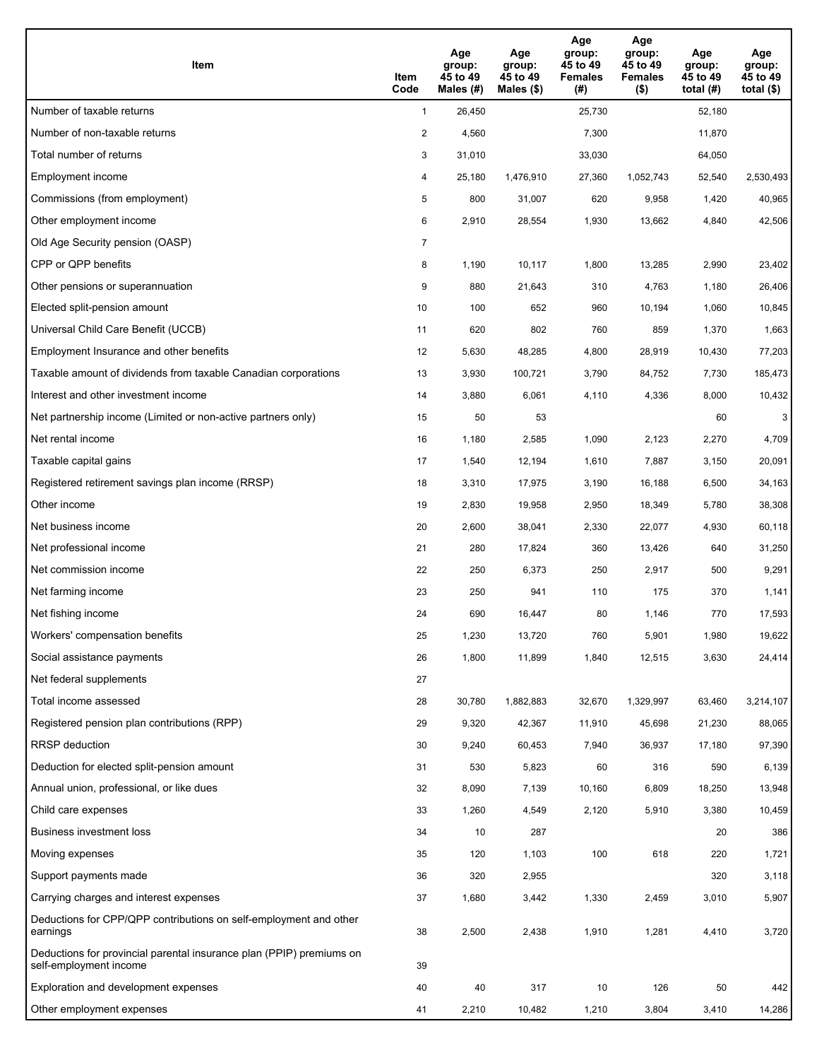| Item | Item Code | Age group: 45 to 49 Males (#) | Age group: 45 to 49 Males ($) | Age group: 45 to 49 Females (#) | Age group: 45 to 49 Females ($) | Age group: 45 to 49 total (#) | Age group: 45 to 49 total ($) |
|---|---|---|---|---|---|---|---|
| Number of taxable returns | 1 | 26,450 | | 25,730 | | 52,180 | |
| Number of non-taxable returns | 2 | 4,560 | | 7,300 | | 11,870 | |
| Total number of returns | 3 | 31,010 | | 33,030 | | 64,050 | |
| Employment income | 4 | 25,180 | 1,476,910 | 27,360 | 1,052,743 | 52,540 | 2,530,493 |
| Commissions (from employment) | 5 | 800 | 31,007 | 620 | 9,958 | 1,420 | 40,965 |
| Other employment income | 6 | 2,910 | 28,554 | 1,930 | 13,662 | 4,840 | 42,506 |
| Old Age Security pension (OASP) | 7 | | | | | | |
| CPP or QPP benefits | 8 | 1,190 | 10,117 | 1,800 | 13,285 | 2,990 | 23,402 |
| Other pensions or superannuation | 9 | 880 | 21,643 | 310 | 4,763 | 1,180 | 26,406 |
| Elected split-pension amount | 10 | 100 | 652 | 960 | 10,194 | 1,060 | 10,845 |
| Universal Child Care Benefit (UCCB) | 11 | 620 | 802 | 760 | 859 | 1,370 | 1,663 |
| Employment Insurance and other benefits | 12 | 5,630 | 48,285 | 4,800 | 28,919 | 10,430 | 77,203 |
| Taxable amount of dividends from taxable Canadian corporations | 13 | 3,930 | 100,721 | 3,790 | 84,752 | 7,730 | 185,473 |
| Interest and other investment income | 14 | 3,880 | 6,061 | 4,110 | 4,336 | 8,000 | 10,432 |
| Net partnership income (Limited or non-active partners only) | 15 | 50 | 53 | | | 60 | 3 |
| Net rental income | 16 | 1,180 | 2,585 | 1,090 | 2,123 | 2,270 | 4,709 |
| Taxable capital gains | 17 | 1,540 | 12,194 | 1,610 | 7,887 | 3,150 | 20,091 |
| Registered retirement savings plan income (RRSP) | 18 | 3,310 | 17,975 | 3,190 | 16,188 | 6,500 | 34,163 |
| Other income | 19 | 2,830 | 19,958 | 2,950 | 18,349 | 5,780 | 38,308 |
| Net business income | 20 | 2,600 | 38,041 | 2,330 | 22,077 | 4,930 | 60,118 |
| Net professional income | 21 | 280 | 17,824 | 360 | 13,426 | 640 | 31,250 |
| Net commission income | 22 | 250 | 6,373 | 250 | 2,917 | 500 | 9,291 |
| Net farming income | 23 | 250 | 941 | 110 | 175 | 370 | 1,141 |
| Net fishing income | 24 | 690 | 16,447 | 80 | 1,146 | 770 | 17,593 |
| Workers' compensation benefits | 25 | 1,230 | 13,720 | 760 | 5,901 | 1,980 | 19,622 |
| Social assistance payments | 26 | 1,800 | 11,899 | 1,840 | 12,515 | 3,630 | 24,414 |
| Net federal supplements | 27 | | | | | | |
| Total income assessed | 28 | 30,780 | 1,882,883 | 32,670 | 1,329,997 | 63,460 | 3,214,107 |
| Registered pension plan contributions (RPP) | 29 | 9,320 | 42,367 | 11,910 | 45,698 | 21,230 | 88,065 |
| RRSP deduction | 30 | 9,240 | 60,453 | 7,940 | 36,937 | 17,180 | 97,390 |
| Deduction for elected split-pension amount | 31 | 530 | 5,823 | 60 | 316 | 590 | 6,139 |
| Annual union, professional, or like dues | 32 | 8,090 | 7,139 | 10,160 | 6,809 | 18,250 | 13,948 |
| Child care expenses | 33 | 1,260 | 4,549 | 2,120 | 5,910 | 3,380 | 10,459 |
| Business investment loss | 34 | 10 | 287 | | | 20 | 386 |
| Moving expenses | 35 | 120 | 1,103 | 100 | 618 | 220 | 1,721 |
| Support payments made | 36 | 320 | 2,955 | | | 320 | 3,118 |
| Carrying charges and interest expenses | 37 | 1,680 | 3,442 | 1,330 | 2,459 | 3,010 | 5,907 |
| Deductions for CPP/QPP contributions on self-employment and other earnings | 38 | 2,500 | 2,438 | 1,910 | 1,281 | 4,410 | 3,720 |
| Deductions for provincial parental insurance plan (PPIP) premiums on self-employment income | 39 | | | | | | |
| Exploration and development expenses | 40 | 40 | 317 | 10 | 126 | 50 | 442 |
| Other employment expenses | 41 | 2,210 | 10,482 | 1,210 | 3,804 | 3,410 | 14,286 |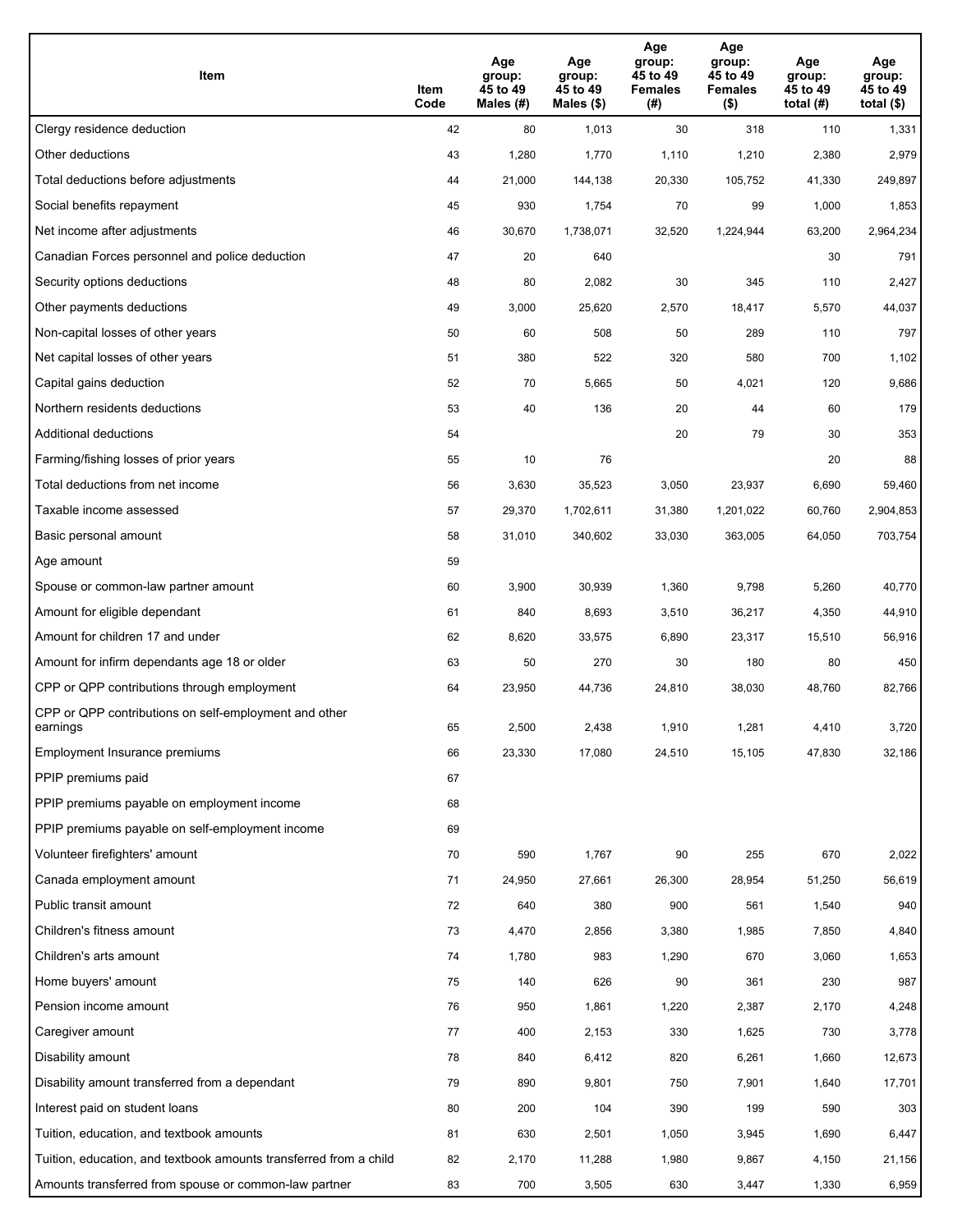| Item | Item Code | Age group: 45 to 49 Males (#) | Age group: 45 to 49 Males ($) | Age group: 45 to 49 Females (#) | Age group: 45 to 49 Females ($) | Age group: 45 to 49 total (#) | Age group: 45 to 49 total ($) |
|---|---|---|---|---|---|---|---|
| Clergy residence deduction | 42 | 80 | 1,013 | 30 | 318 | 110 | 1,331 |
| Other deductions | 43 | 1,280 | 1,770 | 1,110 | 1,210 | 2,380 | 2,979 |
| Total deductions before adjustments | 44 | 21,000 | 144,138 | 20,330 | 105,752 | 41,330 | 249,897 |
| Social benefits repayment | 45 | 930 | 1,754 | 70 | 99 | 1,000 | 1,853 |
| Net income after adjustments | 46 | 30,670 | 1,738,071 | 32,520 | 1,224,944 | 63,200 | 2,964,234 |
| Canadian Forces personnel and police deduction | 47 | 20 | 640 | | | 30 | 791 |
| Security options deductions | 48 | 80 | 2,082 | 30 | 345 | 110 | 2,427 |
| Other payments deductions | 49 | 3,000 | 25,620 | 2,570 | 18,417 | 5,570 | 44,037 |
| Non-capital losses of other years | 50 | 60 | 508 | 50 | 289 | 110 | 797 |
| Net capital losses of other years | 51 | 380 | 522 | 320 | 580 | 700 | 1,102 |
| Capital gains deduction | 52 | 70 | 5,665 | 50 | 4,021 | 120 | 9,686 |
| Northern residents deductions | 53 | 40 | 136 | 20 | 44 | 60 | 179 |
| Additional deductions | 54 | | | 20 | 79 | 30 | 353 |
| Farming/fishing losses of prior years | 55 | 10 | 76 | | | 20 | 88 |
| Total deductions from net income | 56 | 3,630 | 35,523 | 3,050 | 23,937 | 6,690 | 59,460 |
| Taxable income assessed | 57 | 29,370 | 1,702,611 | 31,380 | 1,201,022 | 60,760 | 2,904,853 |
| Basic personal amount | 58 | 31,010 | 340,602 | 33,030 | 363,005 | 64,050 | 703,754 |
| Age amount | 59 | | | | | | |
| Spouse or common-law partner amount | 60 | 3,900 | 30,939 | 1,360 | 9,798 | 5,260 | 40,770 |
| Amount for eligible dependant | 61 | 840 | 8,693 | 3,510 | 36,217 | 4,350 | 44,910 |
| Amount for children 17 and under | 62 | 8,620 | 33,575 | 6,890 | 23,317 | 15,510 | 56,916 |
| Amount for infirm dependants age 18 or older | 63 | 50 | 270 | 30 | 180 | 80 | 450 |
| CPP or QPP contributions through employment | 64 | 23,950 | 44,736 | 24,810 | 38,030 | 48,760 | 82,766 |
| CPP or QPP contributions on self-employment and other earnings | 65 | 2,500 | 2,438 | 1,910 | 1,281 | 4,410 | 3,720 |
| Employment Insurance premiums | 66 | 23,330 | 17,080 | 24,510 | 15,105 | 47,830 | 32,186 |
| PPIP premiums paid | 67 | | | | | | |
| PPIP premiums payable on employment income | 68 | | | | | | |
| PPIP premiums payable on self-employment income | 69 | | | | | | |
| Volunteer firefighters' amount | 70 | 590 | 1,767 | 90 | 255 | 670 | 2,022 |
| Canada employment amount | 71 | 24,950 | 27,661 | 26,300 | 28,954 | 51,250 | 56,619 |
| Public transit amount | 72 | 640 | 380 | 900 | 561 | 1,540 | 940 |
| Children's fitness amount | 73 | 4,470 | 2,856 | 3,380 | 1,985 | 7,850 | 4,840 |
| Children's arts amount | 74 | 1,780 | 983 | 1,290 | 670 | 3,060 | 1,653 |
| Home buyers' amount | 75 | 140 | 626 | 90 | 361 | 230 | 987 |
| Pension income amount | 76 | 950 | 1,861 | 1,220 | 2,387 | 2,170 | 4,248 |
| Caregiver amount | 77 | 400 | 2,153 | 330 | 1,625 | 730 | 3,778 |
| Disability amount | 78 | 840 | 6,412 | 820 | 6,261 | 1,660 | 12,673 |
| Disability amount transferred from a dependant | 79 | 890 | 9,801 | 750 | 7,901 | 1,640 | 17,701 |
| Interest paid on student loans | 80 | 200 | 104 | 390 | 199 | 590 | 303 |
| Tuition, education, and textbook amounts | 81 | 630 | 2,501 | 1,050 | 3,945 | 1,690 | 6,447 |
| Tuition, education, and textbook amounts transferred from a child | 82 | 2,170 | 11,288 | 1,980 | 9,867 | 4,150 | 21,156 |
| Amounts transferred from spouse or common-law partner | 83 | 700 | 3,505 | 630 | 3,447 | 1,330 | 6,959 |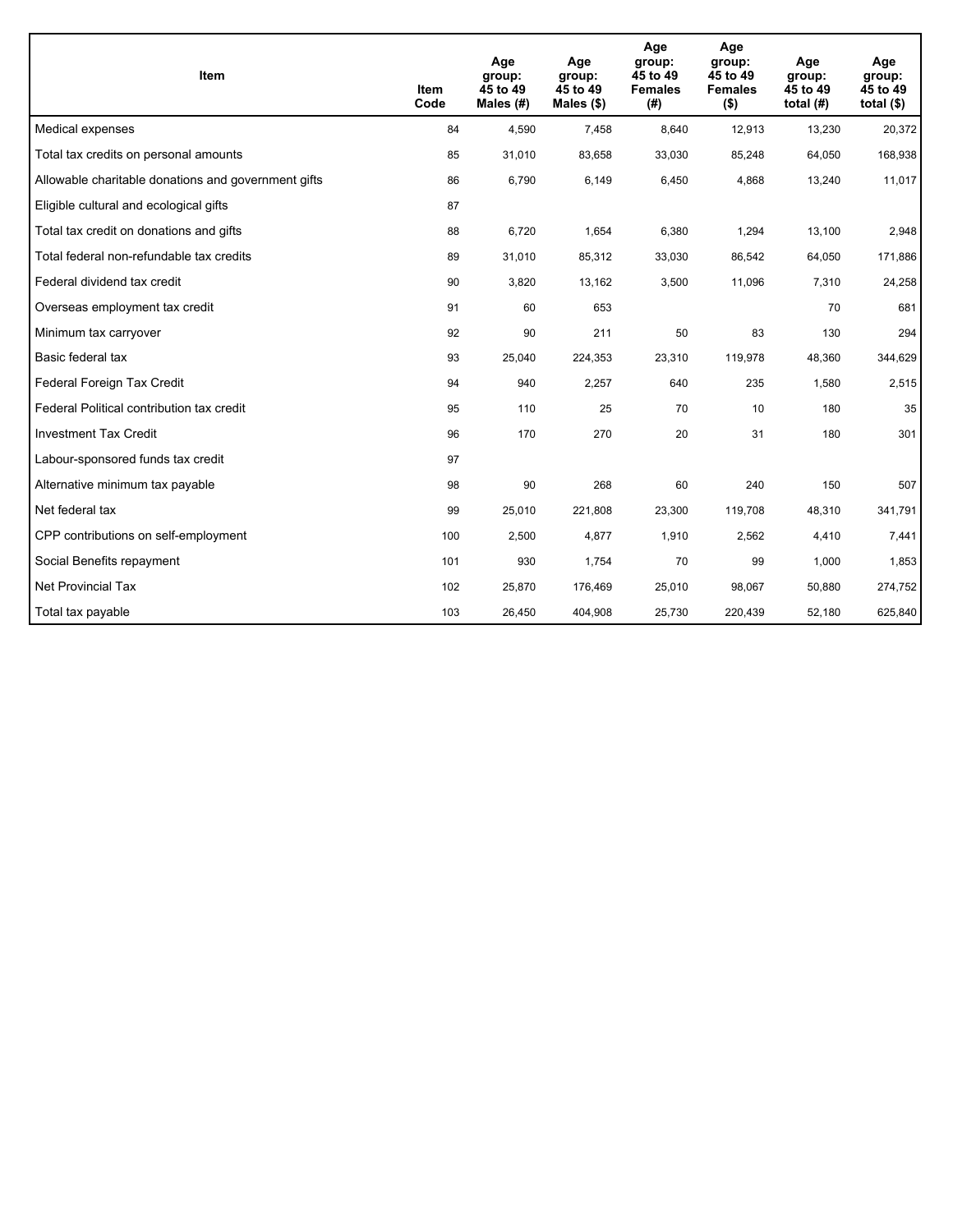| Item | Item Code | Age group: 45 to 49 Males (#) | Age group: 45 to 49 Males ($) | Age group: 45 to 49 Females (#) | Age group: 45 to 49 Females ($) | Age group: 45 to 49 total (#) | Age group: 45 to 49 total ($) |
|---|---|---|---|---|---|---|---|
| Medical expenses | 84 | 4,590 | 7,458 | 8,640 | 12,913 | 13,230 | 20,372 |
| Total tax credits on personal amounts | 85 | 31,010 | 83,658 | 33,030 | 85,248 | 64,050 | 168,938 |
| Allowable charitable donations and government gifts | 86 | 6,790 | 6,149 | 6,450 | 4,868 | 13,240 | 11,017 |
| Eligible cultural and ecological gifts | 87 | | | | | | |
| Total tax credit on donations and gifts | 88 | 6,720 | 1,654 | 6,380 | 1,294 | 13,100 | 2,948 |
| Total federal non-refundable tax credits | 89 | 31,010 | 85,312 | 33,030 | 86,542 | 64,050 | 171,886 |
| Federal dividend tax credit | 90 | 3,820 | 13,162 | 3,500 | 11,096 | 7,310 | 24,258 |
| Overseas employment tax credit | 91 | 60 | 653 | | | 70 | 681 |
| Minimum tax carryover | 92 | 90 | 211 | 50 | 83 | 130 | 294 |
| Basic federal tax | 93 | 25,040 | 224,353 | 23,310 | 119,978 | 48,360 | 344,629 |
| Federal Foreign Tax Credit | 94 | 940 | 2,257 | 640 | 235 | 1,580 | 2,515 |
| Federal Political contribution tax credit | 95 | 110 | 25 | 70 | 10 | 180 | 35 |
| Investment Tax Credit | 96 | 170 | 270 | 20 | 31 | 180 | 301 |
| Labour-sponsored funds tax credit | 97 | | | | | | |
| Alternative minimum tax payable | 98 | 90 | 268 | 60 | 240 | 150 | 507 |
| Net federal tax | 99 | 25,010 | 221,808 | 23,300 | 119,708 | 48,310 | 341,791 |
| CPP contributions on self-employment | 100 | 2,500 | 4,877 | 1,910 | 2,562 | 4,410 | 7,441 |
| Social Benefits repayment | 101 | 930 | 1,754 | 70 | 99 | 1,000 | 1,853 |
| Net Provincial Tax | 102 | 25,870 | 176,469 | 25,010 | 98,067 | 50,880 | 274,752 |
| Total tax payable | 103 | 26,450 | 404,908 | 25,730 | 220,439 | 52,180 | 625,840 |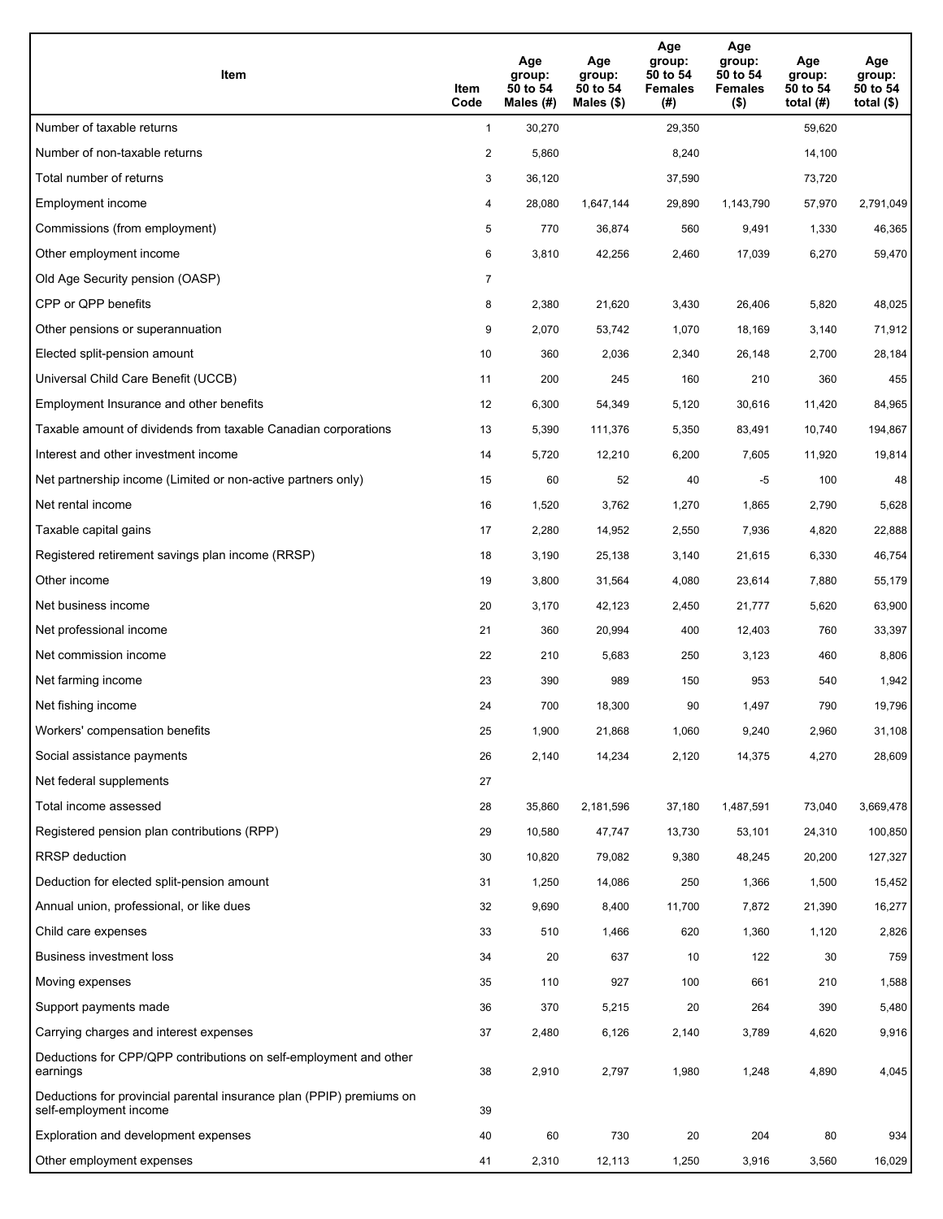| Item | Item Code | Age group: 50 to 54 Males (#) | Age group: 50 to 54 Males ($) | Age group: 50 to 54 Females (#) | Age group: 50 to 54 Females ($) | Age group: 50 to 54 total (#) | Age group: 50 to 54 total ($) |
|---|---|---|---|---|---|---|---|
| Number of taxable returns | 1 | 30,270 | | 29,350 | | 59,620 | |
| Number of non-taxable returns | 2 | 5,860 | | 8,240 | | 14,100 | |
| Total number of returns | 3 | 36,120 | | 37,590 | | 73,720 | |
| Employment income | 4 | 28,080 | 1,647,144 | 29,890 | 1,143,790 | 57,970 | 2,791,049 |
| Commissions (from employment) | 5 | 770 | 36,874 | 560 | 9,491 | 1,330 | 46,365 |
| Other employment income | 6 | 3,810 | 42,256 | 2,460 | 17,039 | 6,270 | 59,470 |
| Old Age Security pension (OASP) | 7 | | | | | | |
| CPP or QPP benefits | 8 | 2,380 | 21,620 | 3,430 | 26,406 | 5,820 | 48,025 |
| Other pensions or superannuation | 9 | 2,070 | 53,742 | 1,070 | 18,169 | 3,140 | 71,912 |
| Elected split-pension amount | 10 | 360 | 2,036 | 2,340 | 26,148 | 2,700 | 28,184 |
| Universal Child Care Benefit (UCCB) | 11 | 200 | 245 | 160 | 210 | 360 | 455 |
| Employment Insurance and other benefits | 12 | 6,300 | 54,349 | 5,120 | 30,616 | 11,420 | 84,965 |
| Taxable amount of dividends from taxable Canadian corporations | 13 | 5,390 | 111,376 | 5,350 | 83,491 | 10,740 | 194,867 |
| Interest and other investment income | 14 | 5,720 | 12,210 | 6,200 | 7,605 | 11,920 | 19,814 |
| Net partnership income (Limited or non-active partners only) | 15 | 60 | 52 | 40 | -5 | 100 | 48 |
| Net rental income | 16 | 1,520 | 3,762 | 1,270 | 1,865 | 2,790 | 5,628 |
| Taxable capital gains | 17 | 2,280 | 14,952 | 2,550 | 7,936 | 4,820 | 22,888 |
| Registered retirement savings plan income (RRSP) | 18 | 3,190 | 25,138 | 3,140 | 21,615 | 6,330 | 46,754 |
| Other income | 19 | 3,800 | 31,564 | 4,080 | 23,614 | 7,880 | 55,179 |
| Net business income | 20 | 3,170 | 42,123 | 2,450 | 21,777 | 5,620 | 63,900 |
| Net professional income | 21 | 360 | 20,994 | 400 | 12,403 | 760 | 33,397 |
| Net commission income | 22 | 210 | 5,683 | 250 | 3,123 | 460 | 8,806 |
| Net farming income | 23 | 390 | 989 | 150 | 953 | 540 | 1,942 |
| Net fishing income | 24 | 700 | 18,300 | 90 | 1,497 | 790 | 19,796 |
| Workers' compensation benefits | 25 | 1,900 | 21,868 | 1,060 | 9,240 | 2,960 | 31,108 |
| Social assistance payments | 26 | 2,140 | 14,234 | 2,120 | 14,375 | 4,270 | 28,609 |
| Net federal supplements | 27 | | | | | | |
| Total income assessed | 28 | 35,860 | 2,181,596 | 37,180 | 1,487,591 | 73,040 | 3,669,478 |
| Registered pension plan contributions (RPP) | 29 | 10,580 | 47,747 | 13,730 | 53,101 | 24,310 | 100,850 |
| RRSP deduction | 30 | 10,820 | 79,082 | 9,380 | 48,245 | 20,200 | 127,327 |
| Deduction for elected split-pension amount | 31 | 1,250 | 14,086 | 250 | 1,366 | 1,500 | 15,452 |
| Annual union, professional, or like dues | 32 | 9,690 | 8,400 | 11,700 | 7,872 | 21,390 | 16,277 |
| Child care expenses | 33 | 510 | 1,466 | 620 | 1,360 | 1,120 | 2,826 |
| Business investment loss | 34 | 20 | 637 | 10 | 122 | 30 | 759 |
| Moving expenses | 35 | 110 | 927 | 100 | 661 | 210 | 1,588 |
| Support payments made | 36 | 370 | 5,215 | 20 | 264 | 390 | 5,480 |
| Carrying charges and interest expenses | 37 | 2,480 | 6,126 | 2,140 | 3,789 | 4,620 | 9,916 |
| Deductions for CPP/QPP contributions on self-employment and other earnings | 38 | 2,910 | 2,797 | 1,980 | 1,248 | 4,890 | 4,045 |
| Deductions for provincial parental insurance plan (PPIP) premiums on self-employment income | 39 | | | | | | |
| Exploration and development expenses | 40 | 60 | 730 | 20 | 204 | 80 | 934 |
| Other employment expenses | 41 | 2,310 | 12,113 | 1,250 | 3,916 | 3,560 | 16,029 |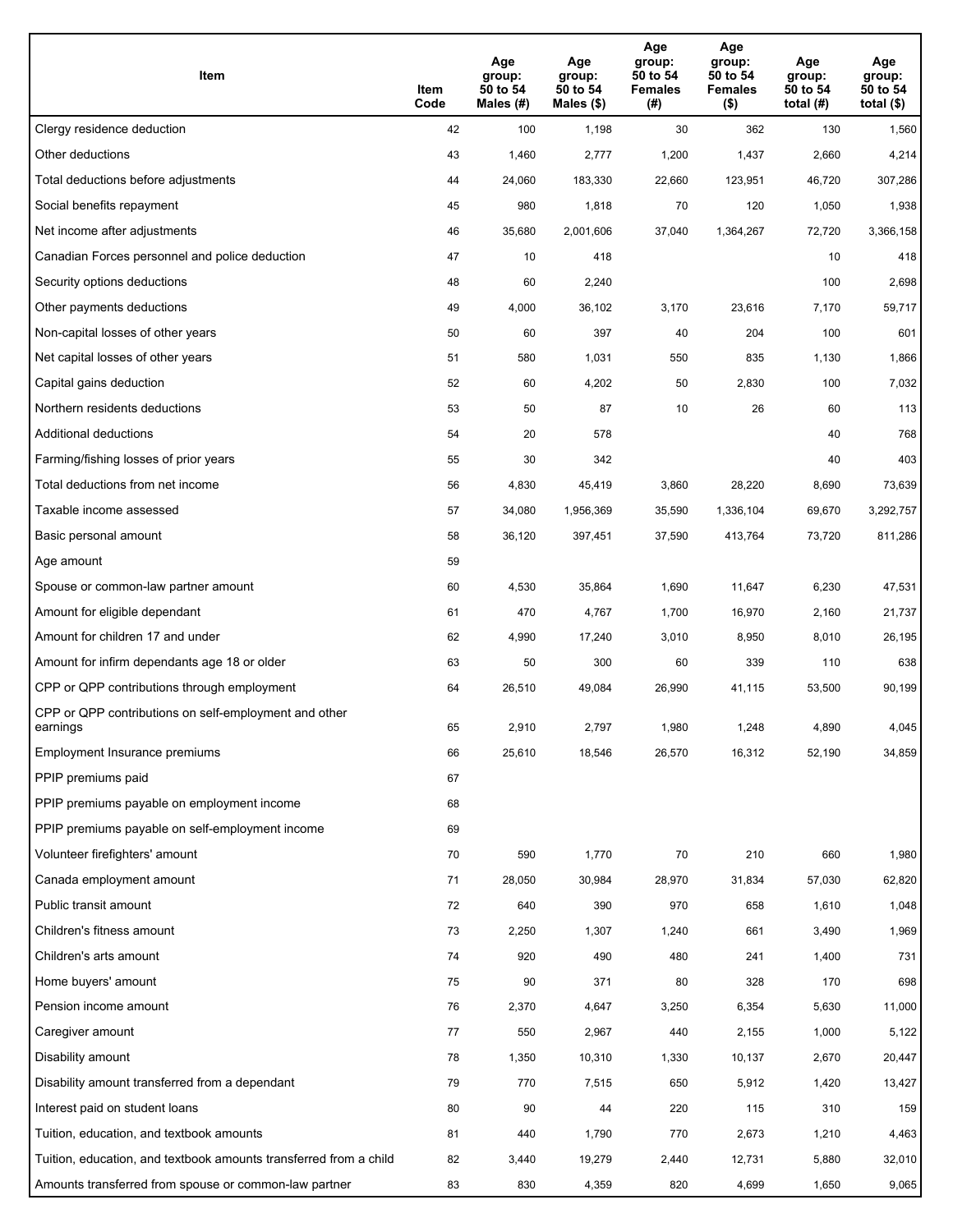| Item | Item Code | Age group: 50 to 54 Males (#) | Age group: 50 to 54 Males ($) | Age group: 50 to 54 Females (#) | Age group: 50 to 54 Females ($) | Age group: 50 to 54 total (#) | Age group: 50 to 54 total ($) |
|---|---|---|---|---|---|---|---|
| Clergy residence deduction | 42 | 100 | 1,198 | 30 | 362 | 130 | 1,560 |
| Other deductions | 43 | 1,460 | 2,777 | 1,200 | 1,437 | 2,660 | 4,214 |
| Total deductions before adjustments | 44 | 24,060 | 183,330 | 22,660 | 123,951 | 46,720 | 307,286 |
| Social benefits repayment | 45 | 980 | 1,818 | 70 | 120 | 1,050 | 1,938 |
| Net income after adjustments | 46 | 35,680 | 2,001,606 | 37,040 | 1,364,267 | 72,720 | 3,366,158 |
| Canadian Forces personnel and police deduction | 47 | 10 | 418 | | | 10 | 418 |
| Security options deductions | 48 | 60 | 2,240 | | | 100 | 2,698 |
| Other payments deductions | 49 | 4,000 | 36,102 | 3,170 | 23,616 | 7,170 | 59,717 |
| Non-capital losses of other years | 50 | 60 | 397 | 40 | 204 | 100 | 601 |
| Net capital losses of other years | 51 | 580 | 1,031 | 550 | 835 | 1,130 | 1,866 |
| Capital gains deduction | 52 | 60 | 4,202 | 50 | 2,830 | 100 | 7,032 |
| Northern residents deductions | 53 | 50 | 87 | 10 | 26 | 60 | 113 |
| Additional deductions | 54 | 20 | 578 | | | 40 | 768 |
| Farming/fishing losses of prior years | 55 | 30 | 342 | | | 40 | 403 |
| Total deductions from net income | 56 | 4,830 | 45,419 | 3,860 | 28,220 | 8,690 | 73,639 |
| Taxable income assessed | 57 | 34,080 | 1,956,369 | 35,590 | 1,336,104 | 69,670 | 3,292,757 |
| Basic personal amount | 58 | 36,120 | 397,451 | 37,590 | 413,764 | 73,720 | 811,286 |
| Age amount | 59 | | | | | | |
| Spouse or common-law partner amount | 60 | 4,530 | 35,864 | 1,690 | 11,647 | 6,230 | 47,531 |
| Amount for eligible dependant | 61 | 470 | 4,767 | 1,700 | 16,970 | 2,160 | 21,737 |
| Amount for children 17 and under | 62 | 4,990 | 17,240 | 3,010 | 8,950 | 8,010 | 26,195 |
| Amount for infirm dependants age 18 or older | 63 | 50 | 300 | 60 | 339 | 110 | 638 |
| CPP or QPP contributions through employment | 64 | 26,510 | 49,084 | 26,990 | 41,115 | 53,500 | 90,199 |
| CPP or QPP contributions on self-employment and other earnings | 65 | 2,910 | 2,797 | 1,980 | 1,248 | 4,890 | 4,045 |
| Employment Insurance premiums | 66 | 25,610 | 18,546 | 26,570 | 16,312 | 52,190 | 34,859 |
| PPIP premiums paid | 67 | | | | | | |
| PPIP premiums payable on employment income | 68 | | | | | | |
| PPIP premiums payable on self-employment income | 69 | | | | | | |
| Volunteer firefighters' amount | 70 | 590 | 1,770 | 70 | 210 | 660 | 1,980 |
| Canada employment amount | 71 | 28,050 | 30,984 | 28,970 | 31,834 | 57,030 | 62,820 |
| Public transit amount | 72 | 640 | 390 | 970 | 658 | 1,610 | 1,048 |
| Children's fitness amount | 73 | 2,250 | 1,307 | 1,240 | 661 | 3,490 | 1,969 |
| Children's arts amount | 74 | 920 | 490 | 480 | 241 | 1,400 | 731 |
| Home buyers' amount | 75 | 90 | 371 | 80 | 328 | 170 | 698 |
| Pension income amount | 76 | 2,370 | 4,647 | 3,250 | 6,354 | 5,630 | 11,000 |
| Caregiver amount | 77 | 550 | 2,967 | 440 | 2,155 | 1,000 | 5,122 |
| Disability amount | 78 | 1,350 | 10,310 | 1,330 | 10,137 | 2,670 | 20,447 |
| Disability amount transferred from a dependant | 79 | 770 | 7,515 | 650 | 5,912 | 1,420 | 13,427 |
| Interest paid on student loans | 80 | 90 | 44 | 220 | 115 | 310 | 159 |
| Tuition, education, and textbook amounts | 81 | 440 | 1,790 | 770 | 2,673 | 1,210 | 4,463 |
| Tuition, education, and textbook amounts transferred from a child | 82 | 3,440 | 19,279 | 2,440 | 12,731 | 5,880 | 32,010 |
| Amounts transferred from spouse or common-law partner | 83 | 830 | 4,359 | 820 | 4,699 | 1,650 | 9,065 |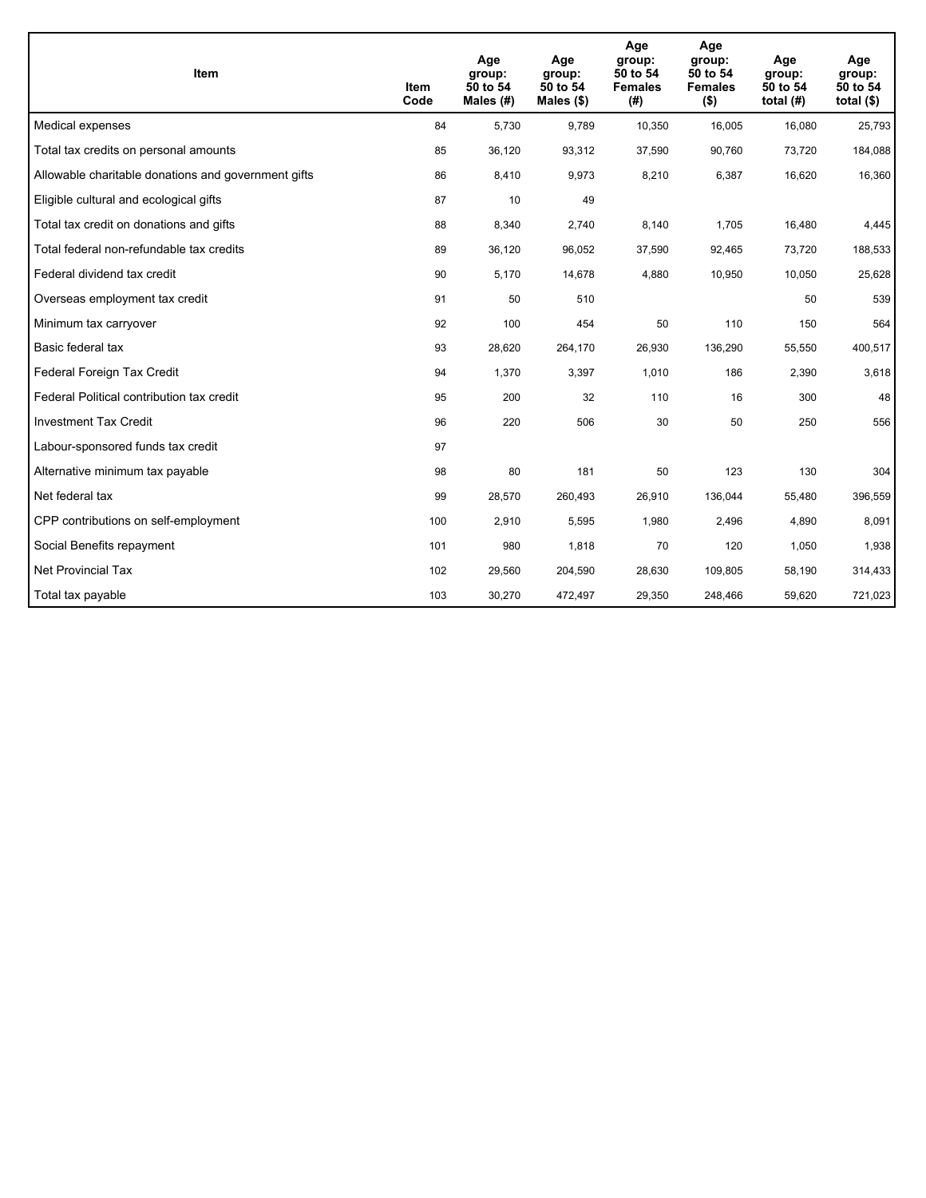| Item | Item Code | Age group: 50 to 54 Males (#) | Age group: 50 to 54 Males ($) | Age group: 50 to 54 Females (#) | Age group: 50 to 54 Females ($) | Age group: 50 to 54 total (#) | Age group: 50 to 54 total ($) |
|---|---|---|---|---|---|---|---|
| Medical expenses | 84 | 5,730 | 9,789 | 10,350 | 16,005 | 16,080 | 25,793 |
| Total tax credits on personal amounts | 85 | 36,120 | 93,312 | 37,590 | 90,760 | 73,720 | 184,088 |
| Allowable charitable donations and government gifts | 86 | 8,410 | 9,973 | 8,210 | 6,387 | 16,620 | 16,360 |
| Eligible cultural and ecological gifts | 87 | 10 | 49 | | | | |
| Total tax credit on donations and gifts | 88 | 8,340 | 2,740 | 8,140 | 1,705 | 16,480 | 4,445 |
| Total federal non-refundable tax credits | 89 | 36,120 | 96,052 | 37,590 | 92,465 | 73,720 | 188,533 |
| Federal dividend tax credit | 90 | 5,170 | 14,678 | 4,880 | 10,950 | 10,050 | 25,628 |
| Overseas employment tax credit | 91 | 50 | 510 | | | 50 | 539 |
| Minimum tax carryover | 92 | 100 | 454 | 50 | 110 | 150 | 564 |
| Basic federal tax | 93 | 28,620 | 264,170 | 26,930 | 136,290 | 55,550 | 400,517 |
| Federal Foreign Tax Credit | 94 | 1,370 | 3,397 | 1,010 | 186 | 2,390 | 3,618 |
| Federal Political contribution tax credit | 95 | 200 | 32 | 110 | 16 | 300 | 48 |
| Investment Tax Credit | 96 | 220 | 506 | 30 | 50 | 250 | 556 |
| Labour-sponsored funds tax credit | 97 | | | | | | |
| Alternative minimum tax payable | 98 | 80 | 181 | 50 | 123 | 130 | 304 |
| Net federal tax | 99 | 28,570 | 260,493 | 26,910 | 136,044 | 55,480 | 396,559 |
| CPP contributions on self-employment | 100 | 2,910 | 5,595 | 1,980 | 2,496 | 4,890 | 8,091 |
| Social Benefits repayment | 101 | 980 | 1,818 | 70 | 120 | 1,050 | 1,938 |
| Net Provincial Tax | 102 | 29,560 | 204,590 | 28,630 | 109,805 | 58,190 | 314,433 |
| Total tax payable | 103 | 30,270 | 472,497 | 29,350 | 248,466 | 59,620 | 721,023 |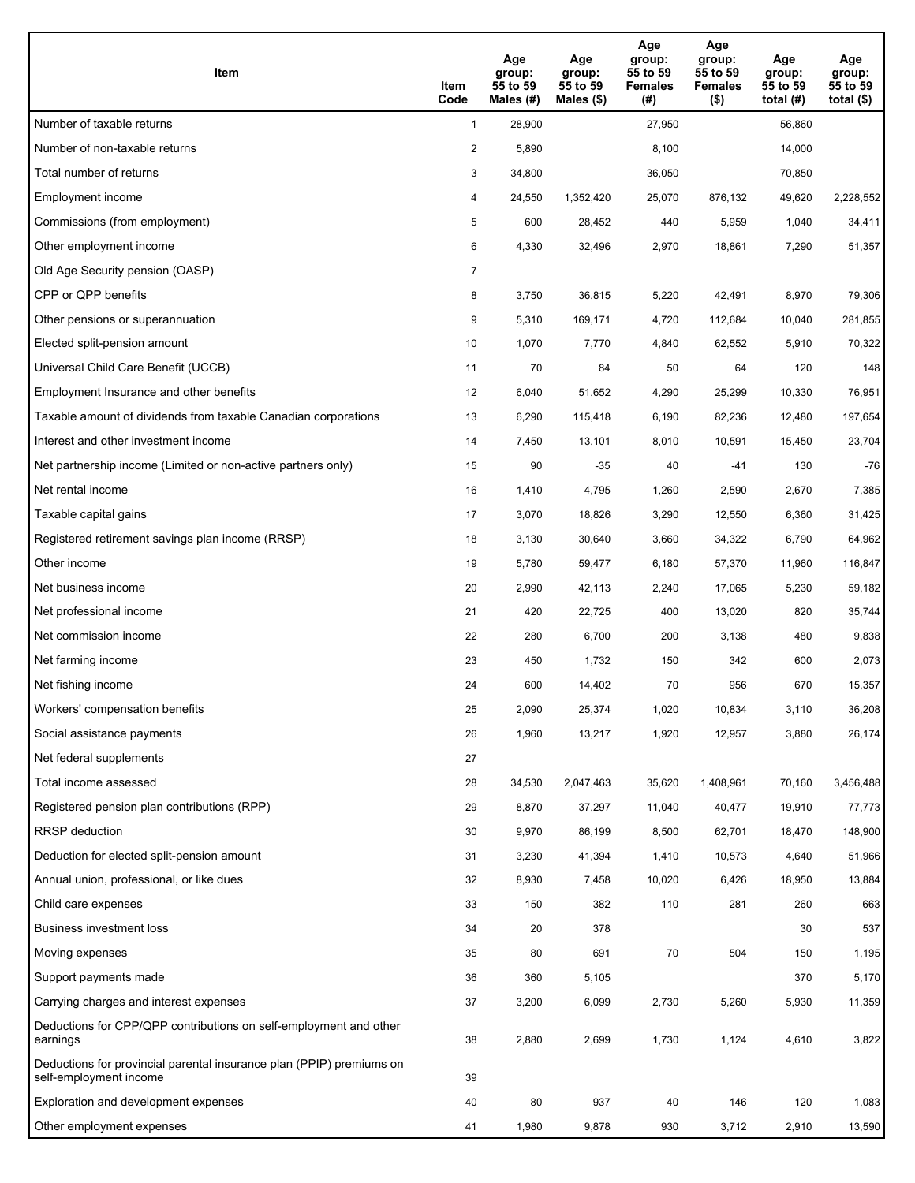| Item | Item Code | Age group: 55 to 59 Males (#) | Age group: 55 to 59 Males ($) | Age group: 55 to 59 Females (#) | Age group: 55 to 59 Females ($) | Age group: 55 to 59 total (#) | Age group: 55 to 59 total ($) |
|---|---|---|---|---|---|---|---|
| Number of taxable returns | 1 | 28,900 | | 27,950 | | 56,860 | |
| Number of non-taxable returns | 2 | 5,890 | | 8,100 | | 14,000 | |
| Total number of returns | 3 | 34,800 | | 36,050 | | 70,850 | |
| Employment income | 4 | 24,550 | 1,352,420 | 25,070 | 876,132 | 49,620 | 2,228,552 |
| Commissions (from employment) | 5 | 600 | 28,452 | 440 | 5,959 | 1,040 | 34,411 |
| Other employment income | 6 | 4,330 | 32,496 | 2,970 | 18,861 | 7,290 | 51,357 |
| Old Age Security pension (OASP) | 7 | | | | | | |
| CPP or QPP benefits | 8 | 3,750 | 36,815 | 5,220 | 42,491 | 8,970 | 79,306 |
| Other pensions or superannuation | 9 | 5,310 | 169,171 | 4,720 | 112,684 | 10,040 | 281,855 |
| Elected split-pension amount | 10 | 1,070 | 7,770 | 4,840 | 62,552 | 5,910 | 70,322 |
| Universal Child Care Benefit (UCCB) | 11 | 70 | 84 | 50 | 64 | 120 | 148 |
| Employment Insurance and other benefits | 12 | 6,040 | 51,652 | 4,290 | 25,299 | 10,330 | 76,951 |
| Taxable amount of dividends from taxable Canadian corporations | 13 | 6,290 | 115,418 | 6,190 | 82,236 | 12,480 | 197,654 |
| Interest and other investment income | 14 | 7,450 | 13,101 | 8,010 | 10,591 | 15,450 | 23,704 |
| Net partnership income (Limited or non-active partners only) | 15 | 90 | -35 | 40 | -41 | 130 | -76 |
| Net rental income | 16 | 1,410 | 4,795 | 1,260 | 2,590 | 2,670 | 7,385 |
| Taxable capital gains | 17 | 3,070 | 18,826 | 3,290 | 12,550 | 6,360 | 31,425 |
| Registered retirement savings plan income (RRSP) | 18 | 3,130 | 30,640 | 3,660 | 34,322 | 6,790 | 64,962 |
| Other income | 19 | 5,780 | 59,477 | 6,180 | 57,370 | 11,960 | 116,847 |
| Net business income | 20 | 2,990 | 42,113 | 2,240 | 17,065 | 5,230 | 59,182 |
| Net professional income | 21 | 420 | 22,725 | 400 | 13,020 | 820 | 35,744 |
| Net commission income | 22 | 280 | 6,700 | 200 | 3,138 | 480 | 9,838 |
| Net farming income | 23 | 450 | 1,732 | 150 | 342 | 600 | 2,073 |
| Net fishing income | 24 | 600 | 14,402 | 70 | 956 | 670 | 15,357 |
| Workers' compensation benefits | 25 | 2,090 | 25,374 | 1,020 | 10,834 | 3,110 | 36,208 |
| Social assistance payments | 26 | 1,960 | 13,217 | 1,920 | 12,957 | 3,880 | 26,174 |
| Net federal supplements | 27 | | | | | | |
| Total income assessed | 28 | 34,530 | 2,047,463 | 35,620 | 1,408,961 | 70,160 | 3,456,488 |
| Registered pension plan contributions (RPP) | 29 | 8,870 | 37,297 | 11,040 | 40,477 | 19,910 | 77,773 |
| RRSP deduction | 30 | 9,970 | 86,199 | 8,500 | 62,701 | 18,470 | 148,900 |
| Deduction for elected split-pension amount | 31 | 3,230 | 41,394 | 1,410 | 10,573 | 4,640 | 51,966 |
| Annual union, professional, or like dues | 32 | 8,930 | 7,458 | 10,020 | 6,426 | 18,950 | 13,884 |
| Child care expenses | 33 | 150 | 382 | 110 | 281 | 260 | 663 |
| Business investment loss | 34 | 20 | 378 | | | 30 | 537 |
| Moving expenses | 35 | 80 | 691 | 70 | 504 | 150 | 1,195 |
| Support payments made | 36 | 360 | 5,105 | | | 370 | 5,170 |
| Carrying charges and interest expenses | 37 | 3,200 | 6,099 | 2,730 | 5,260 | 5,930 | 11,359 |
| Deductions for CPP/QPP contributions on self-employment and other earnings | 38 | 2,880 | 2,699 | 1,730 | 1,124 | 4,610 | 3,822 |
| Deductions for provincial parental insurance plan (PPIP) premiums on self-employment income | 39 | | | | | | |
| Exploration and development expenses | 40 | 80 | 937 | 40 | 146 | 120 | 1,083 |
| Other employment expenses | 41 | 1,980 | 9,878 | 930 | 3,712 | 2,910 | 13,590 |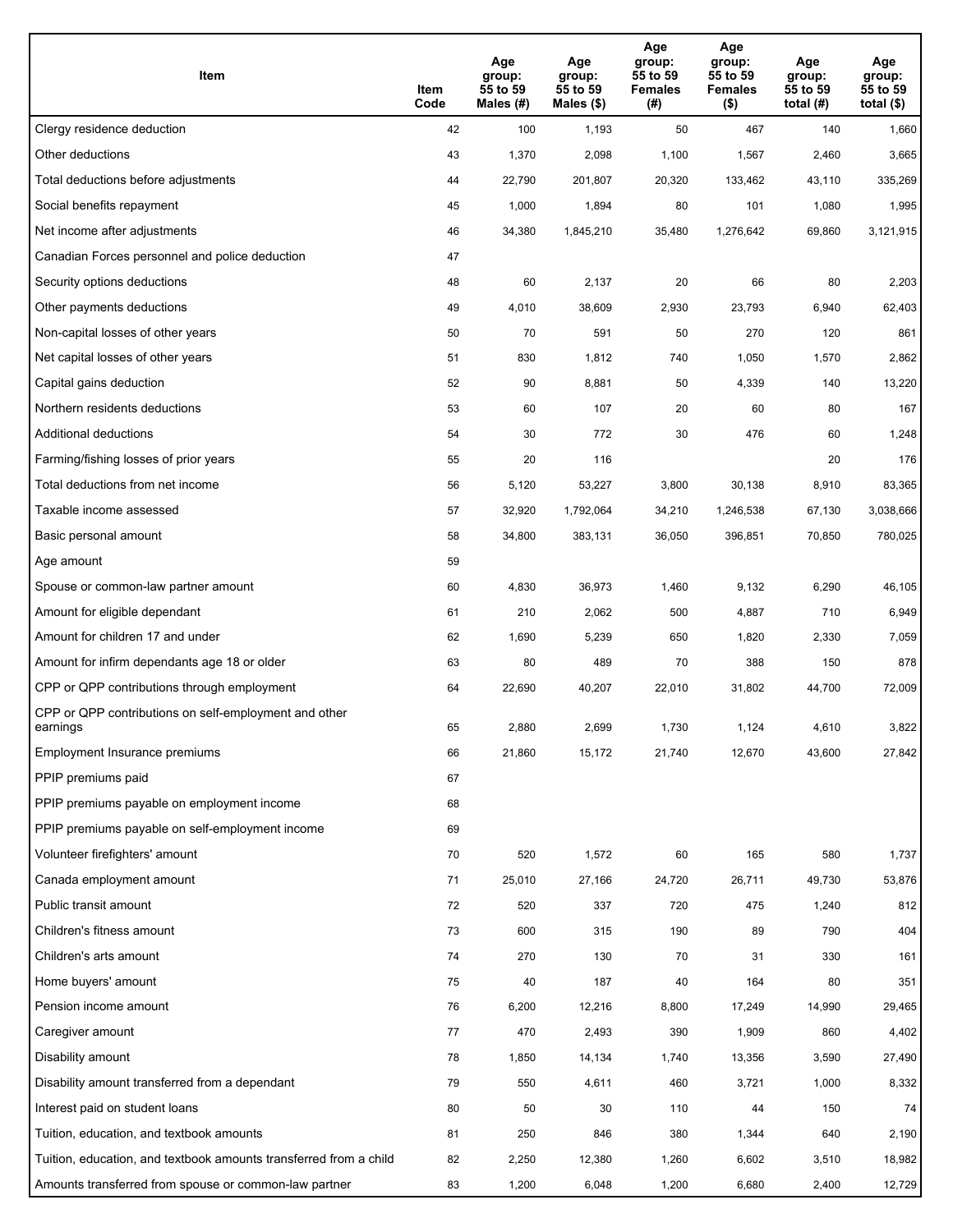| Item | Item Code | Age group: 55 to 59 Males (#) | Age group: 55 to 59 Males ($) | Age group: 55 to 59 Females (#) | Age group: 55 to 59 Females ($) | Age group: 55 to 59 total (#) | Age group: 55 to 59 total ($) |
|---|---|---|---|---|---|---|---|
| Clergy residence deduction | 42 | 100 | 1,193 | 50 | 467 | 140 | 1,660 |
| Other deductions | 43 | 1,370 | 2,098 | 1,100 | 1,567 | 2,460 | 3,665 |
| Total deductions before adjustments | 44 | 22,790 | 201,807 | 20,320 | 133,462 | 43,110 | 335,269 |
| Social benefits repayment | 45 | 1,000 | 1,894 | 80 | 101 | 1,080 | 1,995 |
| Net income after adjustments | 46 | 34,380 | 1,845,210 | 35,480 | 1,276,642 | 69,860 | 3,121,915 |
| Canadian Forces personnel and police deduction | 47 | | | | | | |
| Security options deductions | 48 | 60 | 2,137 | 20 | 66 | 80 | 2,203 |
| Other payments deductions | 49 | 4,010 | 38,609 | 2,930 | 23,793 | 6,940 | 62,403 |
| Non-capital losses of other years | 50 | 70 | 591 | 50 | 270 | 120 | 861 |
| Net capital losses of other years | 51 | 830 | 1,812 | 740 | 1,050 | 1,570 | 2,862 |
| Capital gains deduction | 52 | 90 | 8,881 | 50 | 4,339 | 140 | 13,220 |
| Northern residents deductions | 53 | 60 | 107 | 20 | 60 | 80 | 167 |
| Additional deductions | 54 | 30 | 772 | 30 | 476 | 60 | 1,248 |
| Farming/fishing losses of prior years | 55 | 20 | 116 | | | 20 | 176 |
| Total deductions from net income | 56 | 5,120 | 53,227 | 3,800 | 30,138 | 8,910 | 83,365 |
| Taxable income assessed | 57 | 32,920 | 1,792,064 | 34,210 | 1,246,538 | 67,130 | 3,038,666 |
| Basic personal amount | 58 | 34,800 | 383,131 | 36,050 | 396,851 | 70,850 | 780,025 |
| Age amount | 59 | | | | | | |
| Spouse or common-law partner amount | 60 | 4,830 | 36,973 | 1,460 | 9,132 | 6,290 | 46,105 |
| Amount for eligible dependant | 61 | 210 | 2,062 | 500 | 4,887 | 710 | 6,949 |
| Amount for children 17 and under | 62 | 1,690 | 5,239 | 650 | 1,820 | 2,330 | 7,059 |
| Amount for infirm dependants age 18 or older | 63 | 80 | 489 | 70 | 388 | 150 | 878 |
| CPP or QPP contributions through employment | 64 | 22,690 | 40,207 | 22,010 | 31,802 | 44,700 | 72,009 |
| CPP or QPP contributions on self-employment and other earnings | 65 | 2,880 | 2,699 | 1,730 | 1,124 | 4,610 | 3,822 |
| Employment Insurance premiums | 66 | 21,860 | 15,172 | 21,740 | 12,670 | 43,600 | 27,842 |
| PPIP premiums paid | 67 | | | | | | |
| PPIP premiums payable on employment income | 68 | | | | | | |
| PPIP premiums payable on self-employment income | 69 | | | | | | |
| Volunteer firefighters' amount | 70 | 520 | 1,572 | 60 | 165 | 580 | 1,737 |
| Canada employment amount | 71 | 25,010 | 27,166 | 24,720 | 26,711 | 49,730 | 53,876 |
| Public transit amount | 72 | 520 | 337 | 720 | 475 | 1,240 | 812 |
| Children's fitness amount | 73 | 600 | 315 | 190 | 89 | 790 | 404 |
| Children's arts amount | 74 | 270 | 130 | 70 | 31 | 330 | 161 |
| Home buyers' amount | 75 | 40 | 187 | 40 | 164 | 80 | 351 |
| Pension income amount | 76 | 6,200 | 12,216 | 8,800 | 17,249 | 14,990 | 29,465 |
| Caregiver amount | 77 | 470 | 2,493 | 390 | 1,909 | 860 | 4,402 |
| Disability amount | 78 | 1,850 | 14,134 | 1,740 | 13,356 | 3,590 | 27,490 |
| Disability amount transferred from a dependant | 79 | 550 | 4,611 | 460 | 3,721 | 1,000 | 8,332 |
| Interest paid on student loans | 80 | 50 | 30 | 110 | 44 | 150 | 74 |
| Tuition, education, and textbook amounts | 81 | 250 | 846 | 380 | 1,344 | 640 | 2,190 |
| Tuition, education, and textbook amounts transferred from a child | 82 | 2,250 | 12,380 | 1,260 | 6,602 | 3,510 | 18,982 |
| Amounts transferred from spouse or common-law partner | 83 | 1,200 | 6,048 | 1,200 | 6,680 | 2,400 | 12,729 |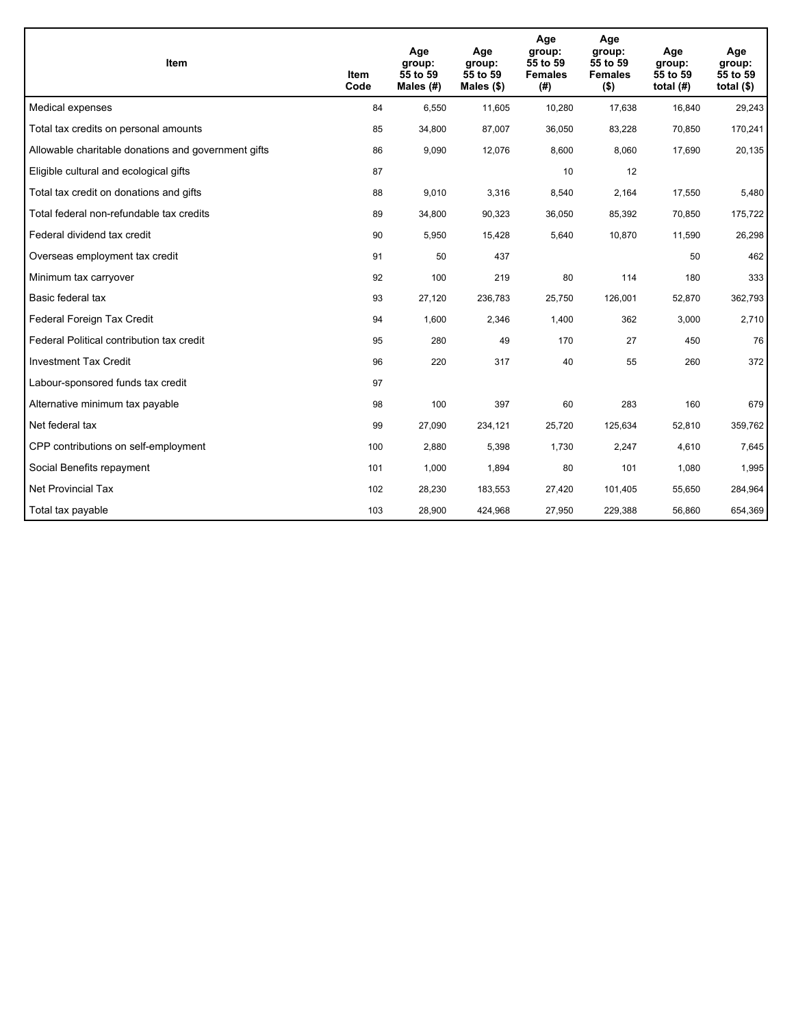| Item | Item Code | Age group: 55 to 59 Males (#) | Age group: 55 to 59 Males ($) | Age group: 55 to 59 Females (#) | Age group: 55 to 59 Females ($) | Age group: 55 to 59 total (#) | Age group: 55 to 59 total ($) |
|---|---|---|---|---|---|---|---|
| Medical expenses | 84 | 6,550 | 11,605 | 10,280 | 17,638 | 16,840 | 29,243 |
| Total tax credits on personal amounts | 85 | 34,800 | 87,007 | 36,050 | 83,228 | 70,850 | 170,241 |
| Allowable charitable donations and government gifts | 86 | 9,090 | 12,076 | 8,600 | 8,060 | 17,690 | 20,135 |
| Eligible cultural and ecological gifts | 87 | | | 10 | 12 | | |
| Total tax credit on donations and gifts | 88 | 9,010 | 3,316 | 8,540 | 2,164 | 17,550 | 5,480 |
| Total federal non-refundable tax credits | 89 | 34,800 | 90,323 | 36,050 | 85,392 | 70,850 | 175,722 |
| Federal dividend tax credit | 90 | 5,950 | 15,428 | 5,640 | 10,870 | 11,590 | 26,298 |
| Overseas employment tax credit | 91 | 50 | 437 | | | 50 | 462 |
| Minimum tax carryover | 92 | 100 | 219 | 80 | 114 | 180 | 333 |
| Basic federal tax | 93 | 27,120 | 236,783 | 25,750 | 126,001 | 52,870 | 362,793 |
| Federal Foreign Tax Credit | 94 | 1,600 | 2,346 | 1,400 | 362 | 3,000 | 2,710 |
| Federal Political contribution tax credit | 95 | 280 | 49 | 170 | 27 | 450 | 76 |
| Investment Tax Credit | 96 | 220 | 317 | 40 | 55 | 260 | 372 |
| Labour-sponsored funds tax credit | 97 | | | | | | |
| Alternative minimum tax payable | 98 | 100 | 397 | 60 | 283 | 160 | 679 |
| Net federal tax | 99 | 27,090 | 234,121 | 25,720 | 125,634 | 52,810 | 359,762 |
| CPP contributions on self-employment | 100 | 2,880 | 5,398 | 1,730 | 2,247 | 4,610 | 7,645 |
| Social Benefits repayment | 101 | 1,000 | 1,894 | 80 | 101 | 1,080 | 1,995 |
| Net Provincial Tax | 102 | 28,230 | 183,553 | 27,420 | 101,405 | 55,650 | 284,964 |
| Total tax payable | 103 | 28,900 | 424,968 | 27,950 | 229,388 | 56,860 | 654,369 |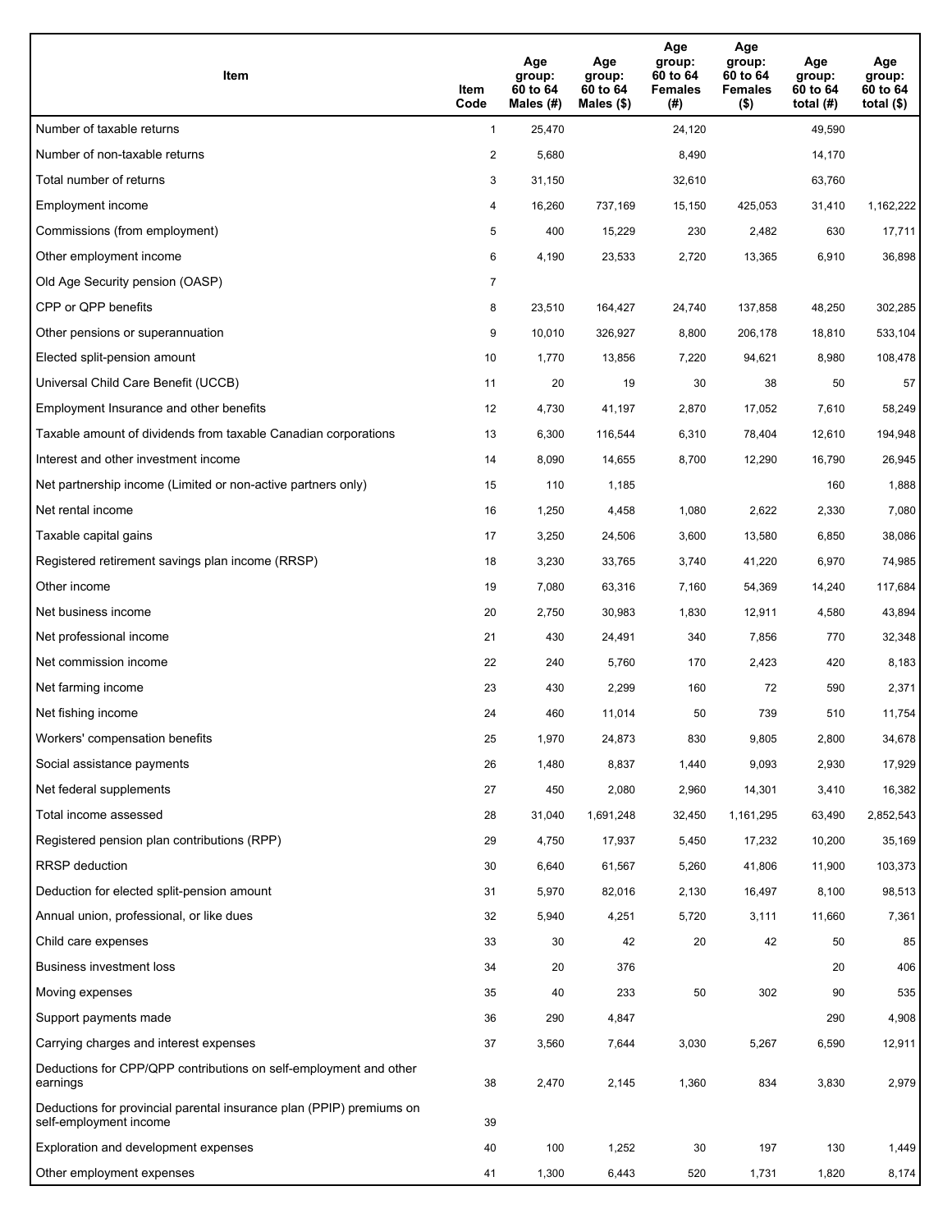| Item | Item Code | Age group: 60 to 64 Males (#) | Age group: 60 to 64 Males ($) | Age group: 60 to 64 Females (#) | Age group: 60 to 64 Females ($) | Age group: 60 to 64 total (#) | Age group: 60 to 64 total ($) |
|---|---|---|---|---|---|---|---|
| Number of taxable returns | 1 | 25,470 | | 24,120 | | 49,590 | |
| Number of non-taxable returns | 2 | 5,680 | | 8,490 | | 14,170 | |
| Total number of returns | 3 | 31,150 | | 32,610 | | 63,760 | |
| Employment income | 4 | 16,260 | 737,169 | 15,150 | 425,053 | 31,410 | 1,162,222 |
| Commissions (from employment) | 5 | 400 | 15,229 | 230 | 2,482 | 630 | 17,711 |
| Other employment income | 6 | 4,190 | 23,533 | 2,720 | 13,365 | 6,910 | 36,898 |
| Old Age Security pension (OASP) | 7 | | | | | | |
| CPP or QPP benefits | 8 | 23,510 | 164,427 | 24,740 | 137,858 | 48,250 | 302,285 |
| Other pensions or superannuation | 9 | 10,010 | 326,927 | 8,800 | 206,178 | 18,810 | 533,104 |
| Elected split-pension amount | 10 | 1,770 | 13,856 | 7,220 | 94,621 | 8,980 | 108,478 |
| Universal Child Care Benefit (UCCB) | 11 | 20 | 19 | 30 | 38 | 50 | 57 |
| Employment Insurance and other benefits | 12 | 4,730 | 41,197 | 2,870 | 17,052 | 7,610 | 58,249 |
| Taxable amount of dividends from taxable Canadian corporations | 13 | 6,300 | 116,544 | 6,310 | 78,404 | 12,610 | 194,948 |
| Interest and other investment income | 14 | 8,090 | 14,655 | 8,700 | 12,290 | 16,790 | 26,945 |
| Net partnership income (Limited or non-active partners only) | 15 | 110 | 1,185 | | | 160 | 1,888 |
| Net rental income | 16 | 1,250 | 4,458 | 1,080 | 2,622 | 2,330 | 7,080 |
| Taxable capital gains | 17 | 3,250 | 24,506 | 3,600 | 13,580 | 6,850 | 38,086 |
| Registered retirement savings plan income (RRSP) | 18 | 3,230 | 33,765 | 3,740 | 41,220 | 6,970 | 74,985 |
| Other income | 19 | 7,080 | 63,316 | 7,160 | 54,369 | 14,240 | 117,684 |
| Net business income | 20 | 2,750 | 30,983 | 1,830 | 12,911 | 4,580 | 43,894 |
| Net professional income | 21 | 430 | 24,491 | 340 | 7,856 | 770 | 32,348 |
| Net commission income | 22 | 240 | 5,760 | 170 | 2,423 | 420 | 8,183 |
| Net farming income | 23 | 430 | 2,299 | 160 | 72 | 590 | 2,371 |
| Net fishing income | 24 | 460 | 11,014 | 50 | 739 | 510 | 11,754 |
| Workers' compensation benefits | 25 | 1,970 | 24,873 | 830 | 9,805 | 2,800 | 34,678 |
| Social assistance payments | 26 | 1,480 | 8,837 | 1,440 | 9,093 | 2,930 | 17,929 |
| Net federal supplements | 27 | 450 | 2,080 | 2,960 | 14,301 | 3,410 | 16,382 |
| Total income assessed | 28 | 31,040 | 1,691,248 | 32,450 | 1,161,295 | 63,490 | 2,852,543 |
| Registered pension plan contributions (RPP) | 29 | 4,750 | 17,937 | 5,450 | 17,232 | 10,200 | 35,169 |
| RRSP deduction | 30 | 6,640 | 61,567 | 5,260 | 41,806 | 11,900 | 103,373 |
| Deduction for elected split-pension amount | 31 | 5,970 | 82,016 | 2,130 | 16,497 | 8,100 | 98,513 |
| Annual union, professional, or like dues | 32 | 5,940 | 4,251 | 5,720 | 3,111 | 11,660 | 7,361 |
| Child care expenses | 33 | 30 | 42 | 20 | 42 | 50 | 85 |
| Business investment loss | 34 | 20 | 376 | | | 20 | 406 |
| Moving expenses | 35 | 40 | 233 | 50 | 302 | 90 | 535 |
| Support payments made | 36 | 290 | 4,847 | | | 290 | 4,908 |
| Carrying charges and interest expenses | 37 | 3,560 | 7,644 | 3,030 | 5,267 | 6,590 | 12,911 |
| Deductions for CPP/QPP contributions on self-employment and other earnings | 38 | 2,470 | 2,145 | 1,360 | 834 | 3,830 | 2,979 |
| Deductions for provincial parental insurance plan (PPIP) premiums on self-employment income | 39 | | | | | | |
| Exploration and development expenses | 40 | 100 | 1,252 | 30 | 197 | 130 | 1,449 |
| Other employment expenses | 41 | 1,300 | 6,443 | 520 | 1,731 | 1,820 | 8,174 |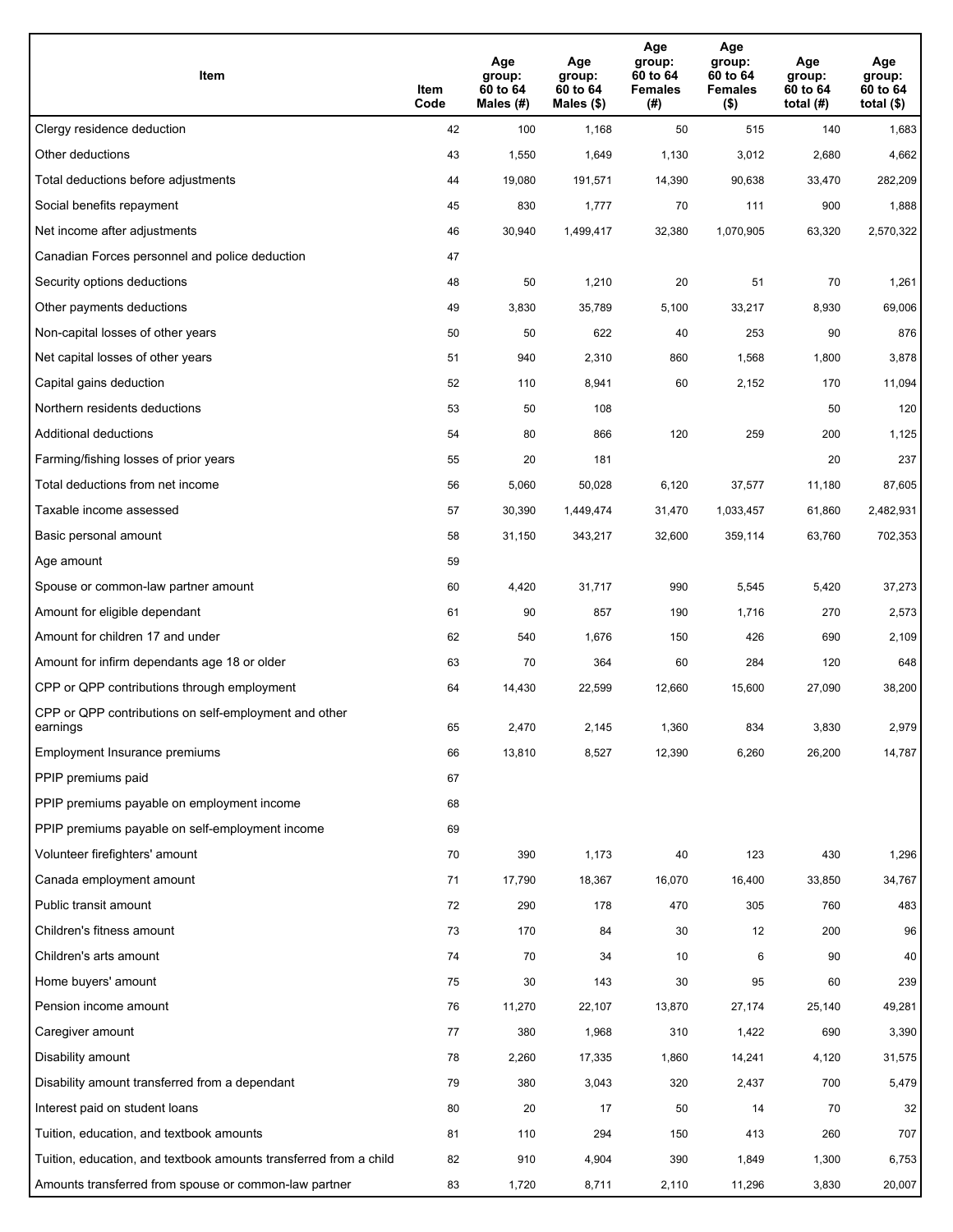| Item | Item Code | Age group: 60 to 64 Males (#) | Age group: 60 to 64 Males ($) | Age group: 60 to 64 Females (#) | Age group: 60 to 64 Females ($) | Age group: 60 to 64 total (#) | Age group: 60 to 64 total ($) |
|---|---|---|---|---|---|---|---|
| Clergy residence deduction | 42 | 100 | 1,168 | 50 | 515 | 140 | 1,683 |
| Other deductions | 43 | 1,550 | 1,649 | 1,130 | 3,012 | 2,680 | 4,662 |
| Total deductions before adjustments | 44 | 19,080 | 191,571 | 14,390 | 90,638 | 33,470 | 282,209 |
| Social benefits repayment | 45 | 830 | 1,777 | 70 | 111 | 900 | 1,888 |
| Net income after adjustments | 46 | 30,940 | 1,499,417 | 32,380 | 1,070,905 | 63,320 | 2,570,322 |
| Canadian Forces personnel and police deduction | 47 | | | | | | |
| Security options deductions | 48 | 50 | 1,210 | 20 | 51 | 70 | 1,261 |
| Other payments deductions | 49 | 3,830 | 35,789 | 5,100 | 33,217 | 8,930 | 69,006 |
| Non-capital losses of other years | 50 | 50 | 622 | 40 | 253 | 90 | 876 |
| Net capital losses of other years | 51 | 940 | 2,310 | 860 | 1,568 | 1,800 | 3,878 |
| Capital gains deduction | 52 | 110 | 8,941 | 60 | 2,152 | 170 | 11,094 |
| Northern residents deductions | 53 | 50 | 108 | | | 50 | 120 |
| Additional deductions | 54 | 80 | 866 | 120 | 259 | 200 | 1,125 |
| Farming/fishing losses of prior years | 55 | 20 | 181 | | | 20 | 237 |
| Total deductions from net income | 56 | 5,060 | 50,028 | 6,120 | 37,577 | 11,180 | 87,605 |
| Taxable income assessed | 57 | 30,390 | 1,449,474 | 31,470 | 1,033,457 | 61,860 | 2,482,931 |
| Basic personal amount | 58 | 31,150 | 343,217 | 32,600 | 359,114 | 63,760 | 702,353 |
| Age amount | 59 | | | | | | |
| Spouse or common-law partner amount | 60 | 4,420 | 31,717 | 990 | 5,545 | 5,420 | 37,273 |
| Amount for eligible dependant | 61 | 90 | 857 | 190 | 1,716 | 270 | 2,573 |
| Amount for children 17 and under | 62 | 540 | 1,676 | 150 | 426 | 690 | 2,109 |
| Amount for infirm dependants age 18 or older | 63 | 70 | 364 | 60 | 284 | 120 | 648 |
| CPP or QPP contributions through employment | 64 | 14,430 | 22,599 | 12,660 | 15,600 | 27,090 | 38,200 |
| CPP or QPP contributions on self-employment and other earnings | 65 | 2,470 | 2,145 | 1,360 | 834 | 3,830 | 2,979 |
| Employment Insurance premiums | 66 | 13,810 | 8,527 | 12,390 | 6,260 | 26,200 | 14,787 |
| PPIP premiums paid | 67 | | | | | | |
| PPIP premiums payable on employment income | 68 | | | | | | |
| PPIP premiums payable on self-employment income | 69 | | | | | | |
| Volunteer firefighters' amount | 70 | 390 | 1,173 | 40 | 123 | 430 | 1,296 |
| Canada employment amount | 71 | 17,790 | 18,367 | 16,070 | 16,400 | 33,850 | 34,767 |
| Public transit amount | 72 | 290 | 178 | 470 | 305 | 760 | 483 |
| Children's fitness amount | 73 | 170 | 84 | 30 | 12 | 200 | 96 |
| Children's arts amount | 74 | 70 | 34 | 10 | 6 | 90 | 40 |
| Home buyers' amount | 75 | 30 | 143 | 30 | 95 | 60 | 239 |
| Pension income amount | 76 | 11,270 | 22,107 | 13,870 | 27,174 | 25,140 | 49,281 |
| Caregiver amount | 77 | 380 | 1,968 | 310 | 1,422 | 690 | 3,390 |
| Disability amount | 78 | 2,260 | 17,335 | 1,860 | 14,241 | 4,120 | 31,575 |
| Disability amount transferred from a dependant | 79 | 380 | 3,043 | 320 | 2,437 | 700 | 5,479 |
| Interest paid on student loans | 80 | 20 | 17 | 50 | 14 | 70 | 32 |
| Tuition, education, and textbook amounts | 81 | 110 | 294 | 150 | 413 | 260 | 707 |
| Tuition, education, and textbook amounts transferred from a child | 82 | 910 | 4,904 | 390 | 1,849 | 1,300 | 6,753 |
| Amounts transferred from spouse or common-law partner | 83 | 1,720 | 8,711 | 2,110 | 11,296 | 3,830 | 20,007 |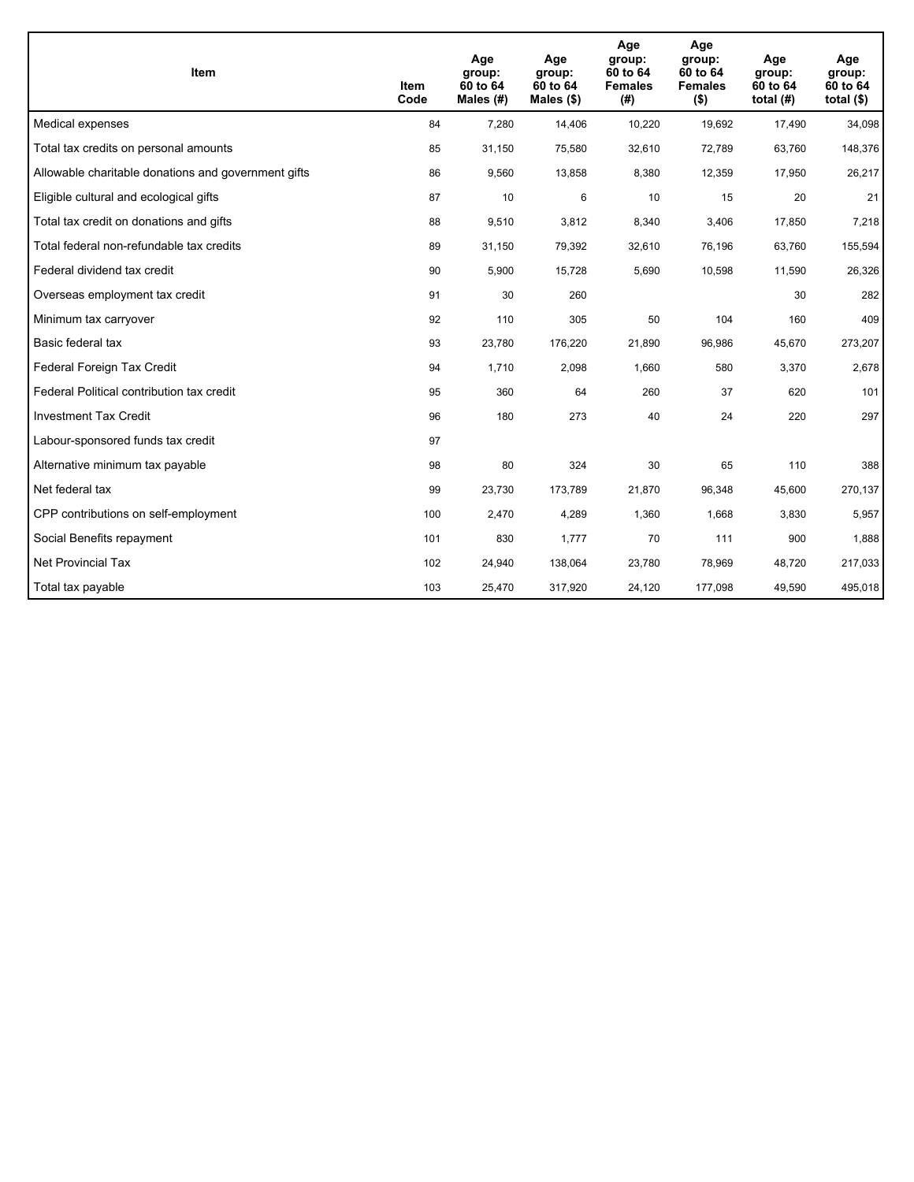| Item | Item Code | Age group: 60 to 64 Males (#) | Age group: 60 to 64 Males ($) | Age group: 60 to 64 Females (#) | Age group: 60 to 64 Females ($) | Age group: 60 to 64 total (#) | Age group: 60 to 64 total ($) |
|---|---|---|---|---|---|---|---|
| Medical expenses | 84 | 7,280 | 14,406 | 10,220 | 19,692 | 17,490 | 34,098 |
| Total tax credits on personal amounts | 85 | 31,150 | 75,580 | 32,610 | 72,789 | 63,760 | 148,376 |
| Allowable charitable donations and government gifts | 86 | 9,560 | 13,858 | 8,380 | 12,359 | 17,950 | 26,217 |
| Eligible cultural and ecological gifts | 87 | 10 | 6 | 10 | 15 | 20 | 21 |
| Total tax credit on donations and gifts | 88 | 9,510 | 3,812 | 8,340 | 3,406 | 17,850 | 7,218 |
| Total federal non-refundable tax credits | 89 | 31,150 | 79,392 | 32,610 | 76,196 | 63,760 | 155,594 |
| Federal dividend tax credit | 90 | 5,900 | 15,728 | 5,690 | 10,598 | 11,590 | 26,326 |
| Overseas employment tax credit | 91 | 30 | 260 | | | 30 | 282 |
| Minimum tax carryover | 92 | 110 | 305 | 50 | 104 | 160 | 409 |
| Basic federal tax | 93 | 23,780 | 176,220 | 21,890 | 96,986 | 45,670 | 273,207 |
| Federal Foreign Tax Credit | 94 | 1,710 | 2,098 | 1,660 | 580 | 3,370 | 2,678 |
| Federal Political contribution tax credit | 95 | 360 | 64 | 260 | 37 | 620 | 101 |
| Investment Tax Credit | 96 | 180 | 273 | 40 | 24 | 220 | 297 |
| Labour-sponsored funds tax credit | 97 | | | | | | |
| Alternative minimum tax payable | 98 | 80 | 324 | 30 | 65 | 110 | 388 |
| Net federal tax | 99 | 23,730 | 173,789 | 21,870 | 96,348 | 45,600 | 270,137 |
| CPP contributions on self-employment | 100 | 2,470 | 4,289 | 1,360 | 1,668 | 3,830 | 5,957 |
| Social Benefits repayment | 101 | 830 | 1,777 | 70 | 111 | 900 | 1,888 |
| Net Provincial Tax | 102 | 24,940 | 138,064 | 23,780 | 78,969 | 48,720 | 217,033 |
| Total tax payable | 103 | 25,470 | 317,920 | 24,120 | 177,098 | 49,590 | 495,018 |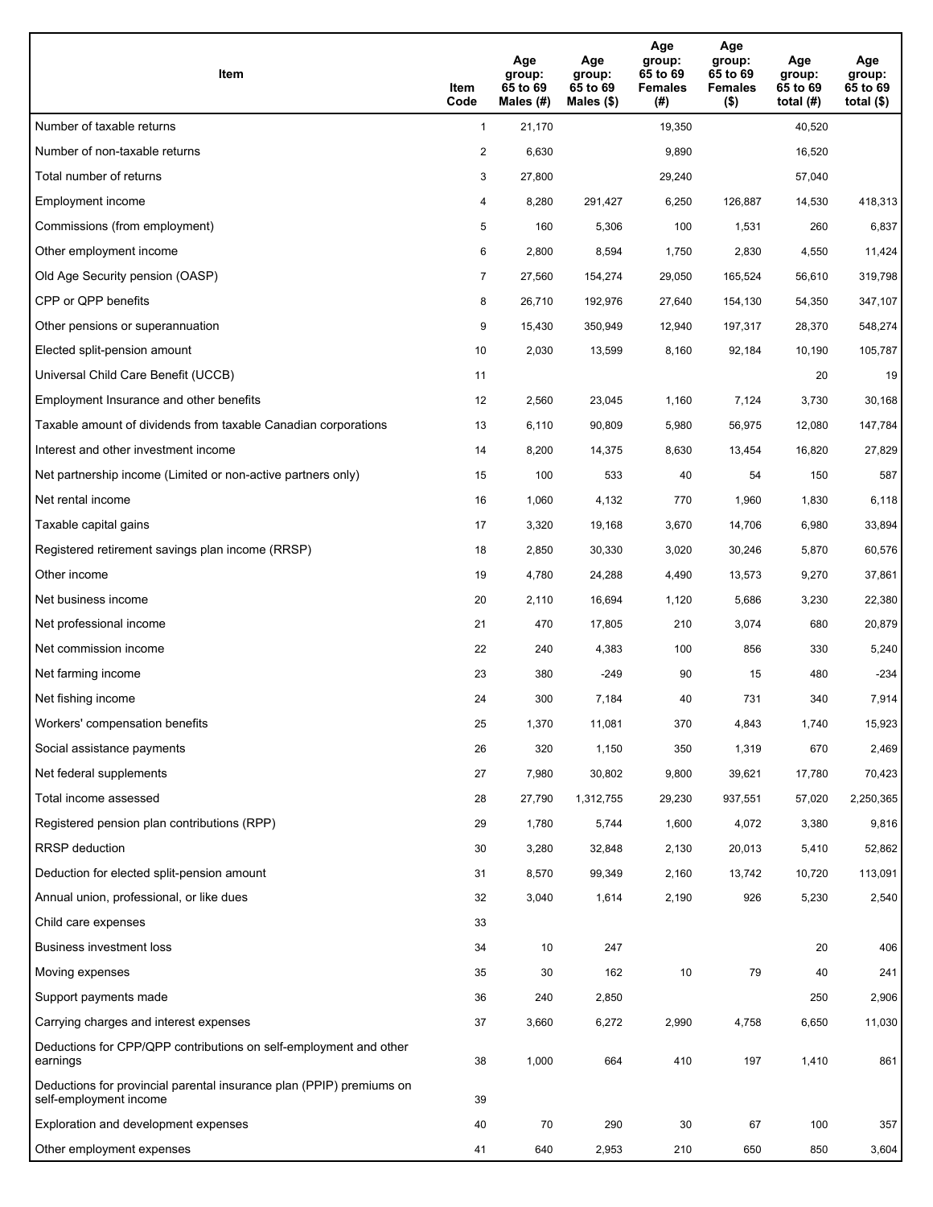| Item | Item Code | Age group: 65 to 69 Males (#) | Age group: 65 to 69 Males ($) | Age group: 65 to 69 Females (#) | Age group: 65 to 69 Females ($) | Age group: 65 to 69 total (#) | Age group: 65 to 69 total ($) |
|---|---|---|---|---|---|---|---|
| Number of taxable returns | 1 | 21,170 | | 19,350 | | 40,520 | |
| Number of non-taxable returns | 2 | 6,630 | | 9,890 | | 16,520 | |
| Total number of returns | 3 | 27,800 | | 29,240 | | 57,040 | |
| Employment income | 4 | 8,280 | 291,427 | 6,250 | 126,887 | 14,530 | 418,313 |
| Commissions (from employment) | 5 | 160 | 5,306 | 100 | 1,531 | 260 | 6,837 |
| Other employment income | 6 | 2,800 | 8,594 | 1,750 | 2,830 | 4,550 | 11,424 |
| Old Age Security pension (OASP) | 7 | 27,560 | 154,274 | 29,050 | 165,524 | 56,610 | 319,798 |
| CPP or QPP benefits | 8 | 26,710 | 192,976 | 27,640 | 154,130 | 54,350 | 347,107 |
| Other pensions or superannuation | 9 | 15,430 | 350,949 | 12,940 | 197,317 | 28,370 | 548,274 |
| Elected split-pension amount | 10 | 2,030 | 13,599 | 8,160 | 92,184 | 10,190 | 105,787 |
| Universal Child Care Benefit (UCCB) | 11 | | | | | 20 | 19 |
| Employment Insurance and other benefits | 12 | 2,560 | 23,045 | 1,160 | 7,124 | 3,730 | 30,168 |
| Taxable amount of dividends from taxable Canadian corporations | 13 | 6,110 | 90,809 | 5,980 | 56,975 | 12,080 | 147,784 |
| Interest and other investment income | 14 | 8,200 | 14,375 | 8,630 | 13,454 | 16,820 | 27,829 |
| Net partnership income (Limited or non-active partners only) | 15 | 100 | 533 | 40 | 54 | 150 | 587 |
| Net rental income | 16 | 1,060 | 4,132 | 770 | 1,960 | 1,830 | 6,118 |
| Taxable capital gains | 17 | 3,320 | 19,168 | 3,670 | 14,706 | 6,980 | 33,894 |
| Registered retirement savings plan income (RRSP) | 18 | 2,850 | 30,330 | 3,020 | 30,246 | 5,870 | 60,576 |
| Other income | 19 | 4,780 | 24,288 | 4,490 | 13,573 | 9,270 | 37,861 |
| Net business income | 20 | 2,110 | 16,694 | 1,120 | 5,686 | 3,230 | 22,380 |
| Net professional income | 21 | 470 | 17,805 | 210 | 3,074 | 680 | 20,879 |
| Net commission income | 22 | 240 | 4,383 | 100 | 856 | 330 | 5,240 |
| Net farming income | 23 | 380 | -249 | 90 | 15 | 480 | -234 |
| Net fishing income | 24 | 300 | 7,184 | 40 | 731 | 340 | 7,914 |
| Workers' compensation benefits | 25 | 1,370 | 11,081 | 370 | 4,843 | 1,740 | 15,923 |
| Social assistance payments | 26 | 320 | 1,150 | 350 | 1,319 | 670 | 2,469 |
| Net federal supplements | 27 | 7,980 | 30,802 | 9,800 | 39,621 | 17,780 | 70,423 |
| Total income assessed | 28 | 27,790 | 1,312,755 | 29,230 | 937,551 | 57,020 | 2,250,365 |
| Registered pension plan contributions (RPP) | 29 | 1,780 | 5,744 | 1,600 | 4,072 | 3,380 | 9,816 |
| RRSP deduction | 30 | 3,280 | 32,848 | 2,130 | 20,013 | 5,410 | 52,862 |
| Deduction for elected split-pension amount | 31 | 8,570 | 99,349 | 2,160 | 13,742 | 10,720 | 113,091 |
| Annual union, professional, or like dues | 32 | 3,040 | 1,614 | 2,190 | 926 | 5,230 | 2,540 |
| Child care expenses | 33 | | | | | | |
| Business investment loss | 34 | 10 | 247 | | | 20 | 406 |
| Moving expenses | 35 | 30 | 162 | 10 | 79 | 40 | 241 |
| Support payments made | 36 | 240 | 2,850 | | | 250 | 2,906 |
| Carrying charges and interest expenses | 37 | 3,660 | 6,272 | 2,990 | 4,758 | 6,650 | 11,030 |
| Deductions for CPP/QPP contributions on self-employment and other earnings | 38 | 1,000 | 664 | 410 | 197 | 1,410 | 861 |
| Deductions for provincial parental insurance plan (PPIP) premiums on self-employment income | 39 | | | | | | |
| Exploration and development expenses | 40 | 70 | 290 | 30 | 67 | 100 | 357 |
| Other employment expenses | 41 | 640 | 2,953 | 210 | 650 | 850 | 3,604 |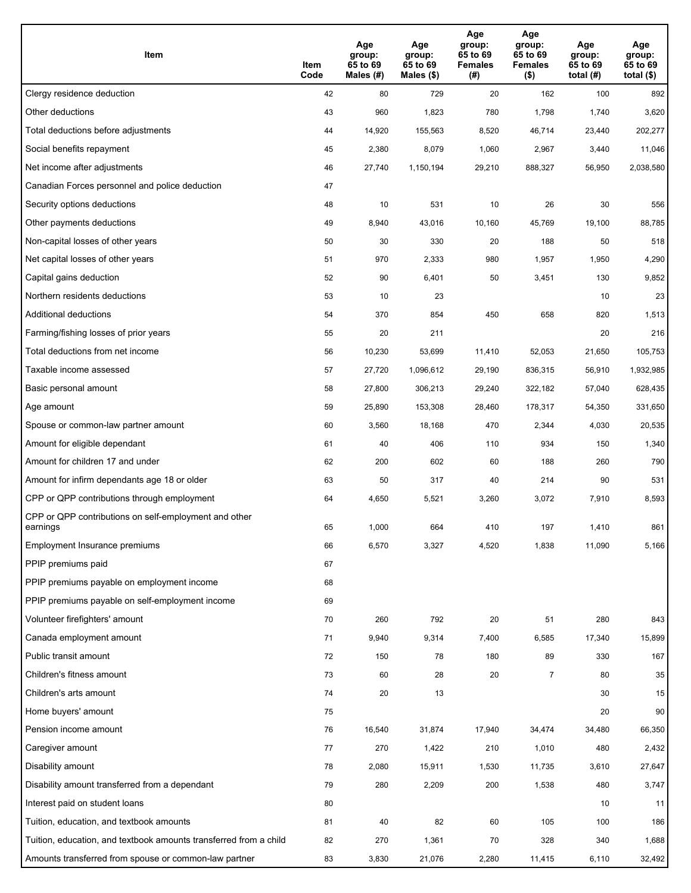| Item | Item Code | Age group: 65 to 69 Males (#) | Age group: 65 to 69 Males ($) | Age group: 65 to 69 Females (#) | Age group: 65 to 69 Females ($) | Age group: 65 to 69 total (#) | Age group: 65 to 69 total ($) |
|---|---|---|---|---|---|---|---|
| Clergy residence deduction | 42 | 80 | 729 | 20 | 162 | 100 | 892 |
| Other deductions | 43 | 960 | 1,823 | 780 | 1,798 | 1,740 | 3,620 |
| Total deductions before adjustments | 44 | 14,920 | 155,563 | 8,520 | 46,714 | 23,440 | 202,277 |
| Social benefits repayment | 45 | 2,380 | 8,079 | 1,060 | 2,967 | 3,440 | 11,046 |
| Net income after adjustments | 46 | 27,740 | 1,150,194 | 29,210 | 888,327 | 56,950 | 2,038,580 |
| Canadian Forces personnel and police deduction | 47 | | | | | | |
| Security options deductions | 48 | 10 | 531 | 10 | 26 | 30 | 556 |
| Other payments deductions | 49 | 8,940 | 43,016 | 10,160 | 45,769 | 19,100 | 88,785 |
| Non-capital losses of other years | 50 | 30 | 330 | 20 | 188 | 50 | 518 |
| Net capital losses of other years | 51 | 970 | 2,333 | 980 | 1,957 | 1,950 | 4,290 |
| Capital gains deduction | 52 | 90 | 6,401 | 50 | 3,451 | 130 | 9,852 |
| Northern residents deductions | 53 | 10 | 23 | | | 10 | 23 |
| Additional deductions | 54 | 370 | 854 | 450 | 658 | 820 | 1,513 |
| Farming/fishing losses of prior years | 55 | 20 | 211 | | | 20 | 216 |
| Total deductions from net income | 56 | 10,230 | 53,699 | 11,410 | 52,053 | 21,650 | 105,753 |
| Taxable income assessed | 57 | 27,720 | 1,096,612 | 29,190 | 836,315 | 56,910 | 1,932,985 |
| Basic personal amount | 58 | 27,800 | 306,213 | 29,240 | 322,182 | 57,040 | 628,435 |
| Age amount | 59 | 25,890 | 153,308 | 28,460 | 178,317 | 54,350 | 331,650 |
| Spouse or common-law partner amount | 60 | 3,560 | 18,168 | 470 | 2,344 | 4,030 | 20,535 |
| Amount for eligible dependant | 61 | 40 | 406 | 110 | 934 | 150 | 1,340 |
| Amount for children 17 and under | 62 | 200 | 602 | 60 | 188 | 260 | 790 |
| Amount for infirm dependants age 18 or older | 63 | 50 | 317 | 40 | 214 | 90 | 531 |
| CPP or QPP contributions through employment | 64 | 4,650 | 5,521 | 3,260 | 3,072 | 7,910 | 8,593 |
| CPP or QPP contributions on self-employment and other earnings | 65 | 1,000 | 664 | 410 | 197 | 1,410 | 861 |
| Employment Insurance premiums | 66 | 6,570 | 3,327 | 4,520 | 1,838 | 11,090 | 5,166 |
| PPIP premiums paid | 67 | | | | | | |
| PPIP premiums payable on employment income | 68 | | | | | | |
| PPIP premiums payable on self-employment income | 69 | | | | | | |
| Volunteer firefighters' amount | 70 | 260 | 792 | 20 | 51 | 280 | 843 |
| Canada employment amount | 71 | 9,940 | 9,314 | 7,400 | 6,585 | 17,340 | 15,899 |
| Public transit amount | 72 | 150 | 78 | 180 | 89 | 330 | 167 |
| Children's fitness amount | 73 | 60 | 28 | 20 | 7 | 80 | 35 |
| Children's arts amount | 74 | 20 | 13 | | | 30 | 15 |
| Home buyers' amount | 75 | | | | | 20 | 90 |
| Pension income amount | 76 | 16,540 | 31,874 | 17,940 | 34,474 | 34,480 | 66,350 |
| Caregiver amount | 77 | 270 | 1,422 | 210 | 1,010 | 480 | 2,432 |
| Disability amount | 78 | 2,080 | 15,911 | 1,530 | 11,735 | 3,610 | 27,647 |
| Disability amount transferred from a dependant | 79 | 280 | 2,209 | 200 | 1,538 | 480 | 3,747 |
| Interest paid on student loans | 80 | | | | | 10 | 11 |
| Tuition, education, and textbook amounts | 81 | 40 | 82 | 60 | 105 | 100 | 186 |
| Tuition, education, and textbook amounts transferred from a child | 82 | 270 | 1,361 | 70 | 328 | 340 | 1,688 |
| Amounts transferred from spouse or common-law partner | 83 | 3,830 | 21,076 | 2,280 | 11,415 | 6,110 | 32,492 |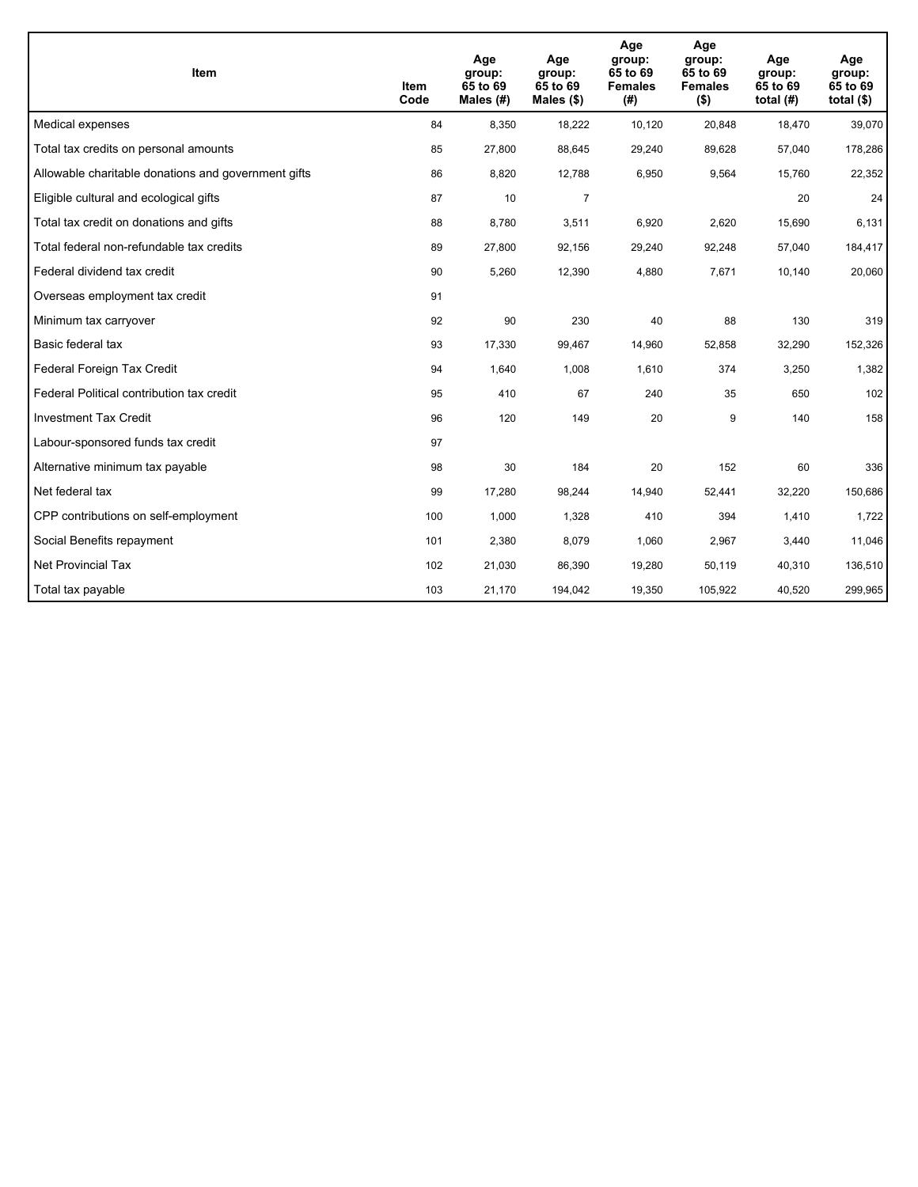| Item | Item Code | Age group: 65 to 69 Males (#) | Age group: 65 to 69 Males ($) | Age group: 65 to 69 Females (#) | Age group: 65 to 69 Females ($) | Age group: 65 to 69 total (#) | Age group: 65 to 69 total ($) |
|---|---|---|---|---|---|---|---|
| Medical expenses | 84 | 8,350 | 18,222 | 10,120 | 20,848 | 18,470 | 39,070 |
| Total tax credits on personal amounts | 85 | 27,800 | 88,645 | 29,240 | 89,628 | 57,040 | 178,286 |
| Allowable charitable donations and government gifts | 86 | 8,820 | 12,788 | 6,950 | 9,564 | 15,760 | 22,352 |
| Eligible cultural and ecological gifts | 87 | 10 | 7 | | | 20 | 24 |
| Total tax credit on donations and gifts | 88 | 8,780 | 3,511 | 6,920 | 2,620 | 15,690 | 6,131 |
| Total federal non-refundable tax credits | 89 | 27,800 | 92,156 | 29,240 | 92,248 | 57,040 | 184,417 |
| Federal dividend tax credit | 90 | 5,260 | 12,390 | 4,880 | 7,671 | 10,140 | 20,060 |
| Overseas employment tax credit | 91 | | | | | | |
| Minimum tax carryover | 92 | 90 | 230 | 40 | 88 | 130 | 319 |
| Basic federal tax | 93 | 17,330 | 99,467 | 14,960 | 52,858 | 32,290 | 152,326 |
| Federal Foreign Tax Credit | 94 | 1,640 | 1,008 | 1,610 | 374 | 3,250 | 1,382 |
| Federal Political contribution tax credit | 95 | 410 | 67 | 240 | 35 | 650 | 102 |
| Investment Tax Credit | 96 | 120 | 149 | 20 | 9 | 140 | 158 |
| Labour-sponsored funds tax credit | 97 | | | | | | |
| Alternative minimum tax payable | 98 | 30 | 184 | 20 | 152 | 60 | 336 |
| Net federal tax | 99 | 17,280 | 98,244 | 14,940 | 52,441 | 32,220 | 150,686 |
| CPP contributions on self-employment | 100 | 1,000 | 1,328 | 410 | 394 | 1,410 | 1,722 |
| Social Benefits repayment | 101 | 2,380 | 8,079 | 1,060 | 2,967 | 3,440 | 11,046 |
| Net Provincial Tax | 102 | 21,030 | 86,390 | 19,280 | 50,119 | 40,310 | 136,510 |
| Total tax payable | 103 | 21,170 | 194,042 | 19,350 | 105,922 | 40,520 | 299,965 |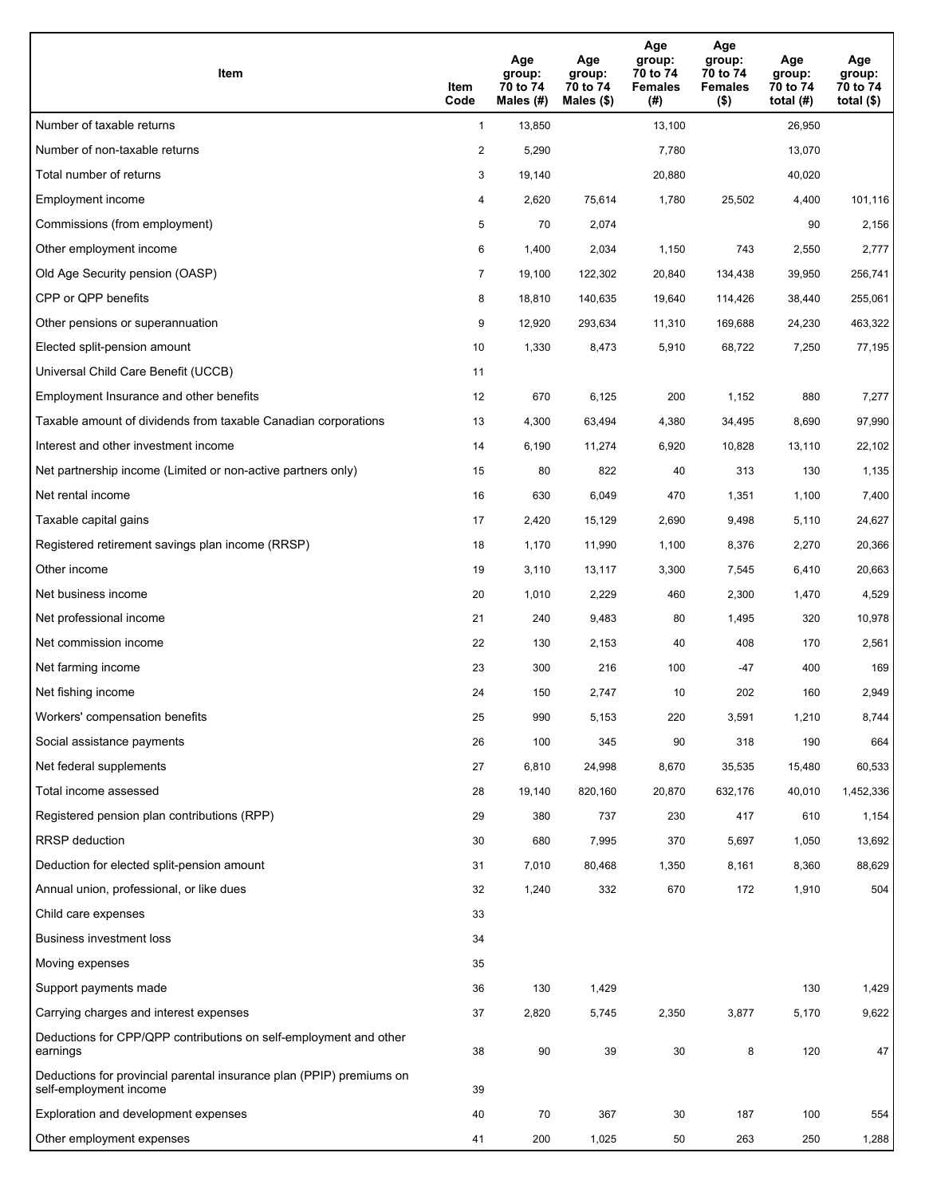| Item | Item Code | Age group: 70 to 74 Males (#) | Age group: 70 to 74 Males ($) | Age group: 70 to 74 Females (#) | Age group: 70 to 74 Females ($) | Age group: 70 to 74 total (#) | Age group: 70 to 74 total ($) |
|---|---|---|---|---|---|---|---|
| Number of taxable returns | 1 | 13,850 | | 13,100 | | 26,950 | |
| Number of non-taxable returns | 2 | 5,290 | | 7,780 | | 13,070 | |
| Total number of returns | 3 | 19,140 | | 20,880 | | 40,020 | |
| Employment income | 4 | 2,620 | 75,614 | 1,780 | 25,502 | 4,400 | 101,116 |
| Commissions (from employment) | 5 | 70 | 2,074 | | | 90 | 2,156 |
| Other employment income | 6 | 1,400 | 2,034 | 1,150 | 743 | 2,550 | 2,777 |
| Old Age Security pension (OASP) | 7 | 19,100 | 122,302 | 20,840 | 134,438 | 39,950 | 256,741 |
| CPP or QPP benefits | 8 | 18,810 | 140,635 | 19,640 | 114,426 | 38,440 | 255,061 |
| Other pensions or superannuation | 9 | 12,920 | 293,634 | 11,310 | 169,688 | 24,230 | 463,322 |
| Elected split-pension amount | 10 | 1,330 | 8,473 | 5,910 | 68,722 | 7,250 | 77,195 |
| Universal Child Care Benefit (UCCB) | 11 | | | | | | |
| Employment Insurance and other benefits | 12 | 670 | 6,125 | 200 | 1,152 | 880 | 7,277 |
| Taxable amount of dividends from taxable Canadian corporations | 13 | 4,300 | 63,494 | 4,380 | 34,495 | 8,690 | 97,990 |
| Interest and other investment income | 14 | 6,190 | 11,274 | 6,920 | 10,828 | 13,110 | 22,102 |
| Net partnership income (Limited or non-active partners only) | 15 | 80 | 822 | 40 | 313 | 130 | 1,135 |
| Net rental income | 16 | 630 | 6,049 | 470 | 1,351 | 1,100 | 7,400 |
| Taxable capital gains | 17 | 2,420 | 15,129 | 2,690 | 9,498 | 5,110 | 24,627 |
| Registered retirement savings plan income (RRSP) | 18 | 1,170 | 11,990 | 1,100 | 8,376 | 2,270 | 20,366 |
| Other income | 19 | 3,110 | 13,117 | 3,300 | 7,545 | 6,410 | 20,663 |
| Net business income | 20 | 1,010 | 2,229 | 460 | 2,300 | 1,470 | 4,529 |
| Net professional income | 21 | 240 | 9,483 | 80 | 1,495 | 320 | 10,978 |
| Net commission income | 22 | 130 | 2,153 | 40 | 408 | 170 | 2,561 |
| Net farming income | 23 | 300 | 216 | 100 | -47 | 400 | 169 |
| Net fishing income | 24 | 150 | 2,747 | 10 | 202 | 160 | 2,949 |
| Workers' compensation benefits | 25 | 990 | 5,153 | 220 | 3,591 | 1,210 | 8,744 |
| Social assistance payments | 26 | 100 | 345 | 90 | 318 | 190 | 664 |
| Net federal supplements | 27 | 6,810 | 24,998 | 8,670 | 35,535 | 15,480 | 60,533 |
| Total income assessed | 28 | 19,140 | 820,160 | 20,870 | 632,176 | 40,010 | 1,452,336 |
| Registered pension plan contributions (RPP) | 29 | 380 | 737 | 230 | 417 | 610 | 1,154 |
| RRSP deduction | 30 | 680 | 7,995 | 370 | 5,697 | 1,050 | 13,692 |
| Deduction for elected split-pension amount | 31 | 7,010 | 80,468 | 1,350 | 8,161 | 8,360 | 88,629 |
| Annual union, professional, or like dues | 32 | 1,240 | 332 | 670 | 172 | 1,910 | 504 |
| Child care expenses | 33 | | | | | | |
| Business investment loss | 34 | | | | | | |
| Moving expenses | 35 | | | | | | |
| Support payments made | 36 | 130 | 1,429 | | | 130 | 1,429 |
| Carrying charges and interest expenses | 37 | 2,820 | 5,745 | 2,350 | 3,877 | 5,170 | 9,622 |
| Deductions for CPP/QPP contributions on self-employment and other earnings | 38 | 90 | 39 | 30 | 8 | 120 | 47 |
| Deductions for provincial parental insurance plan (PPIP) premiums on self-employment income | 39 | | | | | | |
| Exploration and development expenses | 40 | 70 | 367 | 30 | 187 | 100 | 554 |
| Other employment expenses | 41 | 200 | 1,025 | 50 | 263 | 250 | 1,288 |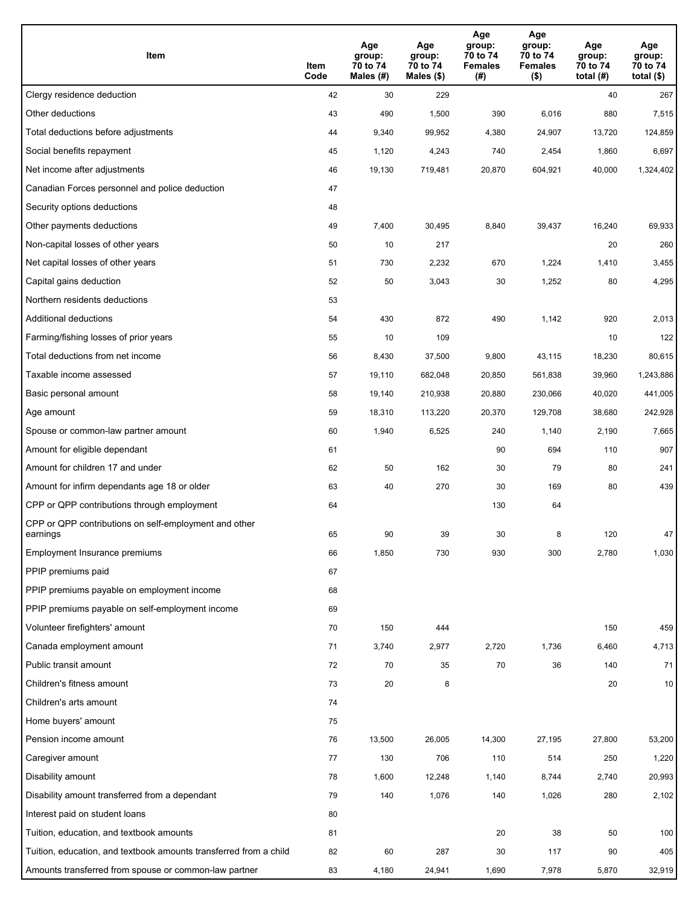| Item | Item Code | Age group: 70 to 74 Males (#) | Age group: 70 to 74 Males ($) | Age group: 70 to 74 Females (#) | Age group: 70 to 74 Females ($) | Age group: 70 to 74 total (#) | Age group: 70 to 74 total ($) |
|---|---|---|---|---|---|---|---|
| Clergy residence deduction | 42 | 30 | 229 | | | 40 | 267 |
| Other deductions | 43 | 490 | 1,500 | 390 | 6,016 | 880 | 7,515 |
| Total deductions before adjustments | 44 | 9,340 | 99,952 | 4,380 | 24,907 | 13,720 | 124,859 |
| Social benefits repayment | 45 | 1,120 | 4,243 | 740 | 2,454 | 1,860 | 6,697 |
| Net income after adjustments | 46 | 19,130 | 719,481 | 20,870 | 604,921 | 40,000 | 1,324,402 |
| Canadian Forces personnel and police deduction | 47 | | | | | | |
| Security options deductions | 48 | | | | | | |
| Other payments deductions | 49 | 7,400 | 30,495 | 8,840 | 39,437 | 16,240 | 69,933 |
| Non-capital losses of other years | 50 | 10 | 217 | | | 20 | 260 |
| Net capital losses of other years | 51 | 730 | 2,232 | 670 | 1,224 | 1,410 | 3,455 |
| Capital gains deduction | 52 | 50 | 3,043 | 30 | 1,252 | 80 | 4,295 |
| Northern residents deductions | 53 | | | | | | |
| Additional deductions | 54 | 430 | 872 | 490 | 1,142 | 920 | 2,013 |
| Farming/fishing losses of prior years | 55 | 10 | 109 | | | 10 | 122 |
| Total deductions from net income | 56 | 8,430 | 37,500 | 9,800 | 43,115 | 18,230 | 80,615 |
| Taxable income assessed | 57 | 19,110 | 682,048 | 20,850 | 561,838 | 39,960 | 1,243,886 |
| Basic personal amount | 58 | 19,140 | 210,938 | 20,880 | 230,066 | 40,020 | 441,005 |
| Age amount | 59 | 18,310 | 113,220 | 20,370 | 129,708 | 38,680 | 242,928 |
| Spouse or common-law partner amount | 60 | 1,940 | 6,525 | 240 | 1,140 | 2,190 | 7,665 |
| Amount for eligible dependant | 61 | | | 90 | 694 | 110 | 907 |
| Amount for children 17 and under | 62 | 50 | 162 | 30 | 79 | 80 | 241 |
| Amount for infirm dependants age 18 or older | 63 | 40 | 270 | 30 | 169 | 80 | 439 |
| CPP or QPP contributions through employment | 64 | | | 130 | 64 | | |
| CPP or QPP contributions on self-employment and other earnings | 65 | 90 | 39 | 30 | 8 | 120 | 47 |
| Employment Insurance premiums | 66 | 1,850 | 730 | 930 | 300 | 2,780 | 1,030 |
| PPIP premiums paid | 67 | | | | | | |
| PPIP premiums payable on employment income | 68 | | | | | | |
| PPIP premiums payable on self-employment income | 69 | | | | | | |
| Volunteer firefighters' amount | 70 | 150 | 444 | | | 150 | 459 |
| Canada employment amount | 71 | 3,740 | 2,977 | 2,720 | 1,736 | 6,460 | 4,713 |
| Public transit amount | 72 | 70 | 35 | 70 | 36 | 140 | 71 |
| Children's fitness amount | 73 | 20 | 8 | | | 20 | 10 |
| Children's arts amount | 74 | | | | | | |
| Home buyers' amount | 75 | | | | | | |
| Pension income amount | 76 | 13,500 | 26,005 | 14,300 | 27,195 | 27,800 | 53,200 |
| Caregiver amount | 77 | 130 | 706 | 110 | 514 | 250 | 1,220 |
| Disability amount | 78 | 1,600 | 12,248 | 1,140 | 8,744 | 2,740 | 20,993 |
| Disability amount transferred from a dependant | 79 | 140 | 1,076 | 140 | 1,026 | 280 | 2,102 |
| Interest paid on student loans | 80 | | | | | | |
| Tuition, education, and textbook amounts | 81 | | | 20 | 38 | 50 | 100 |
| Tuition, education, and textbook amounts transferred from a child | 82 | 60 | 287 | 30 | 117 | 90 | 405 |
| Amounts transferred from spouse or common-law partner | 83 | 4,180 | 24,941 | 1,690 | 7,978 | 5,870 | 32,919 |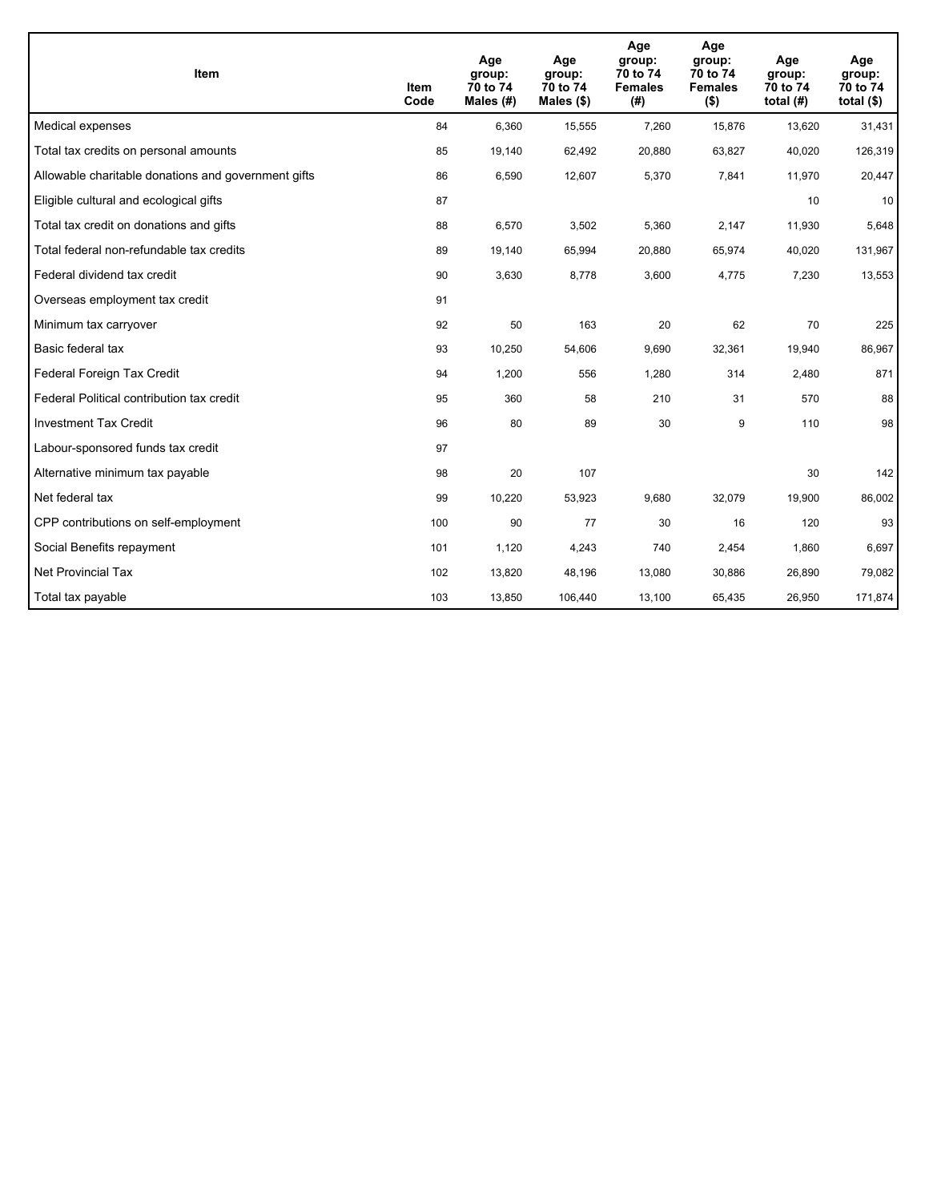| Item | Item Code | Age group: 70 to 74 Males (#) | Age group: 70 to 74 Males ($) | Age group: 70 to 74 Females (#) | Age group: 70 to 74 Females ($) | Age group: 70 to 74 total (#) | Age group: 70 to 74 total ($) |
|---|---|---|---|---|---|---|---|
| Medical expenses | 84 | 6,360 | 15,555 | 7,260 | 15,876 | 13,620 | 31,431 |
| Total tax credits on personal amounts | 85 | 19,140 | 62,492 | 20,880 | 63,827 | 40,020 | 126,319 |
| Allowable charitable donations and government gifts | 86 | 6,590 | 12,607 | 5,370 | 7,841 | 11,970 | 20,447 |
| Eligible cultural and ecological gifts | 87 | | | | | 10 | 10 |
| Total tax credit on donations and gifts | 88 | 6,570 | 3,502 | 5,360 | 2,147 | 11,930 | 5,648 |
| Total federal non-refundable tax credits | 89 | 19,140 | 65,994 | 20,880 | 65,974 | 40,020 | 131,967 |
| Federal dividend tax credit | 90 | 3,630 | 8,778 | 3,600 | 4,775 | 7,230 | 13,553 |
| Overseas employment tax credit | 91 | | | | | | |
| Minimum tax carryover | 92 | 50 | 163 | 20 | 62 | 70 | 225 |
| Basic federal tax | 93 | 10,250 | 54,606 | 9,690 | 32,361 | 19,940 | 86,967 |
| Federal Foreign Tax Credit | 94 | 1,200 | 556 | 1,280 | 314 | 2,480 | 871 |
| Federal Political contribution tax credit | 95 | 360 | 58 | 210 | 31 | 570 | 88 |
| Investment Tax Credit | 96 | 80 | 89 | 30 | 9 | 110 | 98 |
| Labour-sponsored funds tax credit | 97 | | | | | | |
| Alternative minimum tax payable | 98 | 20 | 107 | | | 30 | 142 |
| Net federal tax | 99 | 10,220 | 53,923 | 9,680 | 32,079 | 19,900 | 86,002 |
| CPP contributions on self-employment | 100 | 90 | 77 | 30 | 16 | 120 | 93 |
| Social Benefits repayment | 101 | 1,120 | 4,243 | 740 | 2,454 | 1,860 | 6,697 |
| Net Provincial Tax | 102 | 13,820 | 48,196 | 13,080 | 30,886 | 26,890 | 79,082 |
| Total tax payable | 103 | 13,850 | 106,440 | 13,100 | 65,435 | 26,950 | 171,874 |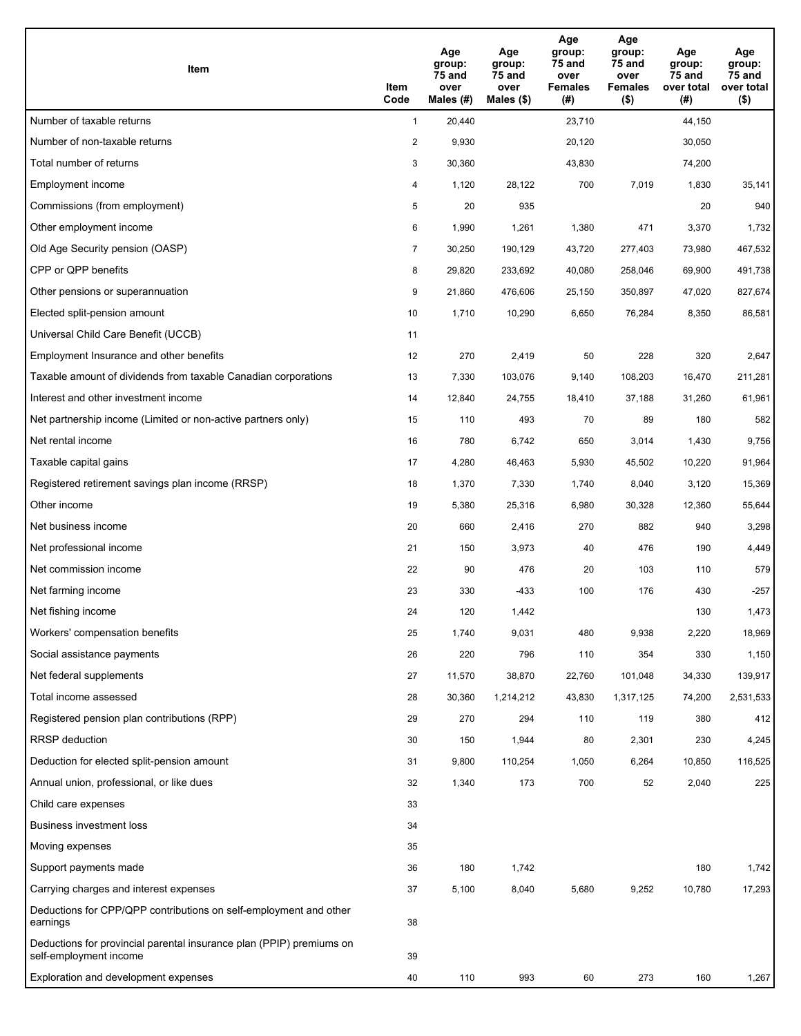| Item | Item Code | Age group: 75 and over Males (#) | Age group: 75 and over Males ($) | Age group: 75 and over Females (#) | Age group: 75 and over Females ($) | Age group: 75 and over total (#) | Age group: 75 and over total ($) |
|---|---|---|---|---|---|---|---|
| Number of taxable returns | 1 | 20,440 | | 23,710 | | 44,150 | |
| Number of non-taxable returns | 2 | 9,930 | | 20,120 | | 30,050 | |
| Total number of returns | 3 | 30,360 | | 43,830 | | 74,200 | |
| Employment income | 4 | 1,120 | 28,122 | 700 | 7,019 | 1,830 | 35,141 |
| Commissions (from employment) | 5 | 20 | 935 | | | 20 | 940 |
| Other employment income | 6 | 1,990 | 1,261 | 1,380 | 471 | 3,370 | 1,732 |
| Old Age Security pension (OASP) | 7 | 30,250 | 190,129 | 43,720 | 277,403 | 73,980 | 467,532 |
| CPP or QPP benefits | 8 | 29,820 | 233,692 | 40,080 | 258,046 | 69,900 | 491,738 |
| Other pensions or superannuation | 9 | 21,860 | 476,606 | 25,150 | 350,897 | 47,020 | 827,674 |
| Elected split-pension amount | 10 | 1,710 | 10,290 | 6,650 | 76,284 | 8,350 | 86,581 |
| Universal Child Care Benefit (UCCB) | 11 | | | | | | |
| Employment Insurance and other benefits | 12 | 270 | 2,419 | 50 | 228 | 320 | 2,647 |
| Taxable amount of dividends from taxable Canadian corporations | 13 | 7,330 | 103,076 | 9,140 | 108,203 | 16,470 | 211,281 |
| Interest and other investment income | 14 | 12,840 | 24,755 | 18,410 | 37,188 | 31,260 | 61,961 |
| Net partnership income (Limited or non-active partners only) | 15 | 110 | 493 | 70 | 89 | 180 | 582 |
| Net rental income | 16 | 780 | 6,742 | 650 | 3,014 | 1,430 | 9,756 |
| Taxable capital gains | 17 | 4,280 | 46,463 | 5,930 | 45,502 | 10,220 | 91,964 |
| Registered retirement savings plan income (RRSP) | 18 | 1,370 | 7,330 | 1,740 | 8,040 | 3,120 | 15,369 |
| Other income | 19 | 5,380 | 25,316 | 6,980 | 30,328 | 12,360 | 55,644 |
| Net business income | 20 | 660 | 2,416 | 270 | 882 | 940 | 3,298 |
| Net professional income | 21 | 150 | 3,973 | 40 | 476 | 190 | 4,449 |
| Net commission income | 22 | 90 | 476 | 20 | 103 | 110 | 579 |
| Net farming income | 23 | 330 | -433 | 100 | 176 | 430 | -257 |
| Net fishing income | 24 | 120 | 1,442 | | | 130 | 1,473 |
| Workers' compensation benefits | 25 | 1,740 | 9,031 | 480 | 9,938 | 2,220 | 18,969 |
| Social assistance payments | 26 | 220 | 796 | 110 | 354 | 330 | 1,150 |
| Net federal supplements | 27 | 11,570 | 38,870 | 22,760 | 101,048 | 34,330 | 139,917 |
| Total income assessed | 28 | 30,360 | 1,214,212 | 43,830 | 1,317,125 | 74,200 | 2,531,533 |
| Registered pension plan contributions (RPP) | 29 | 270 | 294 | 110 | 119 | 380 | 412 |
| RRSP deduction | 30 | 150 | 1,944 | 80 | 2,301 | 230 | 4,245 |
| Deduction for elected split-pension amount | 31 | 9,800 | 110,254 | 1,050 | 6,264 | 10,850 | 116,525 |
| Annual union, professional, or like dues | 32 | 1,340 | 173 | 700 | 52 | 2,040 | 225 |
| Child care expenses | 33 | | | | | | |
| Business investment loss | 34 | | | | | | |
| Moving expenses | 35 | | | | | | |
| Support payments made | 36 | 180 | 1,742 | | | 180 | 1,742 |
| Carrying charges and interest expenses | 37 | 5,100 | 8,040 | 5,680 | 9,252 | 10,780 | 17,293 |
| Deductions for CPP/QPP contributions on self-employment and other earnings | 38 | | | | | | |
| Deductions for provincial parental insurance plan (PPIP) premiums on self-employment income | 39 | | | | | | |
| Exploration and development expenses | 40 | 110 | 993 | 60 | 273 | 160 | 1,267 |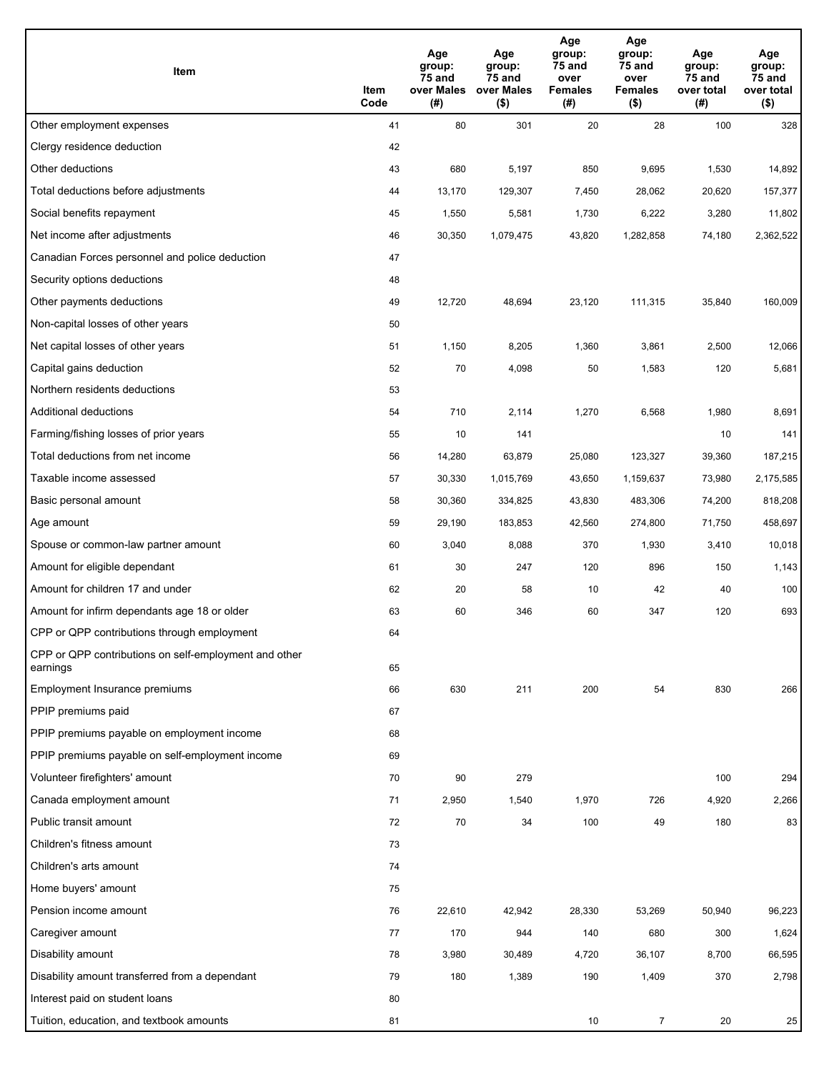| Item | Item Code | Age group: 75 and over Males (#) | Age group: 75 and over Males ($) | Age group: 75 and over Females (#) | Age group: 75 and over Females ($) | Age group: 75 and over total (#) | Age group: 75 and over total ($) |
|---|---|---|---|---|---|---|---|
| Other employment expenses | 41 | 80 | 301 | 20 | 28 | 100 | 328 |
| Clergy residence deduction | 42 | | | | | | |
| Other deductions | 43 | 680 | 5,197 | 850 | 9,695 | 1,530 | 14,892 |
| Total deductions before adjustments | 44 | 13,170 | 129,307 | 7,450 | 28,062 | 20,620 | 157,377 |
| Social benefits repayment | 45 | 1,550 | 5,581 | 1,730 | 6,222 | 3,280 | 11,802 |
| Net income after adjustments | 46 | 30,350 | 1,079,475 | 43,820 | 1,282,858 | 74,180 | 2,362,522 |
| Canadian Forces personnel and police deduction | 47 | | | | | | |
| Security options deductions | 48 | | | | | | |
| Other payments deductions | 49 | 12,720 | 48,694 | 23,120 | 111,315 | 35,840 | 160,009 |
| Non-capital losses of other years | 50 | | | | | | |
| Net capital losses of other years | 51 | 1,150 | 8,205 | 1,360 | 3,861 | 2,500 | 12,066 |
| Capital gains deduction | 52 | 70 | 4,098 | 50 | 1,583 | 120 | 5,681 |
| Northern residents deductions | 53 | | | | | | |
| Additional deductions | 54 | 710 | 2,114 | 1,270 | 6,568 | 1,980 | 8,691 |
| Farming/fishing losses of prior years | 55 | 10 | 141 | | | 10 | 141 |
| Total deductions from net income | 56 | 14,280 | 63,879 | 25,080 | 123,327 | 39,360 | 187,215 |
| Taxable income assessed | 57 | 30,330 | 1,015,769 | 43,650 | 1,159,637 | 73,980 | 2,175,585 |
| Basic personal amount | 58 | 30,360 | 334,825 | 43,830 | 483,306 | 74,200 | 818,208 |
| Age amount | 59 | 29,190 | 183,853 | 42,560 | 274,800 | 71,750 | 458,697 |
| Spouse or common-law partner amount | 60 | 3,040 | 8,088 | 370 | 1,930 | 3,410 | 10,018 |
| Amount for eligible dependant | 61 | 30 | 247 | 120 | 896 | 150 | 1,143 |
| Amount for children 17 and under | 62 | 20 | 58 | 10 | 42 | 40 | 100 |
| Amount for infirm dependants age 18 or older | 63 | 60 | 346 | 60 | 347 | 120 | 693 |
| CPP or QPP contributions through employment | 64 | | | | | | |
| CPP or QPP contributions on self-employment and other earnings | 65 | | | | | | |
| Employment Insurance premiums | 66 | 630 | 211 | 200 | 54 | 830 | 266 |
| PPIP premiums paid | 67 | | | | | | |
| PPIP premiums payable on employment income | 68 | | | | | | |
| PPIP premiums payable on self-employment income | 69 | | | | | | |
| Volunteer firefighters' amount | 70 | 90 | 279 | | | 100 | 294 |
| Canada employment amount | 71 | 2,950 | 1,540 | 1,970 | 726 | 4,920 | 2,266 |
| Public transit amount | 72 | 70 | 34 | 100 | 49 | 180 | 83 |
| Children's fitness amount | 73 | | | | | | |
| Children's arts amount | 74 | | | | | | |
| Home buyers' amount | 75 | | | | | | |
| Pension income amount | 76 | 22,610 | 42,942 | 28,330 | 53,269 | 50,940 | 96,223 |
| Caregiver amount | 77 | 170 | 944 | 140 | 680 | 300 | 1,624 |
| Disability amount | 78 | 3,980 | 30,489 | 4,720 | 36,107 | 8,700 | 66,595 |
| Disability amount transferred from a dependant | 79 | 180 | 1,389 | 190 | 1,409 | 370 | 2,798 |
| Interest paid on student loans | 80 | | | | | | |
| Tuition, education, and textbook amounts | 81 | | | 10 | 7 | 20 | 25 |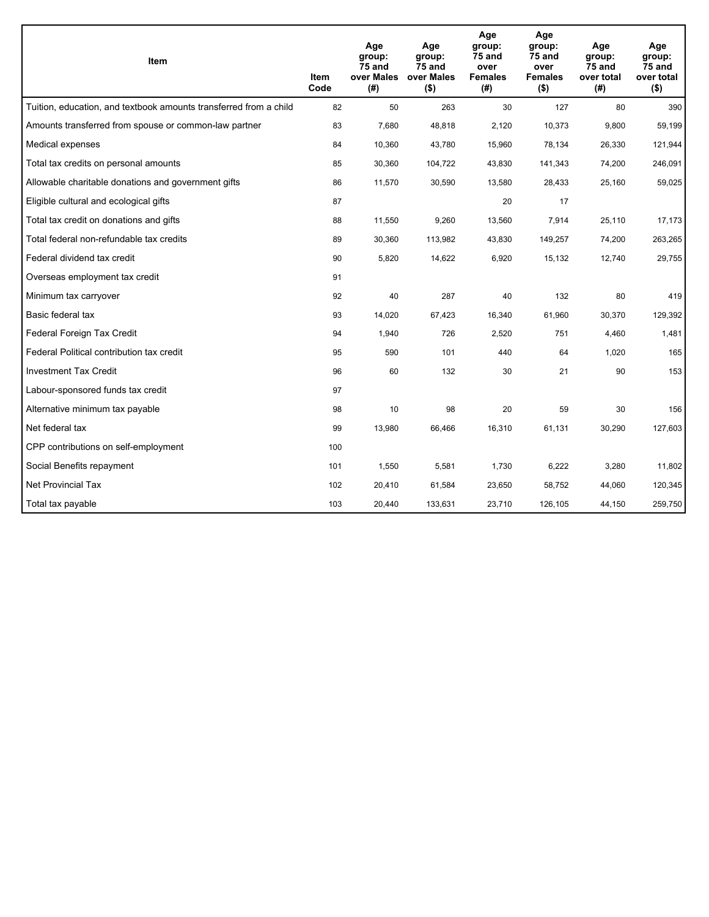| Item | Item Code | Age group: 75 and over Males (#) | Age group: 75 and over Males ($) | Age group: 75 and over Females (#) | Age group: 75 and over Females ($) | Age group: 75 and over total (#) | Age group: 75 and over total ($) |
|---|---|---|---|---|---|---|---|
| Tuition, education, and textbook amounts transferred from a child | 82 | 50 | 263 | 30 | 127 | 80 | 390 |
| Amounts transferred from spouse or common-law partner | 83 | 7,680 | 48,818 | 2,120 | 10,373 | 9,800 | 59,199 |
| Medical expenses | 84 | 10,360 | 43,780 | 15,960 | 78,134 | 26,330 | 121,944 |
| Total tax credits on personal amounts | 85 | 30,360 | 104,722 | 43,830 | 141,343 | 74,200 | 246,091 |
| Allowable charitable donations and government gifts | 86 | 11,570 | 30,590 | 13,580 | 28,433 | 25,160 | 59,025 |
| Eligible cultural and ecological gifts | 87 | | | 20 | 17 | | |
| Total tax credit on donations and gifts | 88 | 11,550 | 9,260 | 13,560 | 7,914 | 25,110 | 17,173 |
| Total federal non-refundable tax credits | 89 | 30,360 | 113,982 | 43,830 | 149,257 | 74,200 | 263,265 |
| Federal dividend tax credit | 90 | 5,820 | 14,622 | 6,920 | 15,132 | 12,740 | 29,755 |
| Overseas employment tax credit | 91 | | | | | | |
| Minimum tax carryover | 92 | 40 | 287 | 40 | 132 | 80 | 419 |
| Basic federal tax | 93 | 14,020 | 67,423 | 16,340 | 61,960 | 30,370 | 129,392 |
| Federal Foreign Tax Credit | 94 | 1,940 | 726 | 2,520 | 751 | 4,460 | 1,481 |
| Federal Political contribution tax credit | 95 | 590 | 101 | 440 | 64 | 1,020 | 165 |
| Investment Tax Credit | 96 | 60 | 132 | 30 | 21 | 90 | 153 |
| Labour-sponsored funds tax credit | 97 | | | | | | |
| Alternative minimum tax payable | 98 | 10 | 98 | 20 | 59 | 30 | 156 |
| Net federal tax | 99 | 13,980 | 66,466 | 16,310 | 61,131 | 30,290 | 127,603 |
| CPP contributions on self-employment | 100 | | | | | | |
| Social Benefits repayment | 101 | 1,550 | 5,581 | 1,730 | 6,222 | 3,280 | 11,802 |
| Net Provincial Tax | 102 | 20,410 | 61,584 | 23,650 | 58,752 | 44,060 | 120,345 |
| Total tax payable | 103 | 20,440 | 133,631 | 23,710 | 126,105 | 44,150 | 259,750 |